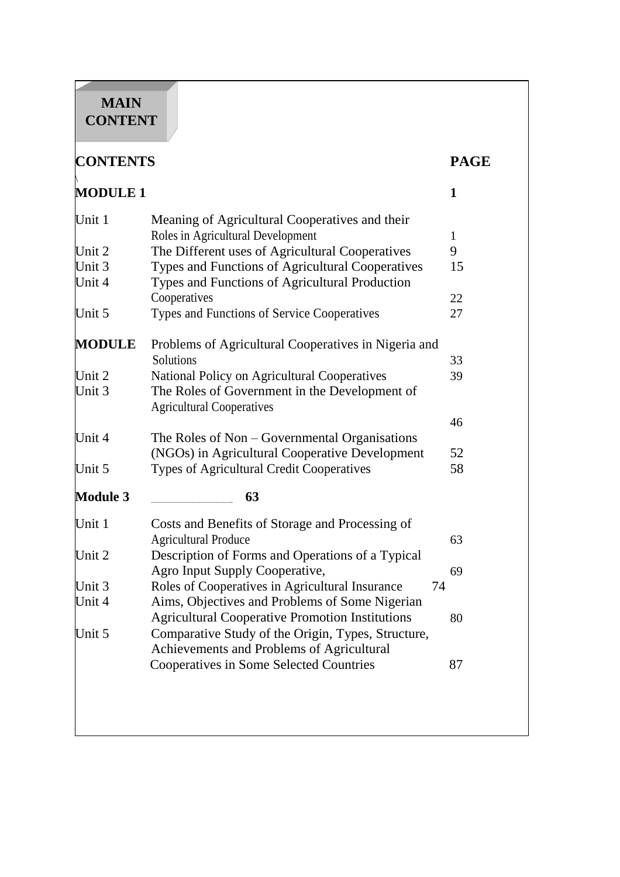# MAIN CONTENT

| CONTENTS | | PAGE |
|---|---|---|
| **MODULE 1** | | **1** |
| Unit 1 | Meaning of Agricultural Cooperatives and their Roles in Agricultural Development | 1 |
| Unit 2 | The Different uses of Agricultural Cooperatives | 9 |
| Unit 3 | Types and Functions of Agricultural Cooperatives | 15 |
| Unit 4 | Types and Functions of Agricultural Production Cooperatives | 22 |
| Unit 5 | Types and Functions of Service Cooperatives | 27 |
| **MODULE** | Problems of Agricultural Cooperatives in Nigeria and Solutions | 33 |
| Unit 2 | National Policy on Agricultural Cooperatives | 39 |
| Unit 3 | The Roles of Government in the Development of Agricultural Cooperatives | 46 |
| Unit 4 | The Roles of Non – Governmental Organisations (NGOs) in Agricultural Cooperative Development | 52 |
| Unit 5 | Types of Agricultural Credit Cooperatives | 58 |
| **Module 3** | **63** | |
| Unit 1 | Costs and Benefits of Storage and Processing of Agricultural Produce | 63 |
| Unit 2 | Description of Forms and Operations of a Typical Agro Input Supply Cooperative, | 69 |
| Unit 3 | Roles of Cooperatives in Agricultural Insurance | 74 |
| Unit 4 | Aims, Objectives and Problems of Some Nigerian Agricultural Cooperative Promotion Institutions | 80 |
| Unit 5 | Comparative Study of the Origin, Types, Structure, Achievements and Problems of Agricultural Cooperatives in Some Selected Countries | 87 |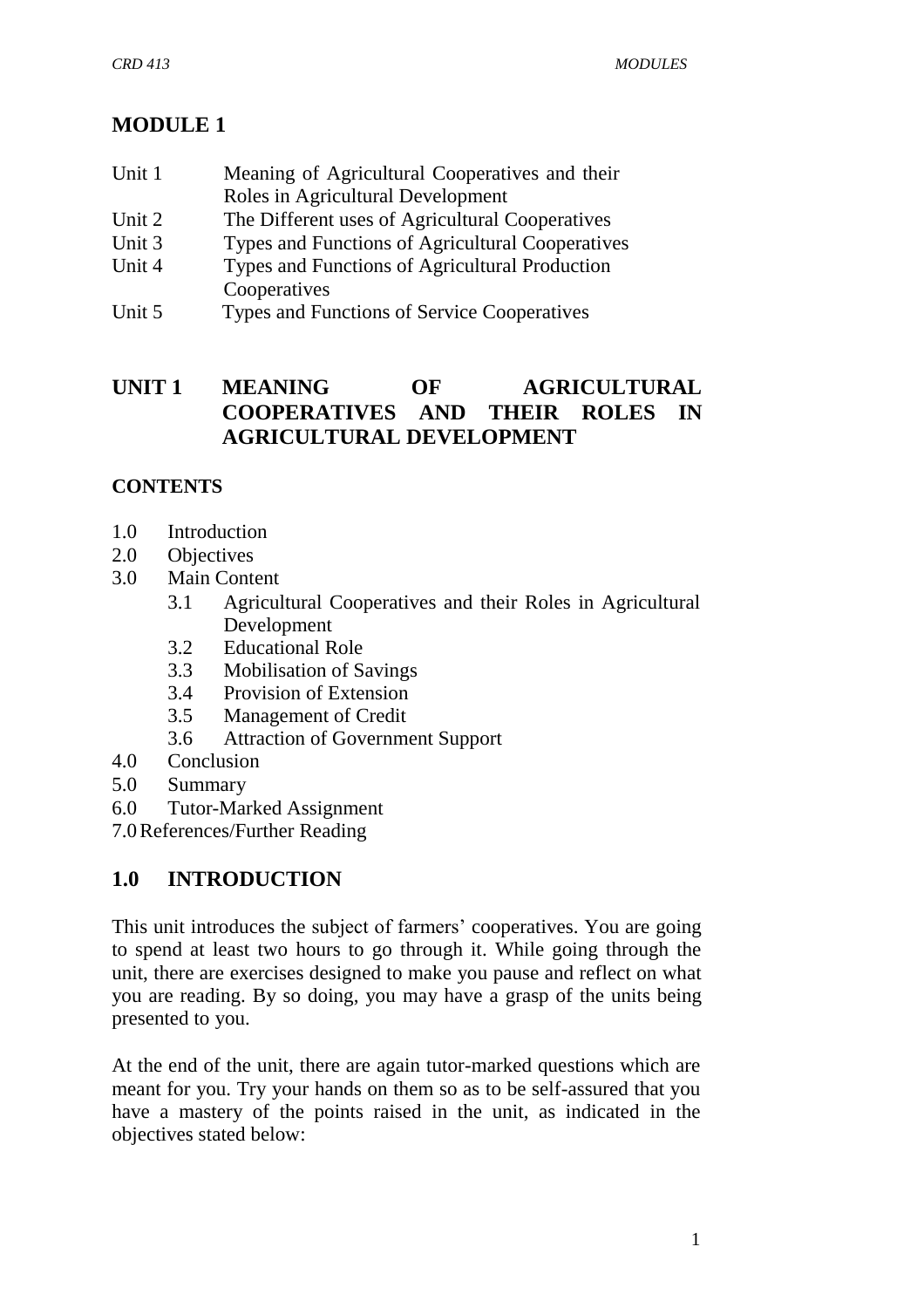# MODULE 1

| | |
|---|---|
| Unit 1 | Meaning of Agricultural Cooperatives and their Roles in Agricultural Development |
| Unit 2 | The Different uses of Agricultural Cooperatives |
| Unit 3 | Types and Functions of Agricultural Cooperatives |
| Unit 4 | Types and Functions of Agricultural Production Cooperatives |
| Unit 5 | Types and Functions of Service Cooperatives |

## UNIT 1 MEANING OF AGRICULTURAL COOPERATIVES AND THEIR ROLES IN AGRICULTURAL DEVELOPMENT

**CONTENTS**

- 1.0 Introduction
- 2.0 Objectives
- 3.0 Main Content
  - 3.1 Agricultural Cooperatives and their Roles in Agricultural Development
  - 3.2 Educational Role
  - 3.3 Mobilisation of Savings
  - 3.4 Provision of Extension
  - 3.5 Management of Credit
  - 3.6 Attraction of Government Support
- 4.0 Conclusion
- 5.0 Summary
- 6.0 Tutor-Marked Assignment
- 7.0 References/Further Reading

## 1.0 INTRODUCTION

This unit introduces the subject of farmers' cooperatives. You are going to spend at least two hours to go through it. While going through the unit, there are exercises designed to make you pause and reflect on what you are reading. By so doing, you may have a grasp of the units being presented to you.

At the end of the unit, there are again tutor-marked questions which are meant for you. Try your hands on them so as to be self-assured that you have a mastery of the points raised in the unit, as indicated in the objectives stated below: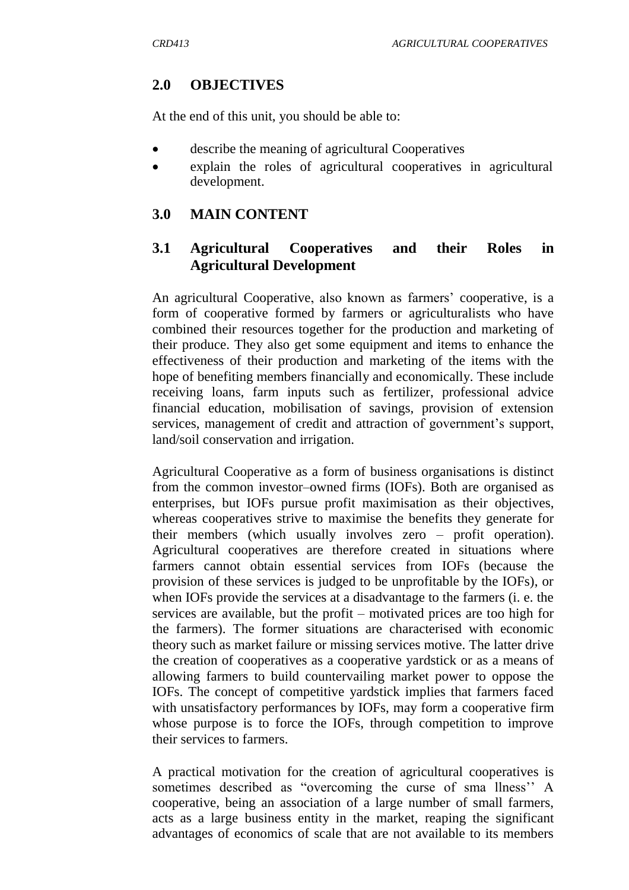## 2.0 OBJECTIVES

At the end of this unit, you should be able to:

- describe the meaning of agricultural Cooperatives
- explain the roles of agricultural cooperatives in agricultural development.

## 3.0 MAIN CONTENT

### 3.1 Agricultural Cooperatives and their Roles in Agricultural Development

An agricultural Cooperative, also known as farmers' cooperative, is a form of cooperative formed by farmers or agriculturalists who have combined their resources together for the production and marketing of their produce. They also get some equipment and items to enhance the effectiveness of their production and marketing of the items with the hope of benefiting members financially and economically. These include receiving loans, farm inputs such as fertilizer, professional advice financial education, mobilisation of savings, provision of extension services, management of credit and attraction of government's support, land/soil conservation and irrigation.

Agricultural Cooperative as a form of business organisations is distinct from the common investor–owned firms (IOFs). Both are organised as enterprises, but IOFs pursue profit maximisation as their objectives, whereas cooperatives strive to maximise the benefits they generate for their members (which usually involves zero – profit operation). Agricultural cooperatives are therefore created in situations where farmers cannot obtain essential services from IOFs (because the provision of these services is judged to be unprofitable by the IOFs), or when IOFs provide the services at a disadvantage to the farmers (i. e. the services are available, but the profit – motivated prices are too high for the farmers). The former situations are characterised with economic theory such as market failure or missing services motive. The latter drive the creation of cooperatives as a cooperative yardstick or as a means of allowing farmers to build countervailing market power to oppose the IOFs. The concept of competitive yardstick implies that farmers faced with unsatisfactory performances by IOFs, may form a cooperative firm whose purpose is to force the IOFs, through competition to improve their services to farmers.

A practical motivation for the creation of agricultural cooperatives is sometimes described as "overcoming the curse of sma llness'' A cooperative, being an association of a large number of small farmers, acts as a large business entity in the market, reaping the significant advantages of economics of scale that are not available to its members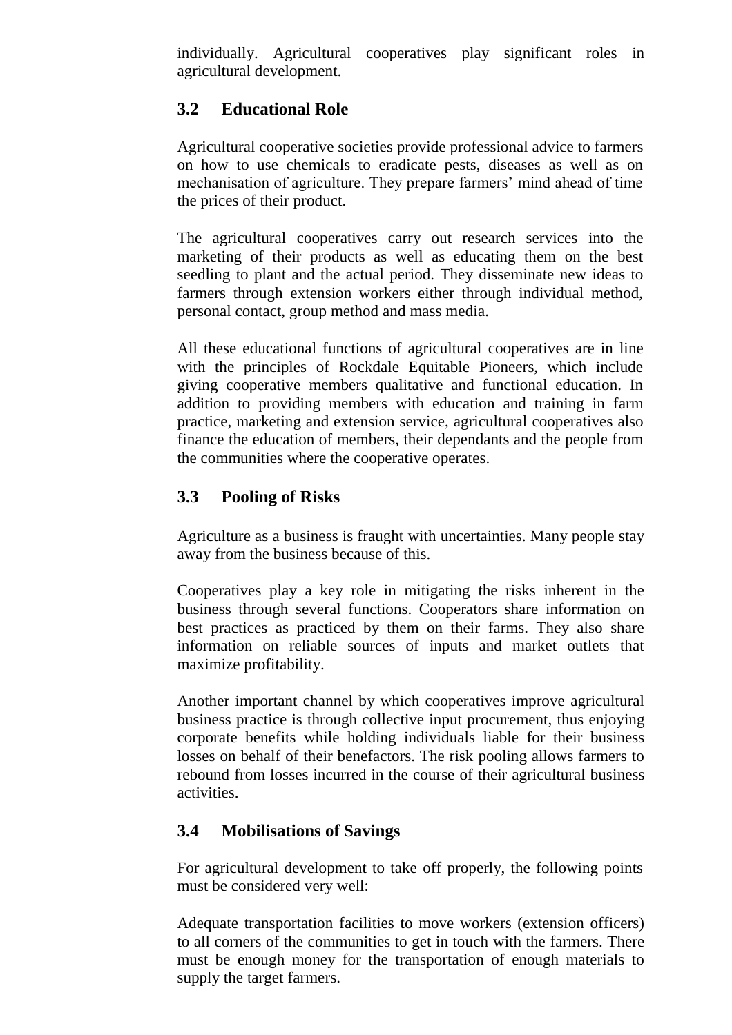individually. Agricultural cooperatives play significant roles in agricultural development.

## 3.2 Educational Role

Agricultural cooperative societies provide professional advice to farmers on how to use chemicals to eradicate pests, diseases as well as on mechanisation of agriculture. They prepare farmers' mind ahead of time the prices of their product.

The agricultural cooperatives carry out research services into the marketing of their products as well as educating them on the best seedling to plant and the actual period. They disseminate new ideas to farmers through extension workers either through individual method, personal contact, group method and mass media.

All these educational functions of agricultural cooperatives are in line with the principles of Rockdale Equitable Pioneers, which include giving cooperative members qualitative and functional education. In addition to providing members with education and training in farm practice, marketing and extension service, agricultural cooperatives also finance the education of members, their dependants and the people from the communities where the cooperative operates.

## 3.3 Pooling of Risks

Agriculture as a business is fraught with uncertainties. Many people stay away from the business because of this.

Cooperatives play a key role in mitigating the risks inherent in the business through several functions. Cooperators share information on best practices as practiced by them on their farms. They also share information on reliable sources of inputs and market outlets that maximize profitability.

Another important channel by which cooperatives improve agricultural business practice is through collective input procurement, thus enjoying corporate benefits while holding individuals liable for their business losses on behalf of their benefactors. The risk pooling allows farmers to rebound from losses incurred in the course of their agricultural business activities.

## 3.4 Mobilisations of Savings

For agricultural development to take off properly, the following points must be considered very well:

Adequate transportation facilities to move workers (extension officers) to all corners of the communities to get in touch with the farmers. There must be enough money for the transportation of enough materials to supply the target farmers.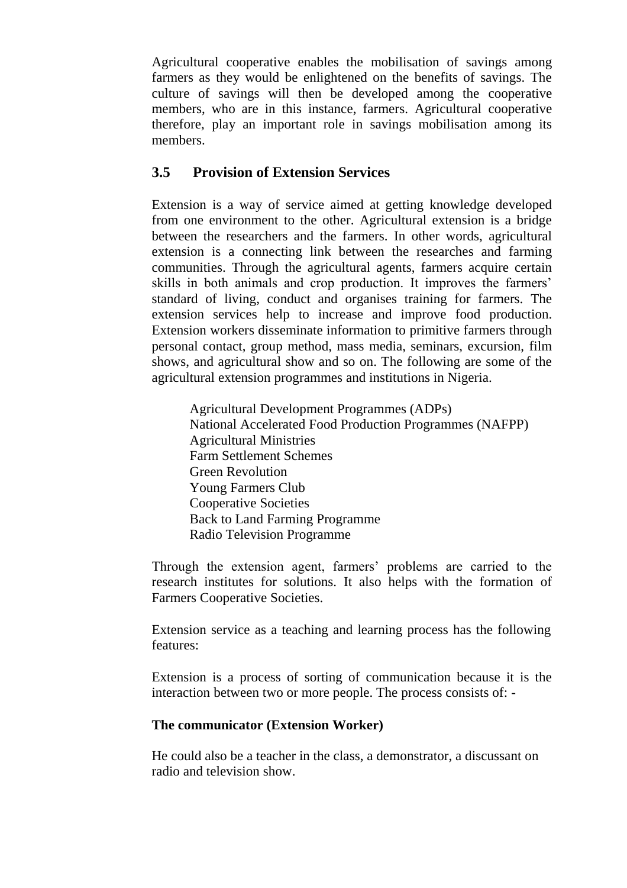Agricultural cooperative enables the mobilisation of savings among farmers as they would be enlightened on the benefits of savings. The culture of savings will then be developed among the cooperative members, who are in this instance, farmers. Agricultural cooperative therefore, play an important role in savings mobilisation among its members.

## 3.5 Provision of Extension Services

Extension is a way of service aimed at getting knowledge developed from one environment to the other. Agricultural extension is a bridge between the researchers and the farmers. In other words, agricultural extension is a connecting link between the researches and farming communities. Through the agricultural agents, farmers acquire certain skills in both animals and crop production. It improves the farmers' standard of living, conduct and organises training for farmers. The extension services help to increase and improve food production. Extension workers disseminate information to primitive farmers through personal contact, group method, mass media, seminars, excursion, film shows, and agricultural show and so on. The following are some of the agricultural extension programmes and institutions in Nigeria.

- Agricultural Development Programmes (ADPs)
- National Accelerated Food Production Programmes (NAFPP)
- Agricultural Ministries
- Farm Settlement Schemes
- Green Revolution
- Young Farmers Club
- Cooperative Societies
- Back to Land Farming Programme
- Radio Television Programme

Through the extension agent, farmers' problems are carried to the research institutes for solutions. It also helps with the formation of Farmers Cooperative Societies.

Extension service as a teaching and learning process has the following features:

Extension is a process of sorting of communication because it is the interaction between two or more people. The process consists of: -

**The communicator (Extension Worker)**

He could also be a teacher in the class, a demonstrator, a discussant on radio and television show.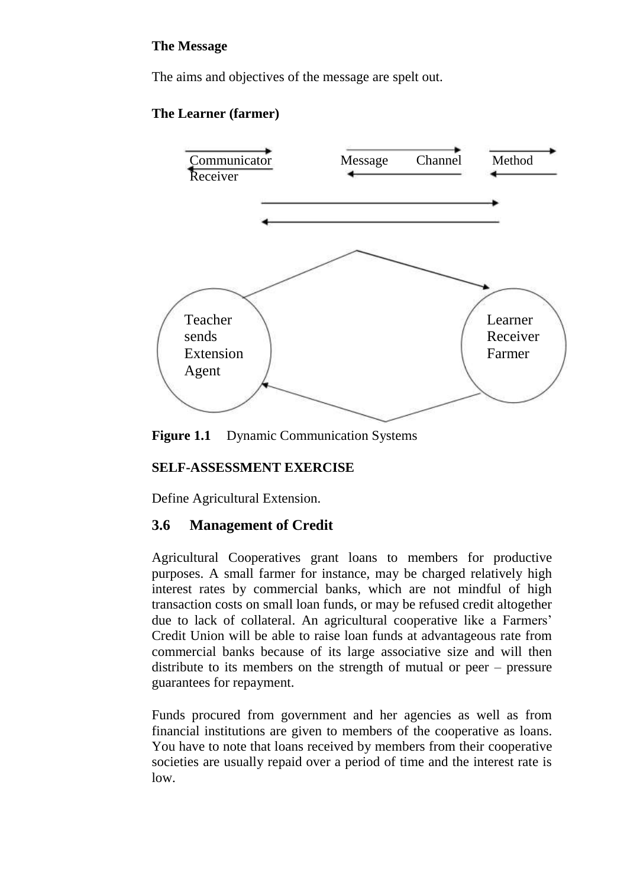**The Message**

The aims and objectives of the message are spelt out.

**The Learner (farmer)**

Communicator Receiver    Message    Channel    Method

Teacher sends Extension Agent

Learner Receiver Farmer

**Figure 1.1** Dynamic Communication Systems

**SELF-ASSESSMENT EXERCISE**

Define Agricultural Extension.

## 3.6 Management of Credit

Agricultural Cooperatives grant loans to members for productive purposes. A small farmer for instance, may be charged relatively high interest rates by commercial banks, which are not mindful of high transaction costs on small loan funds, or may be refused credit altogether due to lack of collateral. An agricultural cooperative like a Farmers' Credit Union will be able to raise loan funds at advantageous rate from commercial banks because of its large associative size and will then distribute to its members on the strength of mutual or peer – pressure guarantees for repayment.

Funds procured from government and her agencies as well as from financial institutions are given to members of the cooperative as loans. You have to note that loans received by members from their cooperative societies are usually repaid over a period of time and the interest rate is low.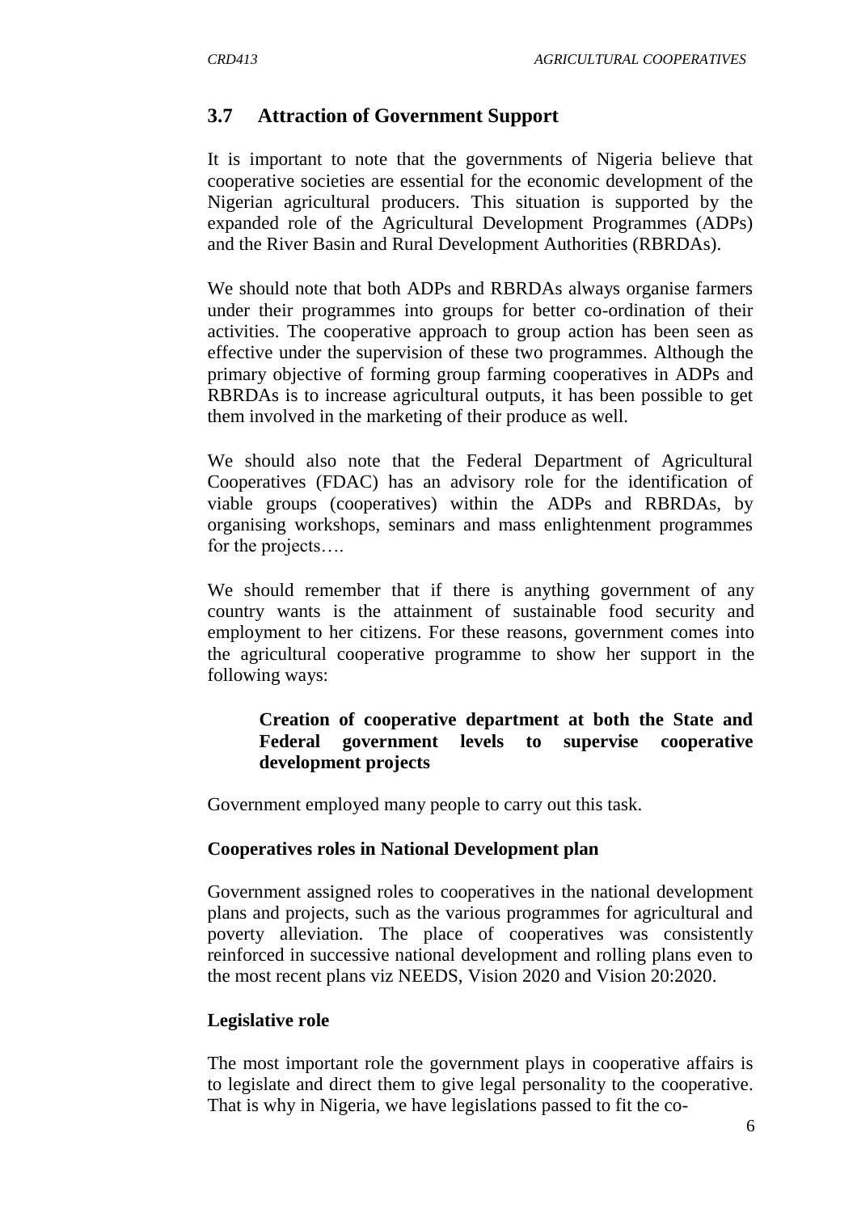## 3.7 Attraction of Government Support

It is important to note that the governments of Nigeria believe that cooperative societies are essential for the economic development of the Nigerian agricultural producers. This situation is supported by the expanded role of the Agricultural Development Programmes (ADPs) and the River Basin and Rural Development Authorities (RBRDAs).

We should note that both ADPs and RBRDAs always organise farmers under their programmes into groups for better co-ordination of their activities. The cooperative approach to group action has been seen as effective under the supervision of these two programmes. Although the primary objective of forming group farming cooperatives in ADPs and RBRDAs is to increase agricultural outputs, it has been possible to get them involved in the marketing of their produce as well.

We should also note that the Federal Department of Agricultural Cooperatives (FDAC) has an advisory role for the identification of viable groups (cooperatives) within the ADPs and RBRDAs, by organising workshops, seminars and mass enlightenment programmes for the projects….

We should remember that if there is anything government of any country wants is the attainment of sustainable food security and employment to her citizens. For these reasons, government comes into the agricultural cooperative programme to show her support in the following ways:

**Creation of cooperative department at both the State and Federal government levels to supervise cooperative development projects**

Government employed many people to carry out this task.

**Cooperatives roles in National Development plan**

Government assigned roles to cooperatives in the national development plans and projects, such as the various programmes for agricultural and poverty alleviation. The place of cooperatives was consistently reinforced in successive national development and rolling plans even to the most recent plans viz NEEDS, Vision 2020 and Vision 20:2020.

**Legislative role**

The most important role the government plays in cooperative affairs is to legislate and direct them to give legal personality to the cooperative. That is why in Nigeria, we have legislations passed to fit the co-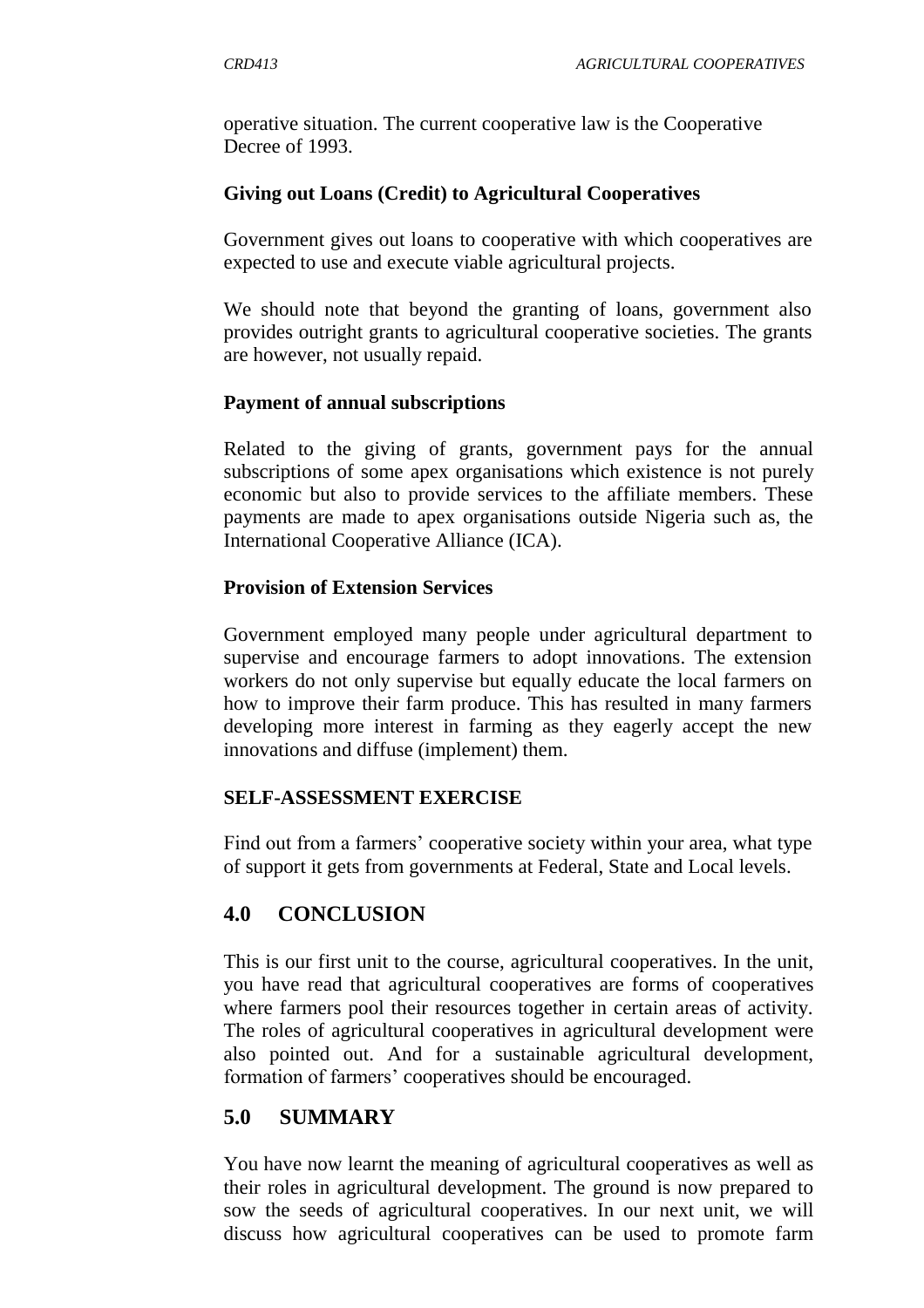operative situation. The current cooperative law is the Cooperative Decree of 1993.

**Giving out Loans (Credit) to Agricultural Cooperatives**

Government gives out loans to cooperative with which cooperatives are expected to use and execute viable agricultural projects.

We should note that beyond the granting of loans, government also provides outright grants to agricultural cooperative societies. The grants are however, not usually repaid.

**Payment of annual subscriptions**

Related to the giving of grants, government pays for the annual subscriptions of some apex organisations which existence is not purely economic but also to provide services to the affiliate members. These payments are made to apex organisations outside Nigeria such as, the International Cooperative Alliance (ICA).

**Provision of Extension Services**

Government employed many people under agricultural department to supervise and encourage farmers to adopt innovations. The extension workers do not only supervise but equally educate the local farmers on how to improve their farm produce. This has resulted in many farmers developing more interest in farming as they eagerly accept the new innovations and diffuse (implement) them.

**SELF-ASSESSMENT EXERCISE**

Find out from a farmers' cooperative society within your area, what type of support it gets from governments at Federal, State and Local levels.

## 4.0 CONCLUSION

This is our first unit to the course, agricultural cooperatives. In the unit, you have read that agricultural cooperatives are forms of cooperatives where farmers pool their resources together in certain areas of activity. The roles of agricultural cooperatives in agricultural development were also pointed out. And for a sustainable agricultural development, formation of farmers' cooperatives should be encouraged.

## 5.0 SUMMARY

You have now learnt the meaning of agricultural cooperatives as well as their roles in agricultural development. The ground is now prepared to sow the seeds of agricultural cooperatives. In our next unit, we will discuss how agricultural cooperatives can be used to promote farm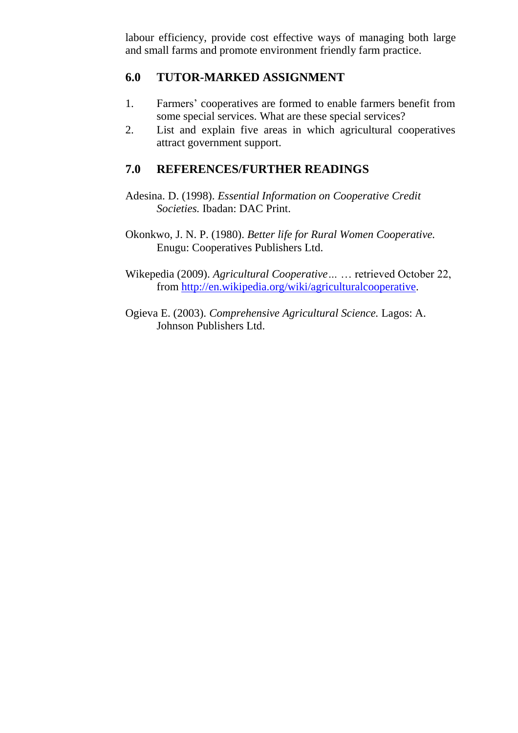labour efficiency, provide cost effective ways of managing both large and small farms and promote environment friendly farm practice.

## 6.0 TUTOR-MARKED ASSIGNMENT

1. Farmers' cooperatives are formed to enable farmers benefit from some special services. What are these special services?
2. List and explain five areas in which agricultural cooperatives attract government support.

## 7.0 REFERENCES/FURTHER READINGS

Adesina. D. (1998). *Essential Information on Cooperative Credit Societies.* Ibadan: DAC Print.

Okonkwo, J. N. P. (1980). *Better life for Rural Women Cooperative.* Enugu: Cooperatives Publishers Ltd.

Wikepedia (2009). *Agricultural Cooperative…* … retrieved October 22, from [http://en.wikipedia.org/wiki/agriculturalcooperative](http://en.wikipedia.org/wiki/agriculturalcooperative).

Ogieva E. (2003). *Comprehensive Agricultural Science.* Lagos: A. Johnson Publishers Ltd.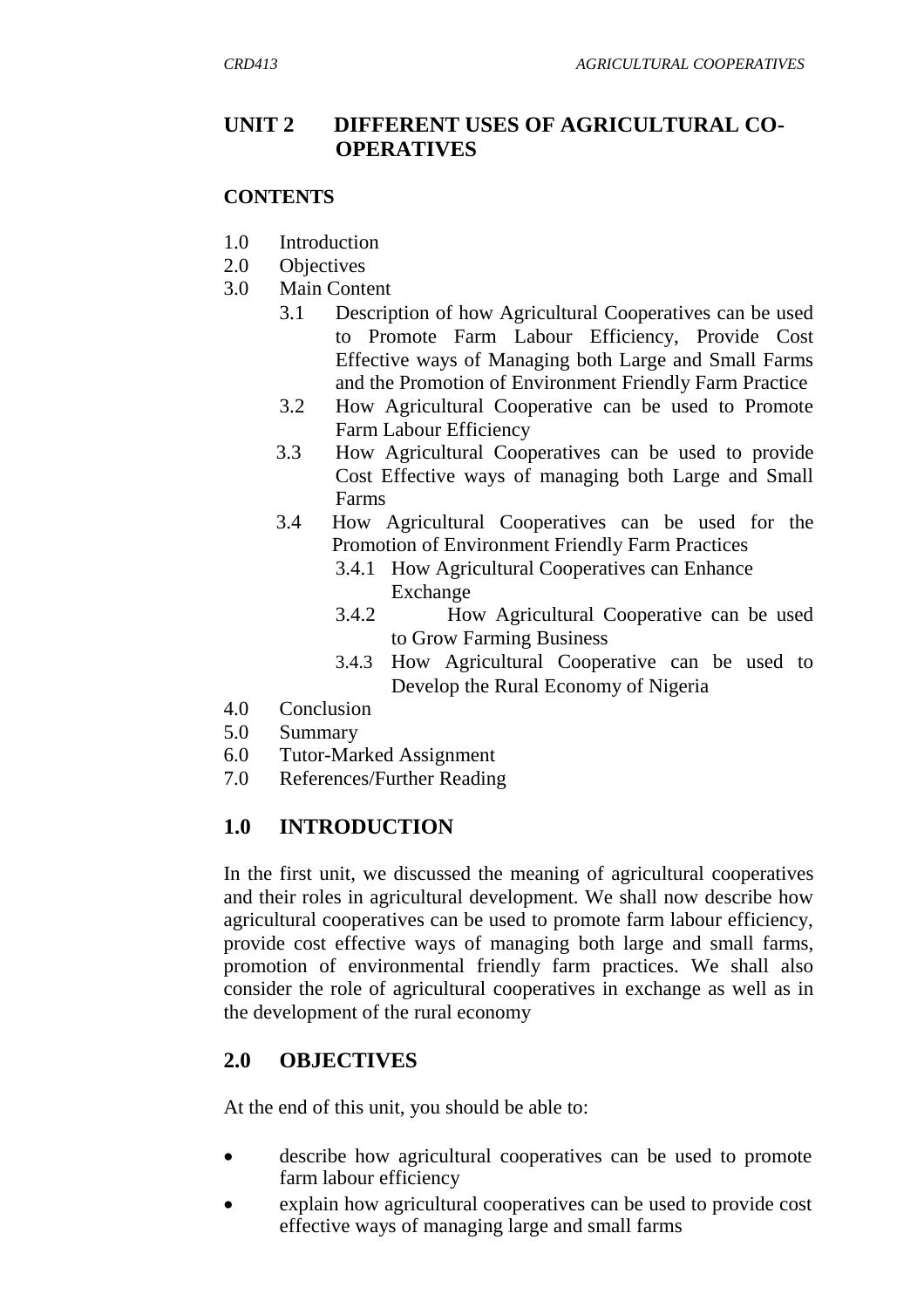## UNIT 2 DIFFERENT USES OF AGRICULTURAL CO-OPERATIVES

**CONTENTS**

1.0 Introduction
2.0 Objectives
3.0 Main Content
    3.1 Description of how Agricultural Cooperatives can be used to Promote Farm Labour Efficiency, Provide Cost Effective ways of Managing both Large and Small Farms and the Promotion of Environment Friendly Farm Practice
    3.2 How Agricultural Cooperative can be used to Promote Farm Labour Efficiency
    3.3 How Agricultural Cooperatives can be used to provide Cost Effective ways of managing both Large and Small Farms
    3.4 How Agricultural Cooperatives can be used for the Promotion of Environment Friendly Farm Practices
        3.4.1 How Agricultural Cooperatives can Enhance Exchange
        3.4.2 How Agricultural Cooperative can be used to Grow Farming Business
        3.4.3 How Agricultural Cooperative can be used to Develop the Rural Economy of Nigeria
4.0 Conclusion
5.0 Summary
6.0 Tutor-Marked Assignment
7.0 References/Further Reading

## 1.0 INTRODUCTION

In the first unit, we discussed the meaning of agricultural cooperatives and their roles in agricultural development. We shall now describe how agricultural cooperatives can be used to promote farm labour efficiency, provide cost effective ways of managing both large and small farms, promotion of environmental friendly farm practices. We shall also consider the role of agricultural cooperatives in exchange as well as in the development of the rural economy

## 2.0 OBJECTIVES

At the end of this unit, you should be able to:

- describe how agricultural cooperatives can be used to promote farm labour efficiency
- explain how agricultural cooperatives can be used to provide cost effective ways of managing large and small farms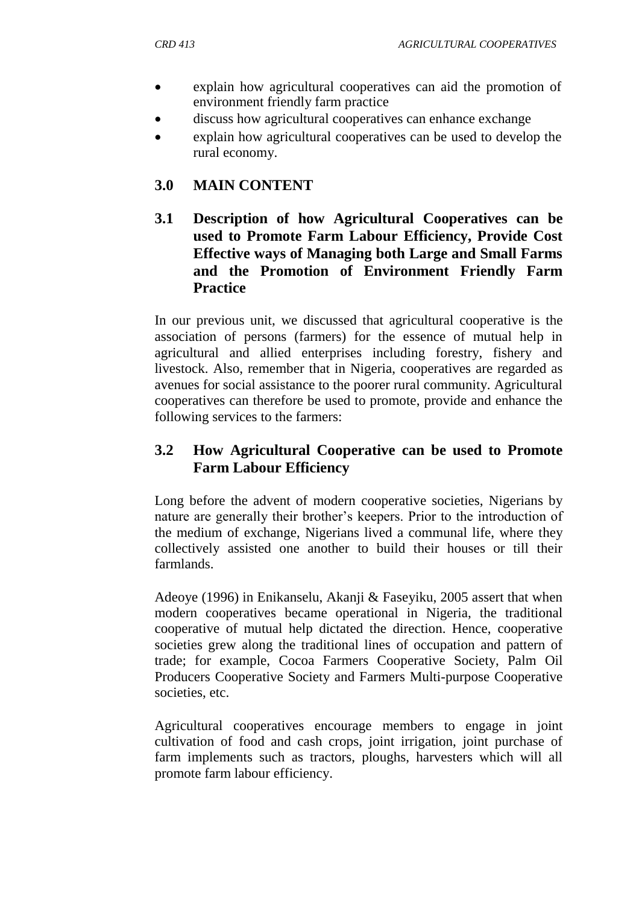- explain how agricultural cooperatives can aid the promotion of environment friendly farm practice
- discuss how agricultural cooperatives can enhance exchange
- explain how agricultural cooperatives can be used to develop the rural economy.

## 3.0 MAIN CONTENT

### 3.1 Description of how Agricultural Cooperatives can be used to Promote Farm Labour Efficiency, Provide Cost Effective ways of Managing both Large and Small Farms and the Promotion of Environment Friendly Farm Practice

In our previous unit, we discussed that agricultural cooperative is the association of persons (farmers) for the essence of mutual help in agricultural and allied enterprises including forestry, fishery and livestock. Also, remember that in Nigeria, cooperatives are regarded as avenues for social assistance to the poorer rural community. Agricultural cooperatives can therefore be used to promote, provide and enhance the following services to the farmers:

### 3.2 How Agricultural Cooperative can be used to Promote Farm Labour Efficiency

Long before the advent of modern cooperative societies, Nigerians by nature are generally their brother's keepers. Prior to the introduction of the medium of exchange, Nigerians lived a communal life, where they collectively assisted one another to build their houses or till their farmlands.

Adeoye (1996) in Enikanselu, Akanji & Faseyiku, 2005 assert that when modern cooperatives became operational in Nigeria, the traditional cooperative of mutual help dictated the direction. Hence, cooperative societies grew along the traditional lines of occupation and pattern of trade; for example, Cocoa Farmers Cooperative Society, Palm Oil Producers Cooperative Society and Farmers Multi-purpose Cooperative societies, etc.

Agricultural cooperatives encourage members to engage in joint cultivation of food and cash crops, joint irrigation, joint purchase of farm implements such as tractors, ploughs, harvesters which will all promote farm labour efficiency.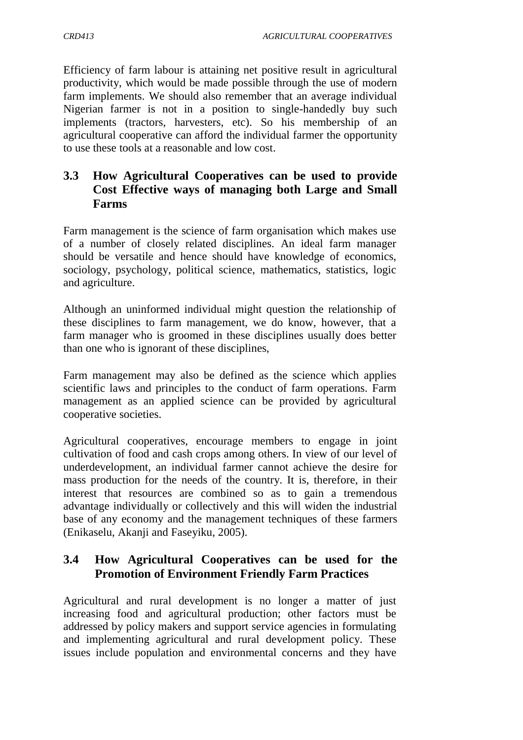Efficiency of farm labour is attaining net positive result in agricultural productivity, which would be made possible through the use of modern farm implements. We should also remember that an average individual Nigerian farmer is not in a position to single-handedly buy such implements (tractors, harvesters, etc). So his membership of an agricultural cooperative can afford the individual farmer the opportunity to use these tools at a reasonable and low cost.

### 3.3 How Agricultural Cooperatives can be used to provide Cost Effective ways of managing both Large and Small Farms

Farm management is the science of farm organisation which makes use of a number of closely related disciplines. An ideal farm manager should be versatile and hence should have knowledge of economics, sociology, psychology, political science, mathematics, statistics, logic and agriculture.

Although an uninformed individual might question the relationship of these disciplines to farm management, we do know, however, that a farm manager who is groomed in these disciplines usually does better than one who is ignorant of these disciplines,

Farm management may also be defined as the science which applies scientific laws and principles to the conduct of farm operations. Farm management as an applied science can be provided by agricultural cooperative societies.

Agricultural cooperatives, encourage members to engage in joint cultivation of food and cash crops among others. In view of our level of underdevelopment, an individual farmer cannot achieve the desire for mass production for the needs of the country. It is, therefore, in their interest that resources are combined so as to gain a tremendous advantage individually or collectively and this will widen the industrial base of any economy and the management techniques of these farmers (Enikaselu, Akanji and Faseyiku, 2005).

### 3.4 How Agricultural Cooperatives can be used for the Promotion of Environment Friendly Farm Practices

Agricultural and rural development is no longer a matter of just increasing food and agricultural production; other factors must be addressed by policy makers and support service agencies in formulating and implementing agricultural and rural development policy. These issues include population and environmental concerns and they have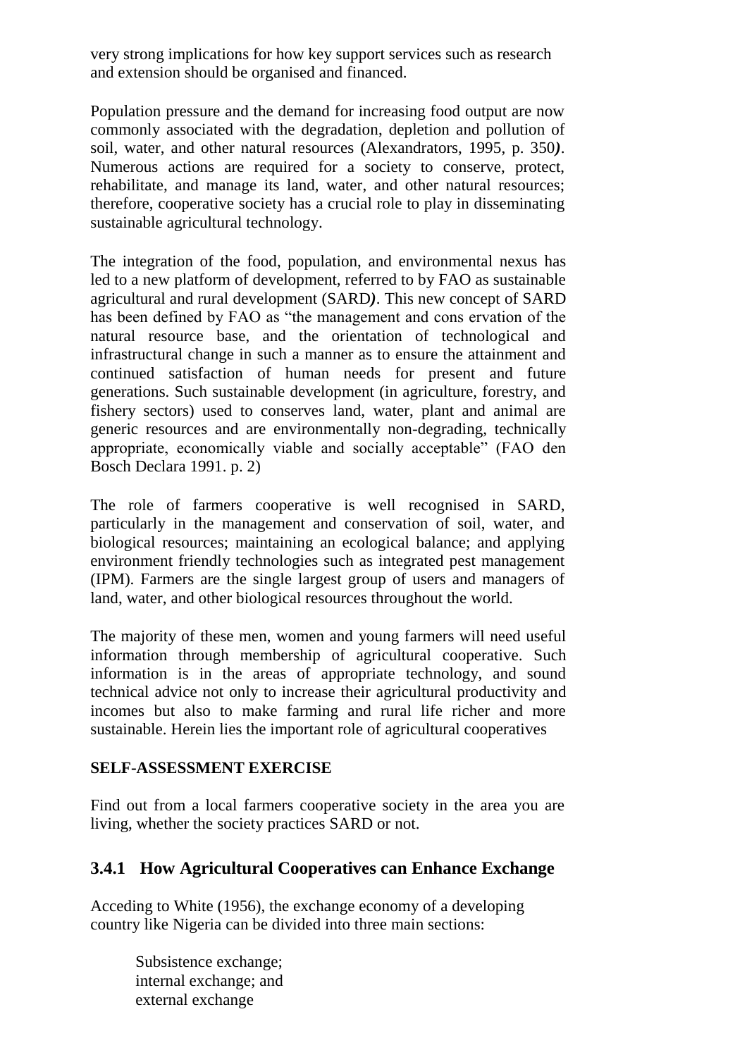very strong implications for how key support services such as research and extension should be organised and financed.

Population pressure and the demand for increasing food output are now commonly associated with the degradation, depletion and pollution of soil, water, and other natural resources (Alexandrators, 1995, p. 350***)***. Numerous actions are required for a society to conserve, protect, rehabilitate, and manage its land, water, and other natural resources; therefore, cooperative society has a crucial role to play in disseminating sustainable agricultural technology.

The integration of the food, population, and environmental nexus has led to a new platform of development, referred to by FAO as sustainable agricultural and rural development (SARD***)***. This new concept of SARD has been defined by FAO as "the management and cons ervation of the natural resource base, and the orientation of technological and infrastructural change in such a manner as to ensure the attainment and continued satisfaction of human needs for present and future generations. Such sustainable development (in agriculture, forestry, and fishery sectors) used to conserves land, water, plant and animal are generic resources and are environmentally non-degrading, technically appropriate, economically viable and socially acceptable" (FAO den Bosch Declara 1991. p. 2)

The role of farmers cooperative is well recognised in SARD, particularly in the management and conservation of soil, water, and biological resources; maintaining an ecological balance; and applying environment friendly technologies such as integrated pest management (IPM). Farmers are the single largest group of users and managers of land, water, and other biological resources throughout the world.

The majority of these men, women and young farmers will need useful information through membership of agricultural cooperative. Such information is in the areas of appropriate technology, and sound technical advice not only to increase their agricultural productivity and incomes but also to make farming and rural life richer and more sustainable. Herein lies the important role of agricultural cooperatives

**SELF-ASSESSMENT EXERCISE**

Find out from a local farmers cooperative society in the area you are living, whether the society practices SARD or not.

### 3.4.1 How Agricultural Cooperatives can Enhance Exchange

Acceding to White (1956), the exchange economy of a developing country like Nigeria can be divided into three main sections:

Subsistence exchange;
internal exchange; and
external exchange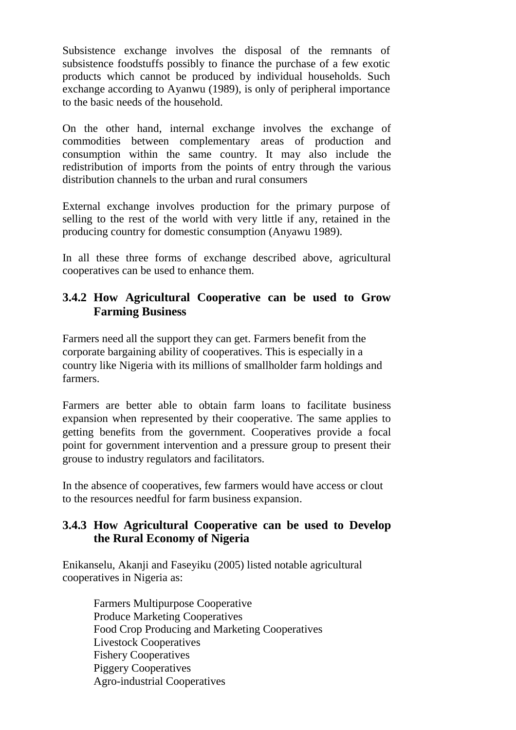Subsistence exchange involves the disposal of the remnants of subsistence foodstuffs possibly to finance the purchase of a few exotic products which cannot be produced by individual households. Such exchange according to Ayanwu (1989), is only of peripheral importance to the basic needs of the household.

On the other hand, internal exchange involves the exchange of commodities between complementary areas of production and consumption within the same country. It may also include the redistribution of imports from the points of entry through the various distribution channels to the urban and rural consumers

External exchange involves production for the primary purpose of selling to the rest of the world with very little if any, retained in the producing country for domestic consumption (Anyawu 1989).

In all these three forms of exchange described above, agricultural cooperatives can be used to enhance them.

### 3.4.2 How Agricultural Cooperative can be used to Grow Farming Business

Farmers need all the support they can get. Farmers benefit from the corporate bargaining ability of cooperatives. This is especially in a country like Nigeria with its millions of smallholder farm holdings and farmers.

Farmers are better able to obtain farm loans to facilitate business expansion when represented by their cooperative. The same applies to getting benefits from the government. Cooperatives provide a focal point for government intervention and a pressure group to present their grouse to industry regulators and facilitators.

In the absence of cooperatives, few farmers would have access or clout to the resources needful for farm business expansion.

### 3.4.3 How Agricultural Cooperative can be used to Develop the Rural Economy of Nigeria

Enikanselu, Akanji and Faseyiku (2005) listed notable agricultural cooperatives in Nigeria as:

- Farmers Multipurpose Cooperative
- Produce Marketing Cooperatives
- Food Crop Producing and Marketing Cooperatives
- Livestock Cooperatives
- Fishery Cooperatives
- Piggery Cooperatives
- Agro-industrial Cooperatives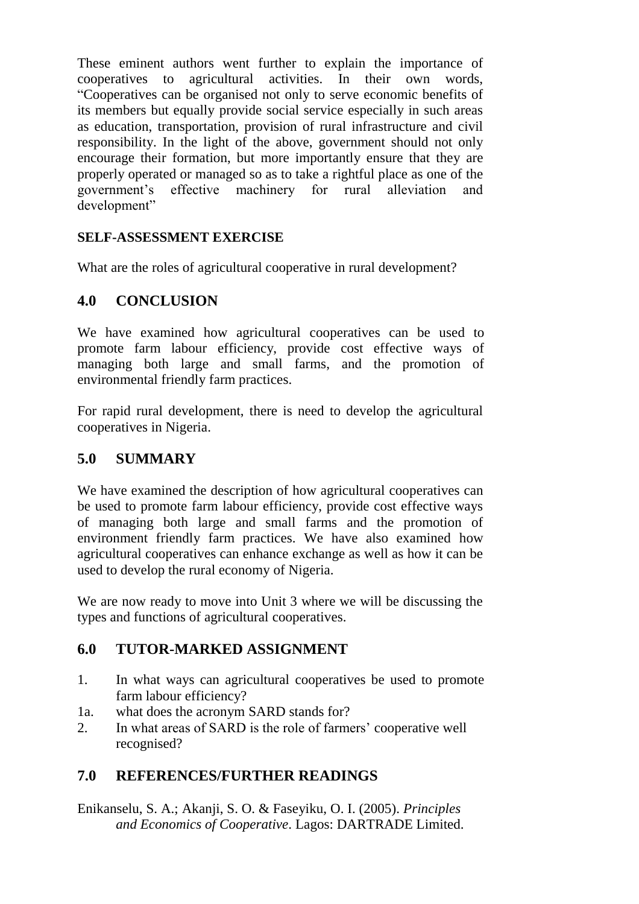These eminent authors went further to explain the importance of cooperatives to agricultural activities. In their own words, "Cooperatives can be organised not only to serve economic benefits of its members but equally provide social service especially in such areas as education, transportation, provision of rural infrastructure and civil responsibility. In the light of the above, government should not only encourage their formation, but more importantly ensure that they are properly operated or managed so as to take a rightful place as one of the government's effective machinery for rural alleviation and development"

**SELF-ASSESSMENT EXERCISE**

What are the roles of agricultural cooperative in rural development?

## 4.0 CONCLUSION

We have examined how agricultural cooperatives can be used to promote farm labour efficiency, provide cost effective ways of managing both large and small farms, and the promotion of environmental friendly farm practices.

For rapid rural development, there is need to develop the agricultural cooperatives in Nigeria.

## 5.0 SUMMARY

We have examined the description of how agricultural cooperatives can be used to promote farm labour efficiency, provide cost effective ways of managing both large and small farms and the promotion of environment friendly farm practices. We have also examined how agricultural cooperatives can enhance exchange as well as how it can be used to develop the rural economy of Nigeria.

We are now ready to move into Unit 3 where we will be discussing the types and functions of agricultural cooperatives.

## 6.0 TUTOR-MARKED ASSIGNMENT

1. In what ways can agricultural cooperatives be used to promote farm labour efficiency?
1a. what does the acronym SARD stands for?
2. In what areas of SARD is the role of farmers' cooperative well recognised?

## 7.0 REFERENCES/FURTHER READINGS

Enikanselu, S. A.; Akanji, S. O. & Faseyiku, O. I. (2005). *Principles and Economics of Cooperative*. Lagos: DARTRADE Limited.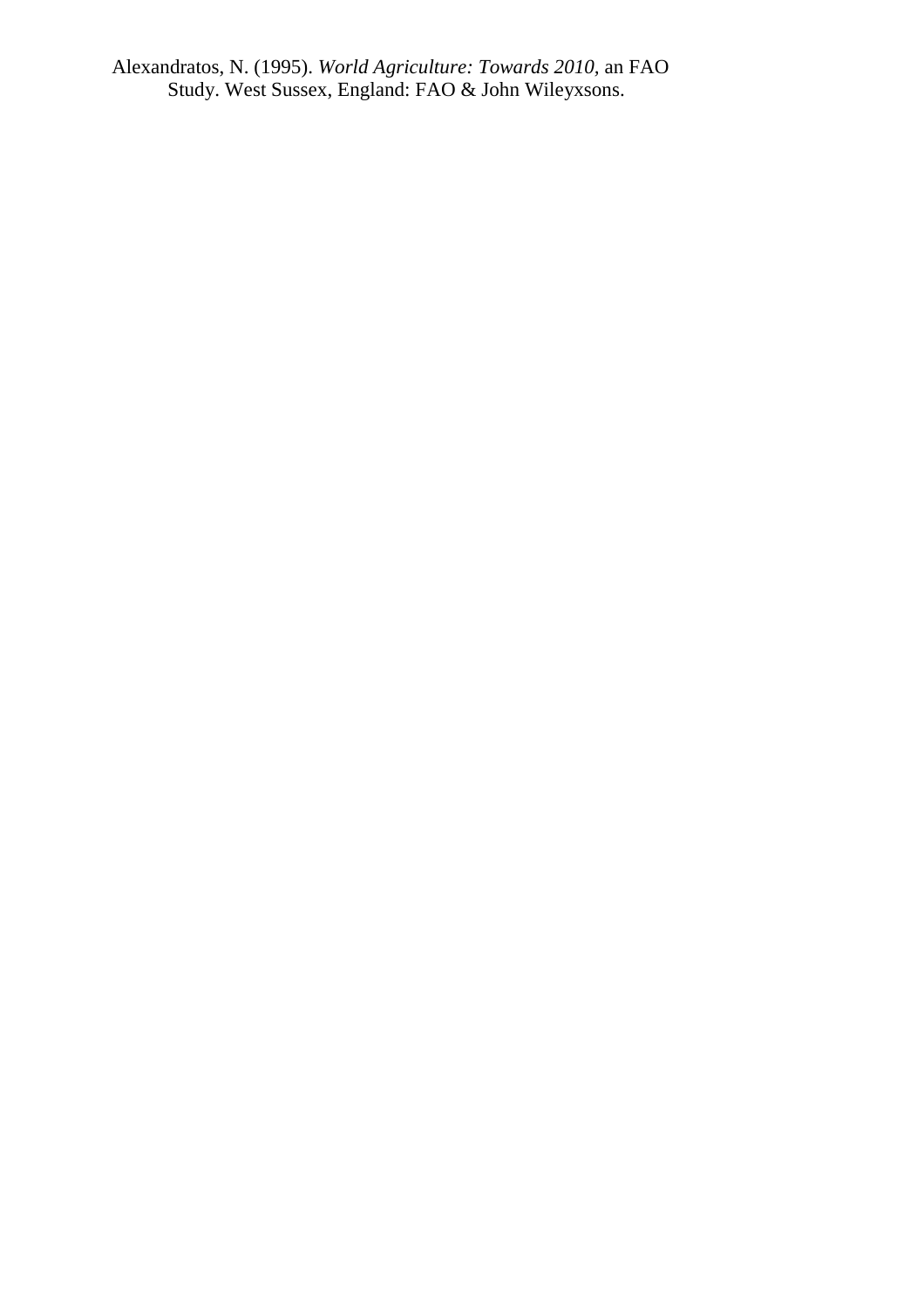Alexandratos, N. (1995). *World Agriculture: Towards 2010,* an FAO Study. West Sussex, England: FAO & John Wileyxsons.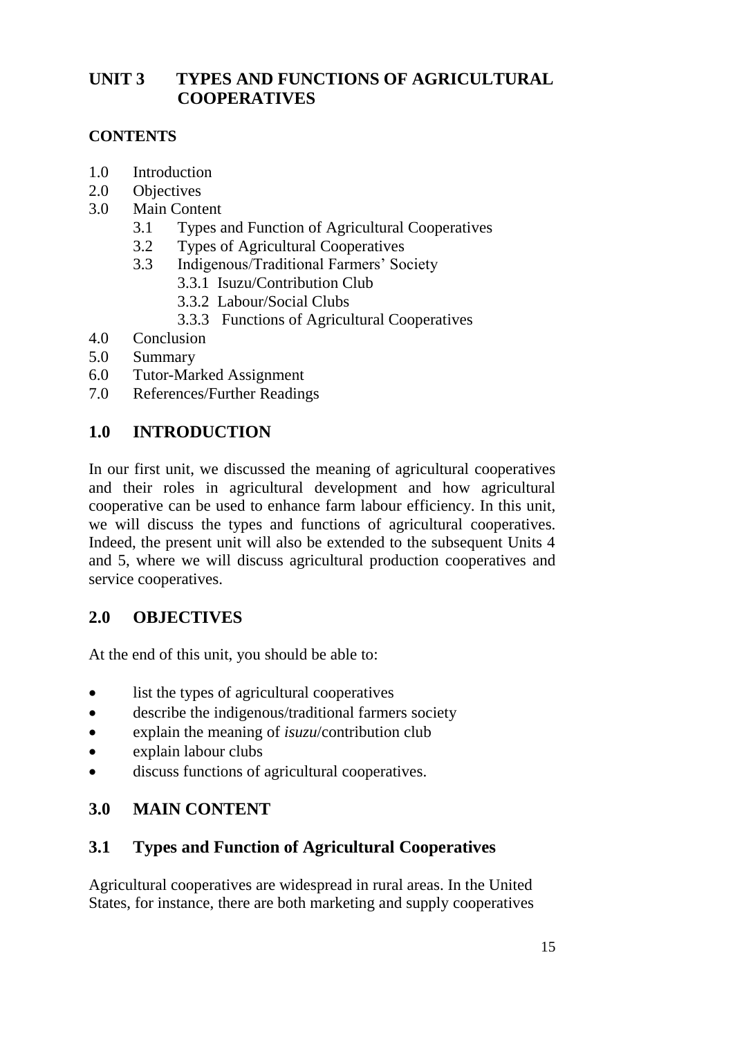# UNIT 3 TYPES AND FUNCTIONS OF AGRICULTURAL COOPERATIVES

## CONTENTS

- 1.0 Introduction
- 2.0 Objectives
- 3.0 Main Content
    - 3.1 Types and Function of Agricultural Cooperatives
    - 3.2 Types of Agricultural Cooperatives
    - 3.3 Indigenous/Traditional Farmers' Society
        - 3.3.1 Isuzu/Contribution Club
        - 3.3.2 Labour/Social Clubs
        - 3.3.3 Functions of Agricultural Cooperatives
- 4.0 Conclusion
- 5.0 Summary
- 6.0 Tutor-Marked Assignment
- 7.0 References/Further Readings

## 1.0 INTRODUCTION

In our first unit, we discussed the meaning of agricultural cooperatives and their roles in agricultural development and how agricultural cooperative can be used to enhance farm labour efficiency. In this unit, we will discuss the types and functions of agricultural cooperatives. Indeed, the present unit will also be extended to the subsequent Units 4 and 5, where we will discuss agricultural production cooperatives and service cooperatives.

## 2.0 OBJECTIVES

At the end of this unit, you should be able to:

- list the types of agricultural cooperatives
- describe the indigenous/traditional farmers society
- explain the meaning of *isuzu*/contribution club
- explain labour clubs
- discuss functions of agricultural cooperatives.

## 3.0 MAIN CONTENT

### 3.1 Types and Function of Agricultural Cooperatives

Agricultural cooperatives are widespread in rural areas. In the United States, for instance, there are both marketing and supply cooperatives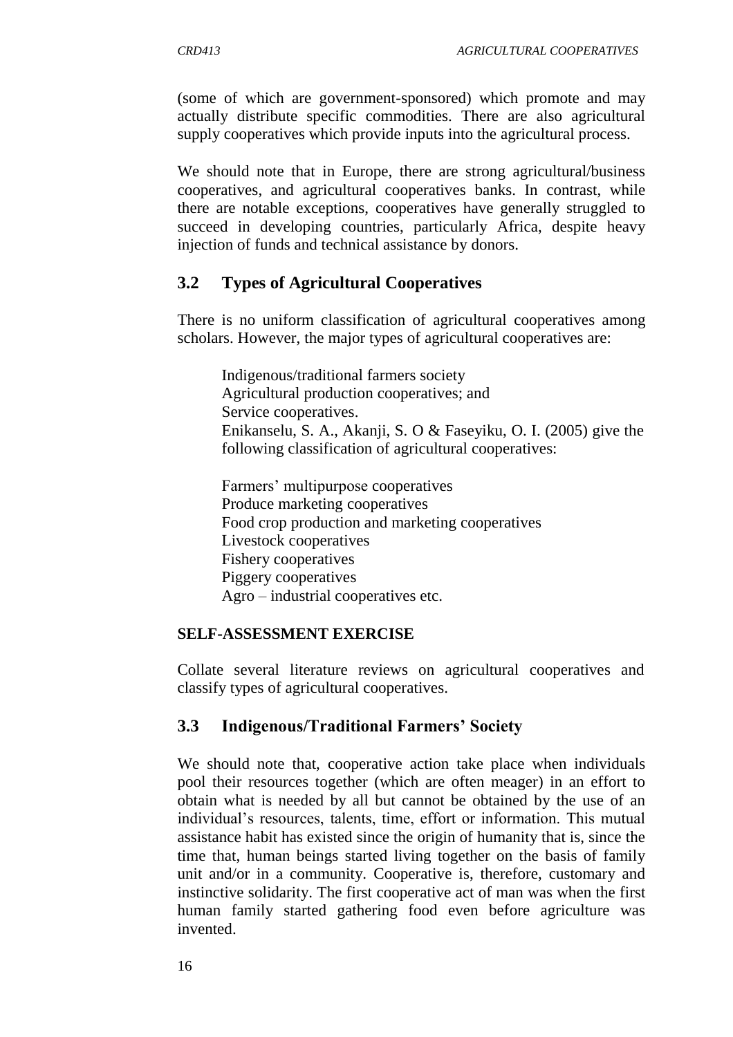(some of which are government-sponsored) which promote and may actually distribute specific commodities. There are also agricultural supply cooperatives which provide inputs into the agricultural process.

We should note that in Europe, there are strong agricultural/business cooperatives, and agricultural cooperatives banks. In contrast, while there are notable exceptions, cooperatives have generally struggled to succeed in developing countries, particularly Africa, despite heavy injection of funds and technical assistance by donors.

## 3.2 Types of Agricultural Cooperatives

There is no uniform classification of agricultural cooperatives among scholars. However, the major types of agricultural cooperatives are:

- Indigenous/traditional farmers society
- Agricultural production cooperatives; and
- Service cooperatives.

Enikanselu, S. A., Akanji, S. O & Faseyiku, O. I. (2005) give the following classification of agricultural cooperatives:

- Farmers' multipurpose cooperatives
- Produce marketing cooperatives
- Food crop production and marketing cooperatives
- Livestock cooperatives
- Fishery cooperatives
- Piggery cooperatives
- Agro – industrial cooperatives etc.

**SELF-ASSESSMENT EXERCISE**

Collate several literature reviews on agricultural cooperatives and classify types of agricultural cooperatives.

## 3.3 Indigenous/Traditional Farmers' Society

We should note that, cooperative action take place when individuals pool their resources together (which are often meager) in an effort to obtain what is needed by all but cannot be obtained by the use of an individual's resources, talents, time, effort or information. This mutual assistance habit has existed since the origin of humanity that is, since the time that, human beings started living together on the basis of family unit and/or in a community. Cooperative is, therefore, customary and instinctive solidarity. The first cooperative act of man was when the first human family started gathering food even before agriculture was invented.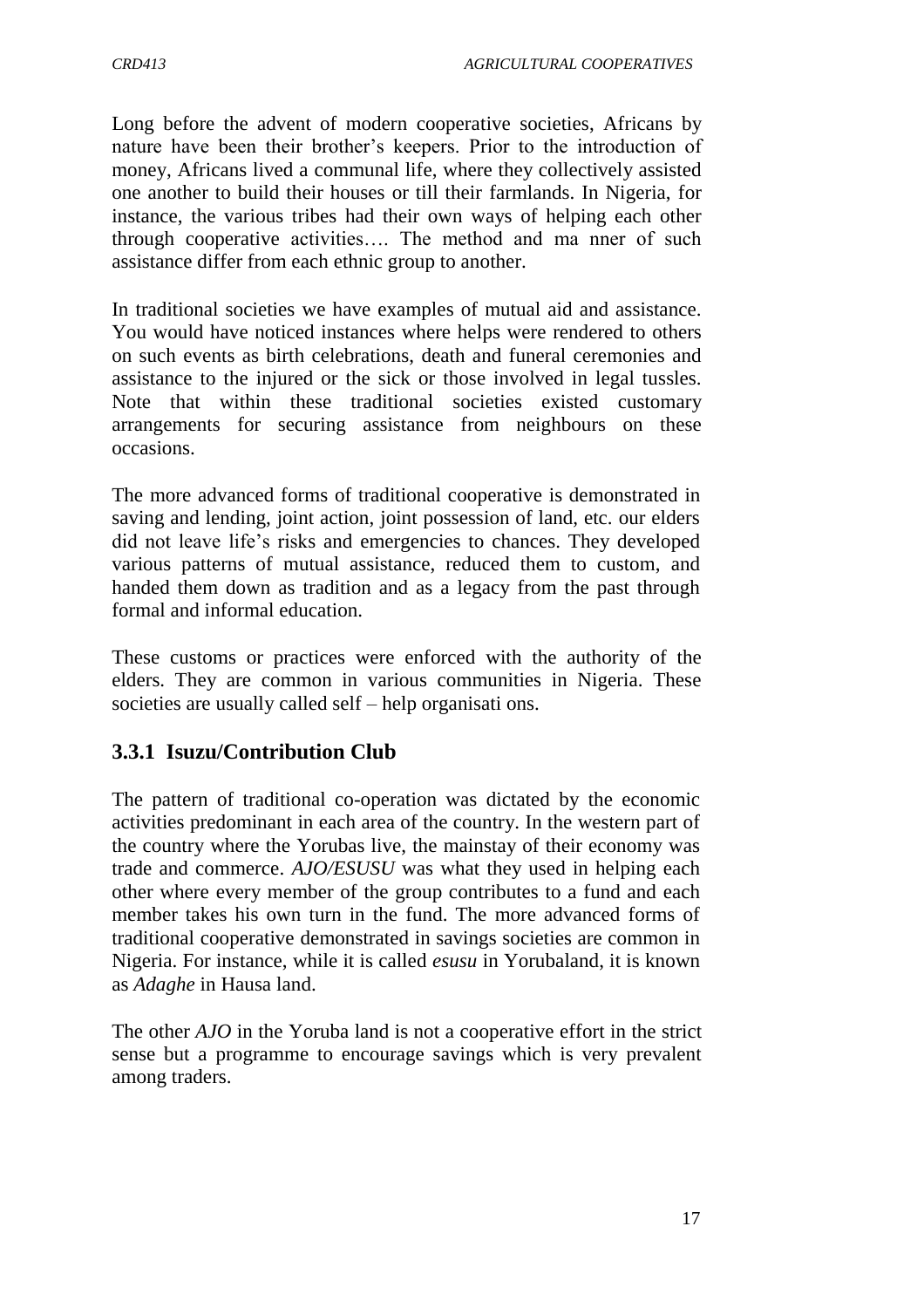Long before the advent of modern cooperative societies, Africans by nature have been their brother's keepers. Prior to the introduction of money, Africans lived a communal life, where they collectively assisted one another to build their houses or till their farmlands. In Nigeria, for instance, the various tribes had their own ways of helping each other through cooperative activities…. The method and ma nner of such assistance differ from each ethnic group to another.

In traditional societies we have examples of mutual aid and assistance. You would have noticed instances where helps were rendered to others on such events as birth celebrations, death and funeral ceremonies and assistance to the injured or the sick or those involved in legal tussles. Note that within these traditional societies existed customary arrangements for securing assistance from neighbours on these occasions.

The more advanced forms of traditional cooperative is demonstrated in saving and lending, joint action, joint possession of land, etc. our elders did not leave life's risks and emergencies to chances. They developed various patterns of mutual assistance, reduced them to custom, and handed them down as tradition and as a legacy from the past through formal and informal education.

These customs or practices were enforced with the authority of the elders. They are common in various communities in Nigeria. These societies are usually called self – help organisati ons.

### 3.3.1 Isuzu/Contribution Club

The pattern of traditional co-operation was dictated by the economic activities predominant in each area of the country. In the western part of the country where the Yorubas live, the mainstay of their economy was trade and commerce. *AJO/ESUSU* was what they used in helping each other where every member of the group contributes to a fund and each member takes his own turn in the fund. The more advanced forms of traditional cooperative demonstrated in savings societies are common in Nigeria. For instance, while it is called *esusu* in Yorubaland, it is known as *Adaghe* in Hausa land.

The other *AJO* in the Yoruba land is not a cooperative effort in the strict sense but a programme to encourage savings which is very prevalent among traders.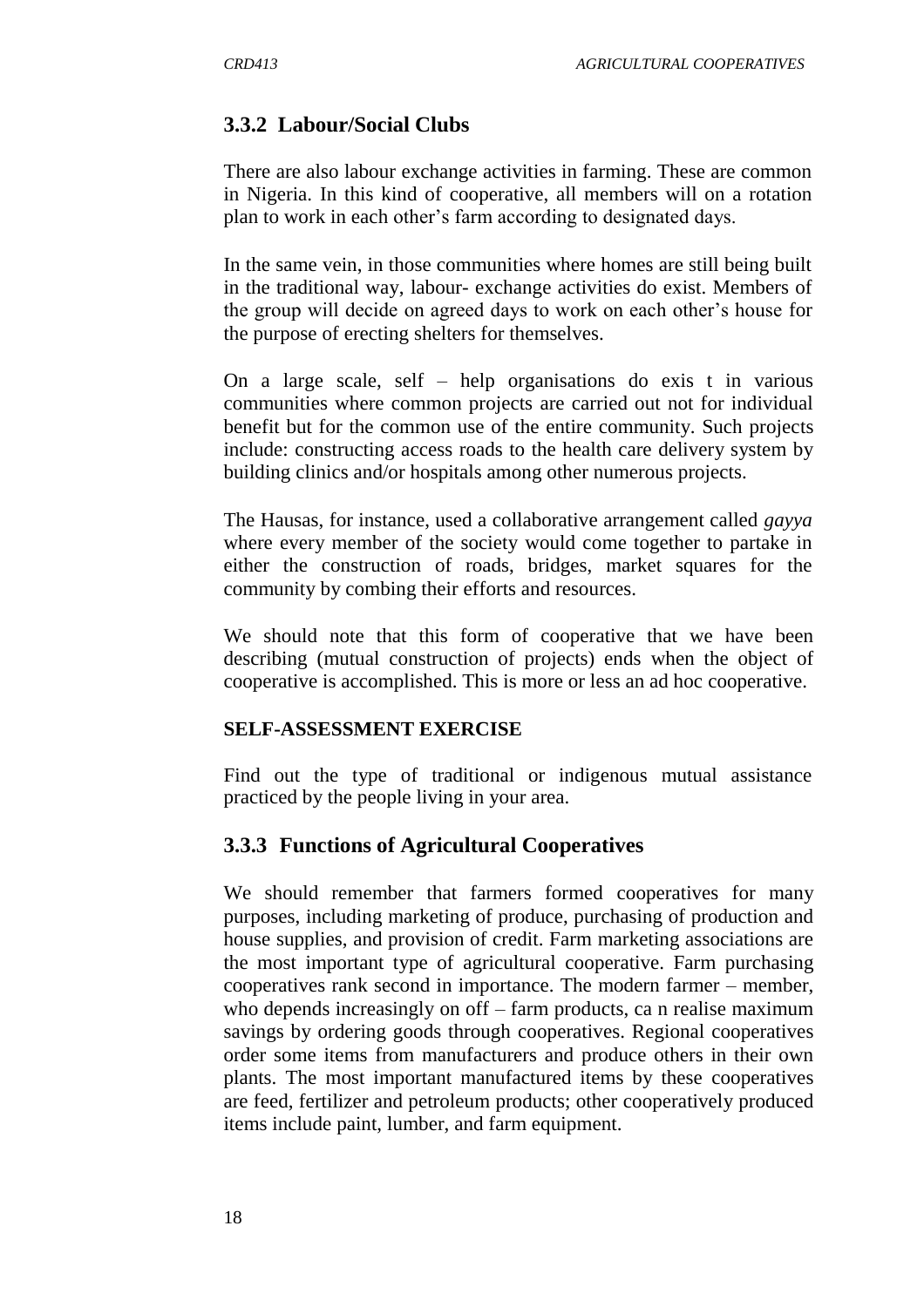### 3.3.2 Labour/Social Clubs

There are also labour exchange activities in farming. These are common in Nigeria. In this kind of cooperative, all members will on a rotation plan to work in each other's farm according to designated days.

In the same vein, in those communities where homes are still being built in the traditional way, labour- exchange activities do exist. Members of the group will decide on agreed days to work on each other's house for the purpose of erecting shelters for themselves.

On a large scale, self – help organisations do exis t in various communities where common projects are carried out not for individual benefit but for the common use of the entire community. Such projects include: constructing access roads to the health care delivery system by building clinics and/or hospitals among other numerous projects.

The Hausas, for instance, used a collaborative arrangement called *gayya* where every member of the society would come together to partake in either the construction of roads, bridges, market squares for the community by combing their efforts and resources.

We should note that this form of cooperative that we have been describing (mutual construction of projects) ends when the object of cooperative is accomplished. This is more or less an ad hoc cooperative.

**SELF-ASSESSMENT EXERCISE**

Find out the type of traditional or indigenous mutual assistance practiced by the people living in your area.

### 3.3.3 Functions of Agricultural Cooperatives

We should remember that farmers formed cooperatives for many purposes, including marketing of produce, purchasing of production and house supplies, and provision of credit. Farm marketing associations are the most important type of agricultural cooperative. Farm purchasing cooperatives rank second in importance. The modern farmer – member, who depends increasingly on off – farm products, ca n realise maximum savings by ordering goods through cooperatives. Regional cooperatives order some items from manufacturers and produce others in their own plants. The most important manufactured items by these cooperatives are feed, fertilizer and petroleum products; other cooperatively produced items include paint, lumber, and farm equipment.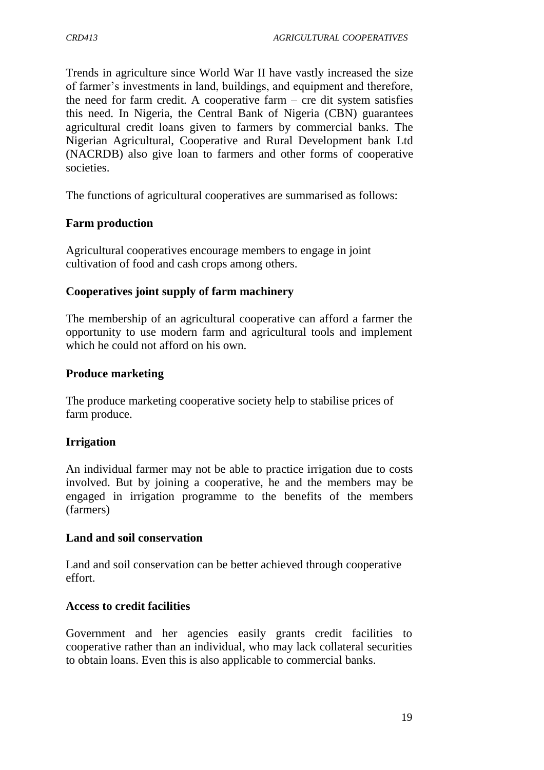Trends in agriculture since World War II have vastly increased the size of farmer's investments in land, buildings, and equipment and therefore, the need for farm credit. A cooperative farm – cre dit system satisfies this need. In Nigeria, the Central Bank of Nigeria (CBN) guarantees agricultural credit loans given to farmers by commercial banks. The Nigerian Agricultural, Cooperative and Rural Development bank Ltd (NACRDB) also give loan to farmers and other forms of cooperative societies.

The functions of agricultural cooperatives are summarised as follows:

**Farm production**

Agricultural cooperatives encourage members to engage in joint cultivation of food and cash crops among others.

**Cooperatives joint supply of farm machinery**

The membership of an agricultural cooperative can afford a farmer the opportunity to use modern farm and agricultural tools and implement which he could not afford on his own.

**Produce marketing**

The produce marketing cooperative society help to stabilise prices of farm produce.

**Irrigation**

An individual farmer may not be able to practice irrigation due to costs involved. But by joining a cooperative, he and the members may be engaged in irrigation programme to the benefits of the members (farmers)

**Land and soil conservation**

Land and soil conservation can be better achieved through cooperative effort.

**Access to credit facilities**

Government and her agencies easily grants credit facilities to cooperative rather than an individual, who may lack collateral securities to obtain loans. Even this is also applicable to commercial banks.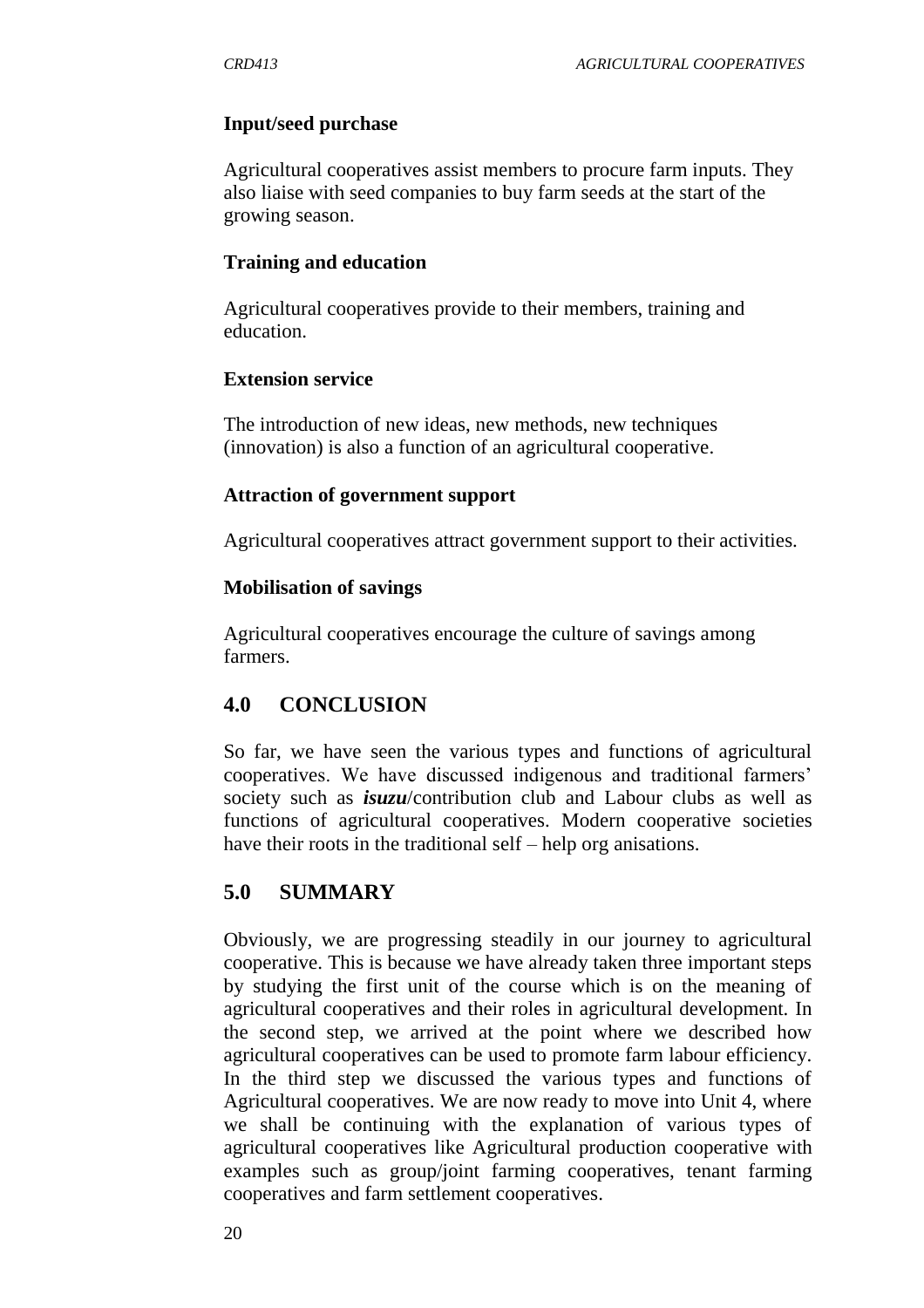**Input/seed purchase**

Agricultural cooperatives assist members to procure farm inputs. They also liaise with seed companies to buy farm seeds at the start of the growing season.

**Training and education**

Agricultural cooperatives provide to their members, training and education.

**Extension service**

The introduction of new ideas, new methods, new techniques (innovation) is also a function of an agricultural cooperative.

**Attraction of government support**

Agricultural cooperatives attract government support to their activities.

**Mobilisation of savings**

Agricultural cooperatives encourage the culture of savings among farmers.

## 4.0 CONCLUSION

So far, we have seen the various types and functions of agricultural cooperatives. We have discussed indigenous and traditional farmers' society such as ***isuzu***/contribution club and Labour clubs as well as functions of agricultural cooperatives. Modern cooperative societies have their roots in the traditional self – help org anisations.

## 5.0 SUMMARY

Obviously, we are progressing steadily in our journey to agricultural cooperative. This is because we have already taken three important steps by studying the first unit of the course which is on the meaning of agricultural cooperatives and their roles in agricultural development. In the second step, we arrived at the point where we described how agricultural cooperatives can be used to promote farm labour efficiency. In the third step we discussed the various types and functions of Agricultural cooperatives. We are now ready to move into Unit 4, where we shall be continuing with the explanation of various types of agricultural cooperatives like Agricultural production cooperative with examples such as group/joint farming cooperatives, tenant farming cooperatives and farm settlement cooperatives.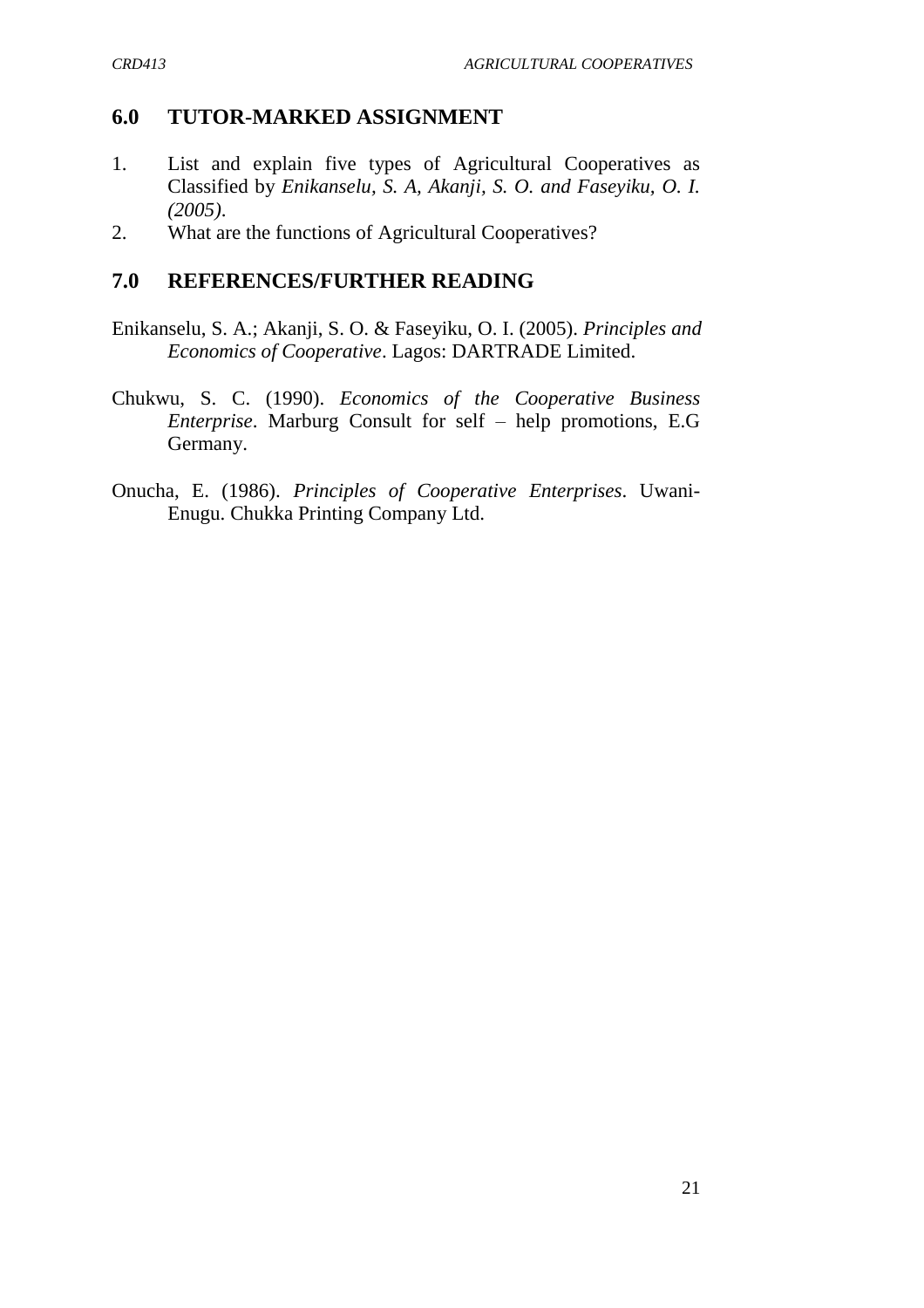## 6.0 TUTOR-MARKED ASSIGNMENT

1. List and explain five types of Agricultural Cooperatives as Classified by *Enikanselu, S. A, Akanji, S. O. and Faseyiku, O. I. (2005)*.
2. What are the functions of Agricultural Cooperatives?

## 7.0 REFERENCES/FURTHER READING

Enikanselu, S. A.; Akanji, S. O. & Faseyiku, O. I. (2005). *Principles and Economics of Cooperative*. Lagos: DARTRADE Limited.

Chukwu, S. C. (1990). *Economics of the Cooperative Business Enterprise*. Marburg Consult for self – help promotions, E.G Germany.

Onucha, E. (1986). *Principles of Cooperative Enterprises*. Uwani-Enugu. Chukka Printing Company Ltd.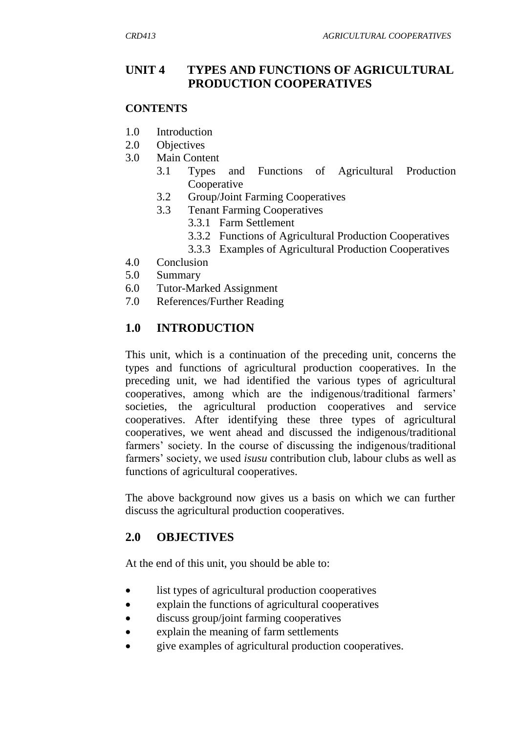# UNIT 4 TYPES AND FUNCTIONS OF AGRICULTURAL PRODUCTION COOPERATIVES

**CONTENTS**

1.0 Introduction
2.0 Objectives
3.0 Main Content
  3.1 Types and Functions of Agricultural Production Cooperative
  3.2 Group/Joint Farming Cooperatives
  3.3 Tenant Farming Cooperatives
    3.3.1 Farm Settlement
    3.3.2 Functions of Agricultural Production Cooperatives
    3.3.3 Examples of Agricultural Production Cooperatives
4.0 Conclusion
5.0 Summary
6.0 Tutor-Marked Assignment
7.0 References/Further Reading

## 1.0 INTRODUCTION

This unit, which is a continuation of the preceding unit, concerns the types and functions of agricultural production cooperatives. In the preceding unit, we had identified the various types of agricultural cooperatives, among which are the indigenous/traditional farmers' societies, the agricultural production cooperatives and service cooperatives. After identifying these three types of agricultural cooperatives, we went ahead and discussed the indigenous/traditional farmers' society. In the course of discussing the indigenous/traditional farmers' society, we used *isusu* contribution club, labour clubs as well as functions of agricultural cooperatives.

The above background now gives us a basis on which we can further discuss the agricultural production cooperatives.

## 2.0 OBJECTIVES

At the end of this unit, you should be able to:

- list types of agricultural production cooperatives
- explain the functions of agricultural cooperatives
- discuss group/joint farming cooperatives
- explain the meaning of farm settlements
- give examples of agricultural production cooperatives.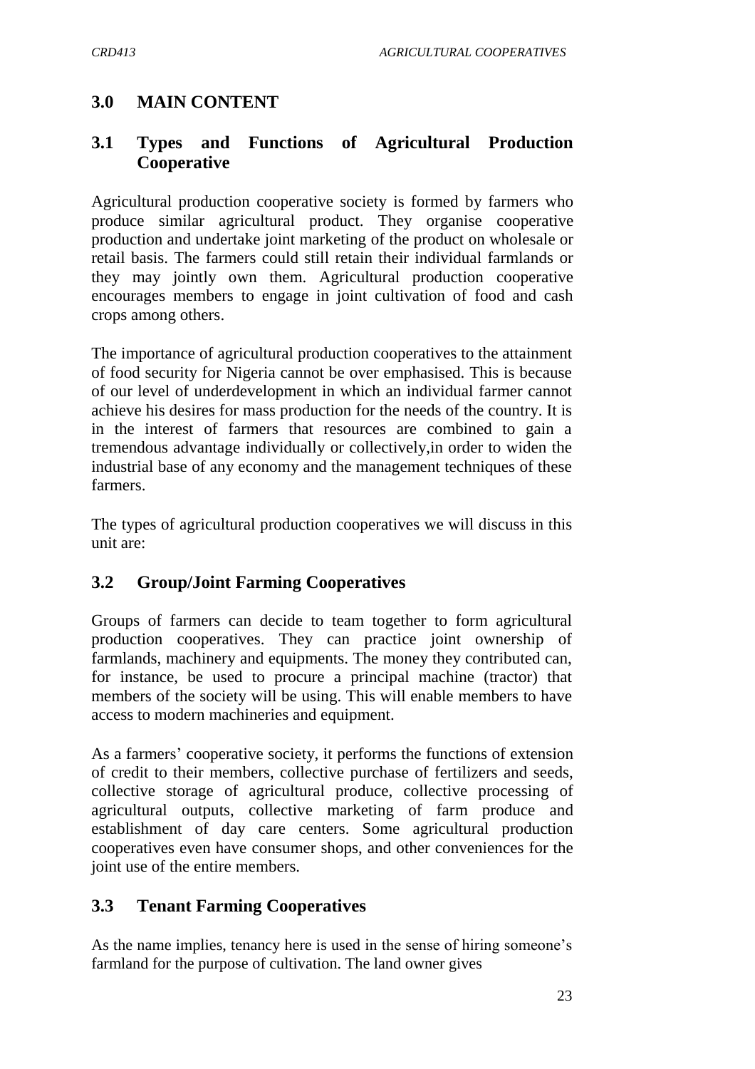## 3.0 MAIN CONTENT

### 3.1 Types and Functions of Agricultural Production Cooperative

Agricultural production cooperative society is formed by farmers who produce similar agricultural product. They organise cooperative production and undertake joint marketing of the product on wholesale or retail basis. The farmers could still retain their individual farmlands or they may jointly own them. Agricultural production cooperative encourages members to engage in joint cultivation of food and cash crops among others.

The importance of agricultural production cooperatives to the attainment of food security for Nigeria cannot be over emphasised. This is because of our level of underdevelopment in which an individual farmer cannot achieve his desires for mass production for the needs of the country. It is in the interest of farmers that resources are combined to gain a tremendous advantage individually or collectively,in order to widen the industrial base of any economy and the management techniques of these farmers.

The types of agricultural production cooperatives we will discuss in this unit are:

### 3.2 Group/Joint Farming Cooperatives

Groups of farmers can decide to team together to form agricultural production cooperatives. They can practice joint ownership of farmlands, machinery and equipments. The money they contributed can, for instance, be used to procure a principal machine (tractor) that members of the society will be using. This will enable members to have access to modern machineries and equipment.

As a farmers' cooperative society, it performs the functions of extension of credit to their members, collective purchase of fertilizers and seeds, collective storage of agricultural produce, collective processing of agricultural outputs, collective marketing of farm produce and establishment of day care centers. Some agricultural production cooperatives even have consumer shops, and other conveniences for the joint use of the entire members.

### 3.3 Tenant Farming Cooperatives

As the name implies, tenancy here is used in the sense of hiring someone's farmland for the purpose of cultivation. The land owner gives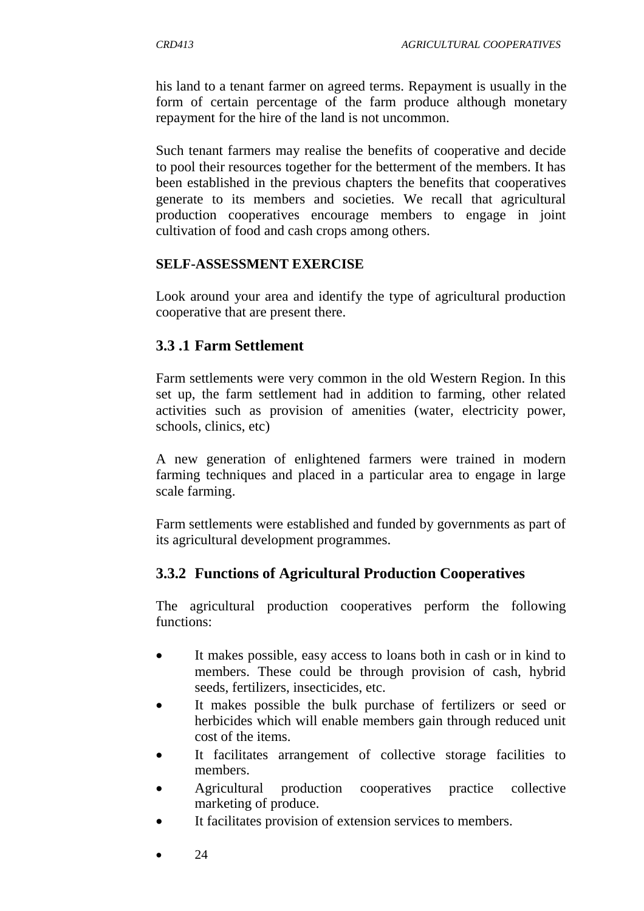his land to a tenant farmer on agreed terms. Repayment is usually in the form of certain percentage of the farm produce although monetary repayment for the hire of the land is not uncommon.

Such tenant farmers may realise the benefits of cooperative and decide to pool their resources together for the betterment of the members. It has been established in the previous chapters the benefits that cooperatives generate to its members and societies. We recall that agricultural production cooperatives encourage members to engage in joint cultivation of food and cash crops among others.

**SELF-ASSESSMENT EXERCISE**

Look around your area and identify the type of agricultural production cooperative that are present there.

### 3.3 .1 Farm Settlement

Farm settlements were very common in the old Western Region. In this set up, the farm settlement had in addition to farming, other related activities such as provision of amenities (water, electricity power, schools, clinics, etc)

A new generation of enlightened farmers were trained in modern farming techniques and placed in a particular area to engage in large scale farming.

Farm settlements were established and funded by governments as part of its agricultural development programmes.

### 3.3.2 Functions of Agricultural Production Cooperatives

The agricultural production cooperatives perform the following functions:

- It makes possible, easy access to loans both in cash or in kind to members. These could be through provision of cash, hybrid seeds, fertilizers, insecticides, etc.
- It makes possible the bulk purchase of fertilizers or seed or herbicides which will enable members gain through reduced unit cost of the items.
- It facilitates arrangement of collective storage facilities to members.
- Agricultural production cooperatives practice collective marketing of produce.
- It facilitates provision of extension services to members.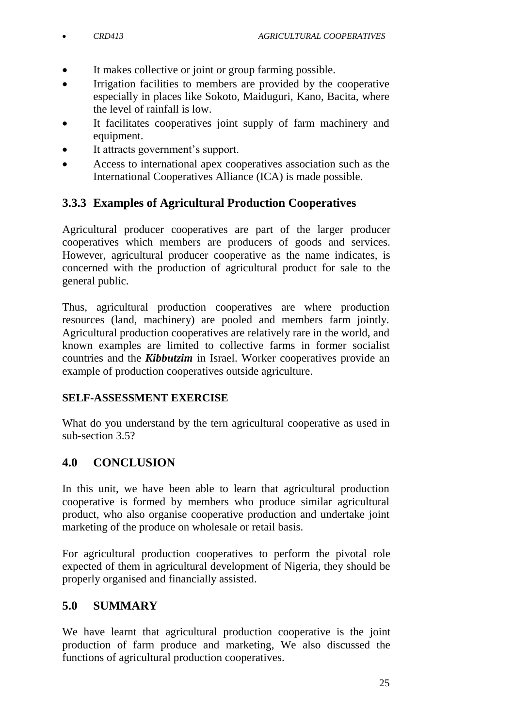- It makes collective or joint or group farming possible.
- Irrigation facilities to members are provided by the cooperative especially in places like Sokoto, Maiduguri, Kano, Bacita, where the level of rainfall is low.
- It facilitates cooperatives joint supply of farm machinery and equipment.
- It attracts government's support.
- Access to international apex cooperatives association such as the International Cooperatives Alliance (ICA) is made possible.

### 3.3.3 Examples of Agricultural Production Cooperatives

Agricultural producer cooperatives are part of the larger producer cooperatives which members are producers of goods and services. However, agricultural producer cooperative as the name indicates, is concerned with the production of agricultural product for sale to the general public.

Thus, agricultural production cooperatives are where production resources (land, machinery) are pooled and members farm jointly. Agricultural production cooperatives are relatively rare in the world, and known examples are limited to collective farms in former socialist countries and the ***Kibbutzim*** in Israel. Worker cooperatives provide an example of production cooperatives outside agriculture.

**SELF-ASSESSMENT EXERCISE**

What do you understand by the tern agricultural cooperative as used in sub-section 3.5?

## 4.0 CONCLUSION

In this unit, we have been able to learn that agricultural production cooperative is formed by members who produce similar agricultural product, who also organise cooperative production and undertake joint marketing of the produce on wholesale or retail basis.

For agricultural production cooperatives to perform the pivotal role expected of them in agricultural development of Nigeria, they should be properly organised and financially assisted.

## 5.0 SUMMARY

We have learnt that agricultural production cooperative is the joint production of farm produce and marketing, We also discussed the functions of agricultural production cooperatives.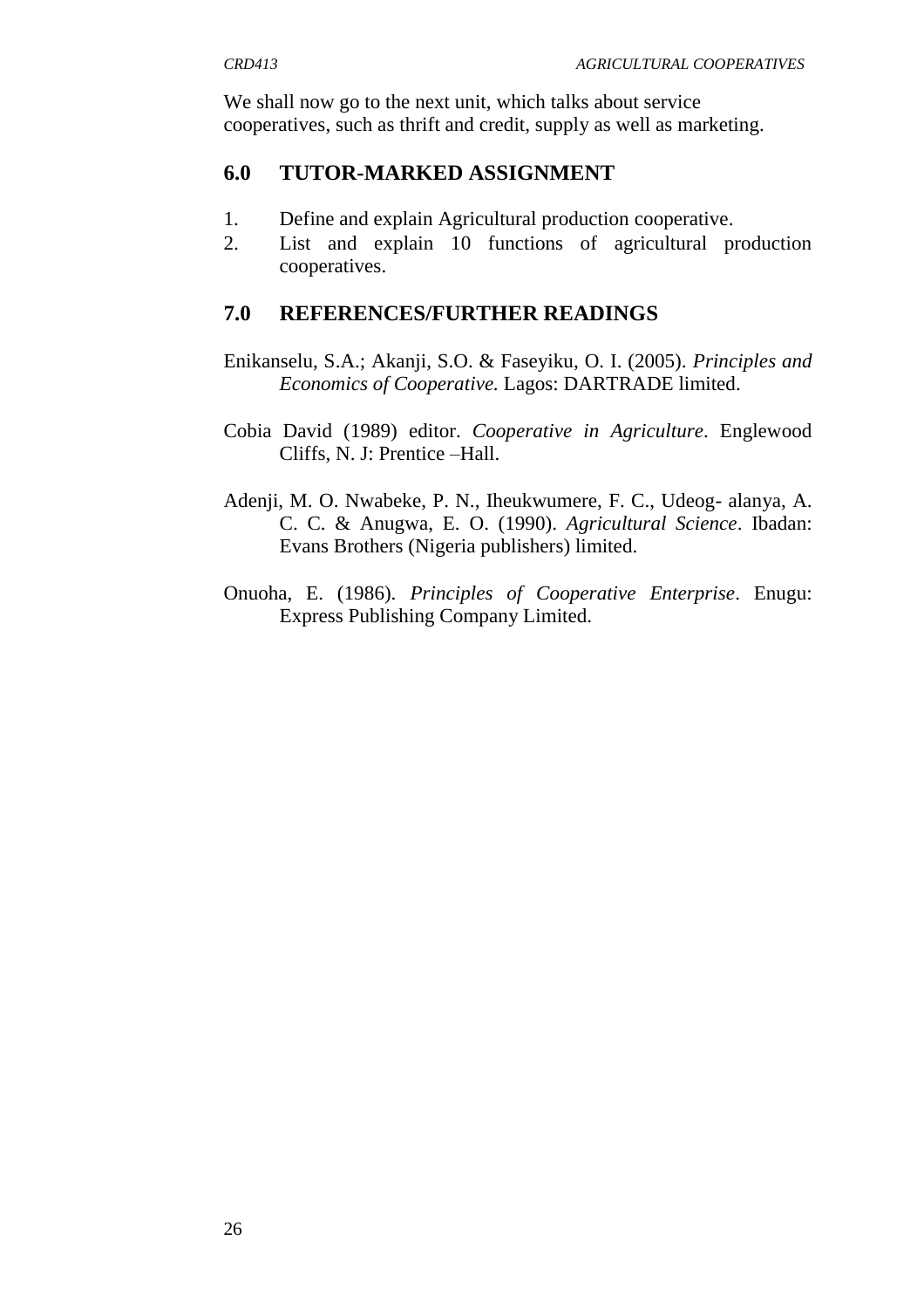We shall now go to the next unit, which talks about service cooperatives, such as thrift and credit, supply as well as marketing.

## 6.0 TUTOR-MARKED ASSIGNMENT

1. Define and explain Agricultural production cooperative.
2. List and explain 10 functions of agricultural production cooperatives.

## 7.0 REFERENCES/FURTHER READINGS

Enikanselu, S.A.; Akanji, S.O. & Faseyiku, O. I. (2005). *Principles and Economics of Cooperative.* Lagos: DARTRADE limited.

Cobia David (1989) editor. *Cooperative in Agriculture*. Englewood Cliffs, N. J: Prentice –Hall.

Adenji, M. O. Nwabeke, P. N., Iheukwumere, F. C., Udeog- alanya, A. C. C. & Anugwa, E. O. (1990). *Agricultural Science*. Ibadan: Evans Brothers (Nigeria publishers) limited.

Onuoha, E. (1986). *Principles of Cooperative Enterprise*. Enugu: Express Publishing Company Limited.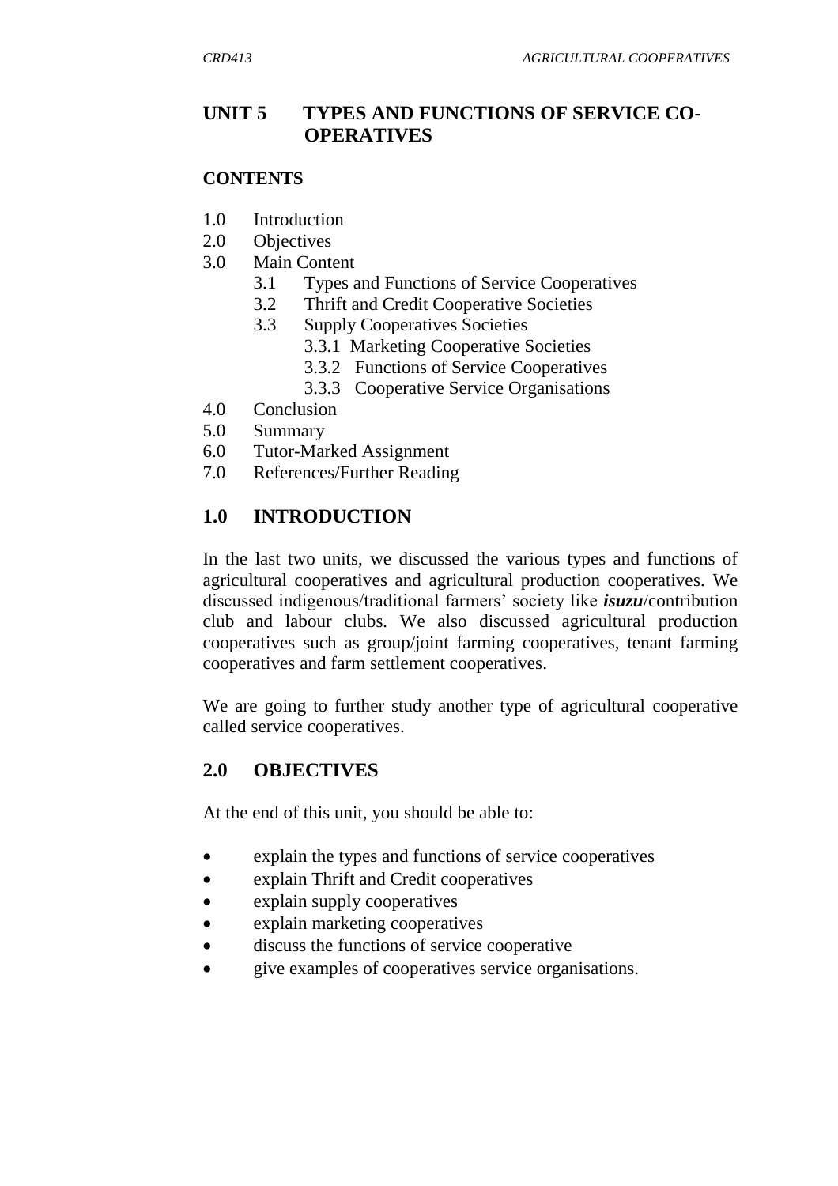# UNIT 5 TYPES AND FUNCTIONS OF SERVICE CO-OPERATIVES

## CONTENTS

- 1.0 Introduction
- 2.0 Objectives
- 3.0 Main Content
  - 3.1 Types and Functions of Service Cooperatives
  - 3.2 Thrift and Credit Cooperative Societies
  - 3.3 Supply Cooperatives Societies
    - 3.3.1 Marketing Cooperative Societies
    - 3.3.2 Functions of Service Cooperatives
    - 3.3.3 Cooperative Service Organisations
- 4.0 Conclusion
- 5.0 Summary
- 6.0 Tutor-Marked Assignment
- 7.0 References/Further Reading

## 1.0 INTRODUCTION

In the last two units, we discussed the various types and functions of agricultural cooperatives and agricultural production cooperatives. We discussed indigenous/traditional farmers' society like ***isuzu***/contribution club and labour clubs. We also discussed agricultural production cooperatives such as group/joint farming cooperatives, tenant farming cooperatives and farm settlement cooperatives.

We are going to further study another type of agricultural cooperative called service cooperatives.

## 2.0 OBJECTIVES

At the end of this unit, you should be able to:

- explain the types and functions of service cooperatives
- explain Thrift and Credit cooperatives
- explain supply cooperatives
- explain marketing cooperatives
- discuss the functions of service cooperative
- give examples of cooperatives service organisations.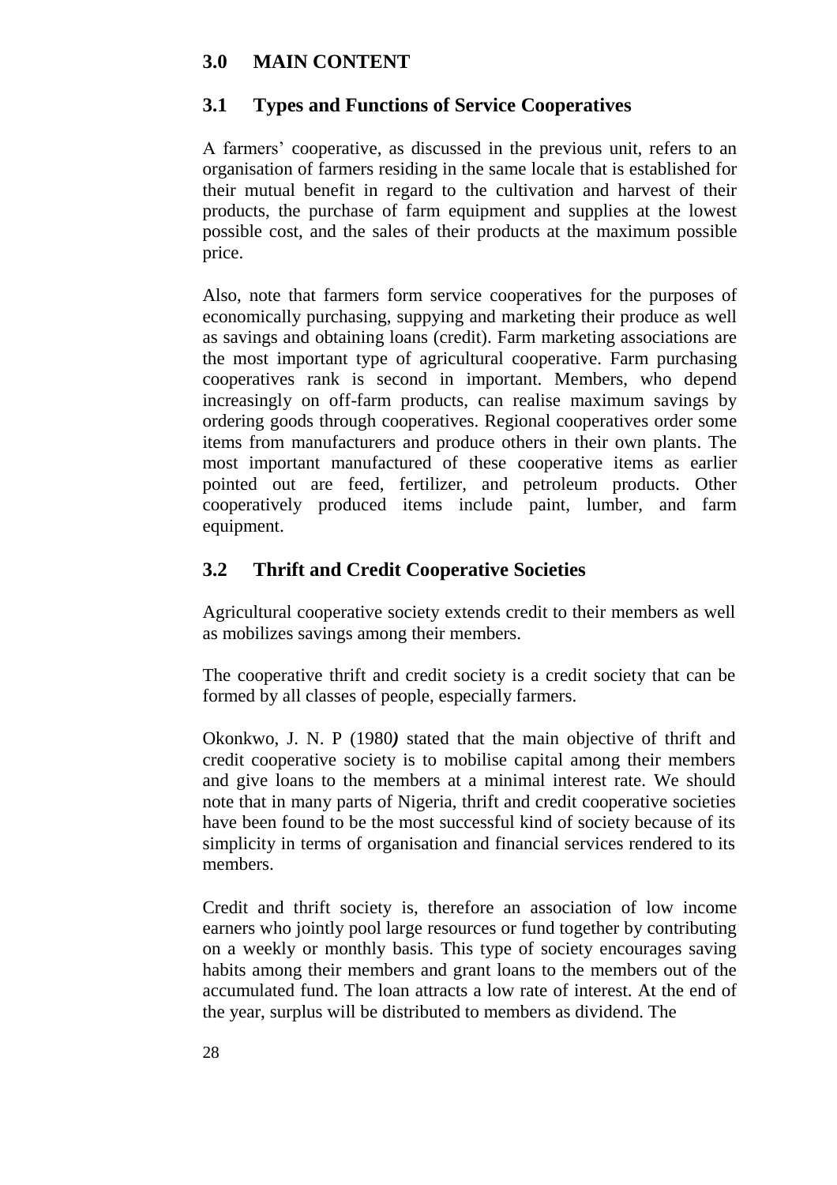## 3.0 MAIN CONTENT

### 3.1 Types and Functions of Service Cooperatives

A farmers' cooperative, as discussed in the previous unit, refers to an organisation of farmers residing in the same locale that is established for their mutual benefit in regard to the cultivation and harvest of their products, the purchase of farm equipment and supplies at the lowest possible cost, and the sales of their products at the maximum possible price.

Also, note that farmers form service cooperatives for the purposes of economically purchasing, suppying and marketing their produce as well as savings and obtaining loans (credit). Farm marketing associations are the most important type of agricultural cooperative. Farm purchasing cooperatives rank is second in important. Members, who depend increasingly on off-farm products, can realise maximum savings by ordering goods through cooperatives. Regional cooperatives order some items from manufacturers and produce others in their own plants. The most important manufactured of these cooperative items as earlier pointed out are feed, fertilizer, and petroleum products. Other cooperatively produced items include paint, lumber, and farm equipment.

### 3.2 Thrift and Credit Cooperative Societies

Agricultural cooperative society extends credit to their members as well as mobilizes savings among their members.

The cooperative thrift and credit society is a credit society that can be formed by all classes of people, especially farmers.

Okonkwo, J. N. P (1980***)*** stated that the main objective of thrift and credit cooperative society is to mobilise capital among their members and give loans to the members at a minimal interest rate. We should note that in many parts of Nigeria, thrift and credit cooperative societies have been found to be the most successful kind of society because of its simplicity in terms of organisation and financial services rendered to its members.

Credit and thrift society is, therefore an association of low income earners who jointly pool large resources or fund together by contributing on a weekly or monthly basis. This type of society encourages saving habits among their members and grant loans to the members out of the accumulated fund. The loan attracts a low rate of interest. At the end of the year, surplus will be distributed to members as dividend. The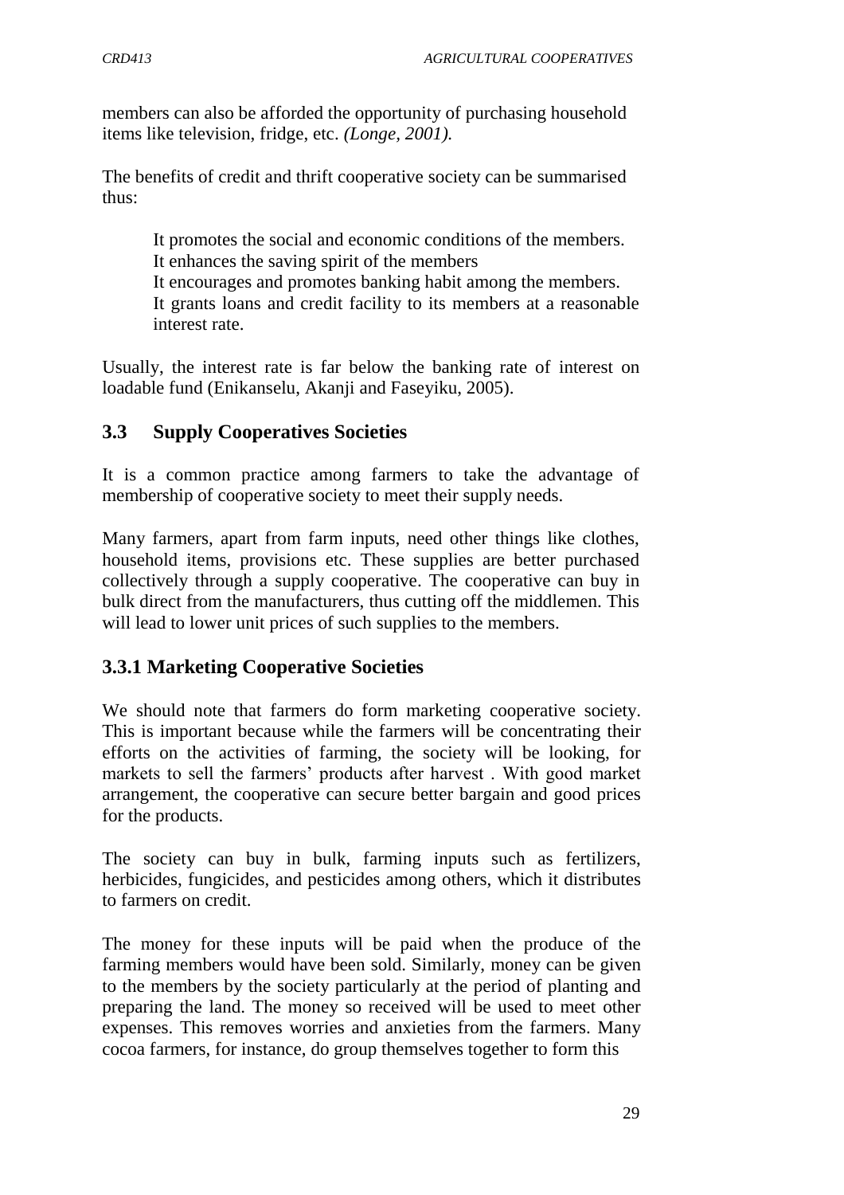members can also be afforded the opportunity of purchasing household items like television, fridge, etc. *(Longe, 2001).*

The benefits of credit and thrift cooperative society can be summarised thus:

- It promotes the social and economic conditions of the members.
- It enhances the saving spirit of the members
- It encourages and promotes banking habit among the members.
- It grants loans and credit facility to its members at a reasonable interest rate.

Usually, the interest rate is far below the banking rate of interest on loadable fund (Enikanselu, Akanji and Faseyiku, 2005).

### 3.3 Supply Cooperatives Societies

It is a common practice among farmers to take the advantage of membership of cooperative society to meet their supply needs.

Many farmers, apart from farm inputs, need other things like clothes, household items, provisions etc. These supplies are better purchased collectively through a supply cooperative. The cooperative can buy in bulk direct from the manufacturers, thus cutting off the middlemen. This will lead to lower unit prices of such supplies to the members.

### 3.3.1 Marketing Cooperative Societies

We should note that farmers do form marketing cooperative society. This is important because while the farmers will be concentrating their efforts on the activities of farming, the society will be looking, for markets to sell the farmers' products after harvest . With good market arrangement, the cooperative can secure better bargain and good prices for the products.

The society can buy in bulk, farming inputs such as fertilizers, herbicides, fungicides, and pesticides among others, which it distributes to farmers on credit.

The money for these inputs will be paid when the produce of the farming members would have been sold. Similarly, money can be given to the members by the society particularly at the period of planting and preparing the land. The money so received will be used to meet other expenses. This removes worries and anxieties from the farmers. Many cocoa farmers, for instance, do group themselves together to form this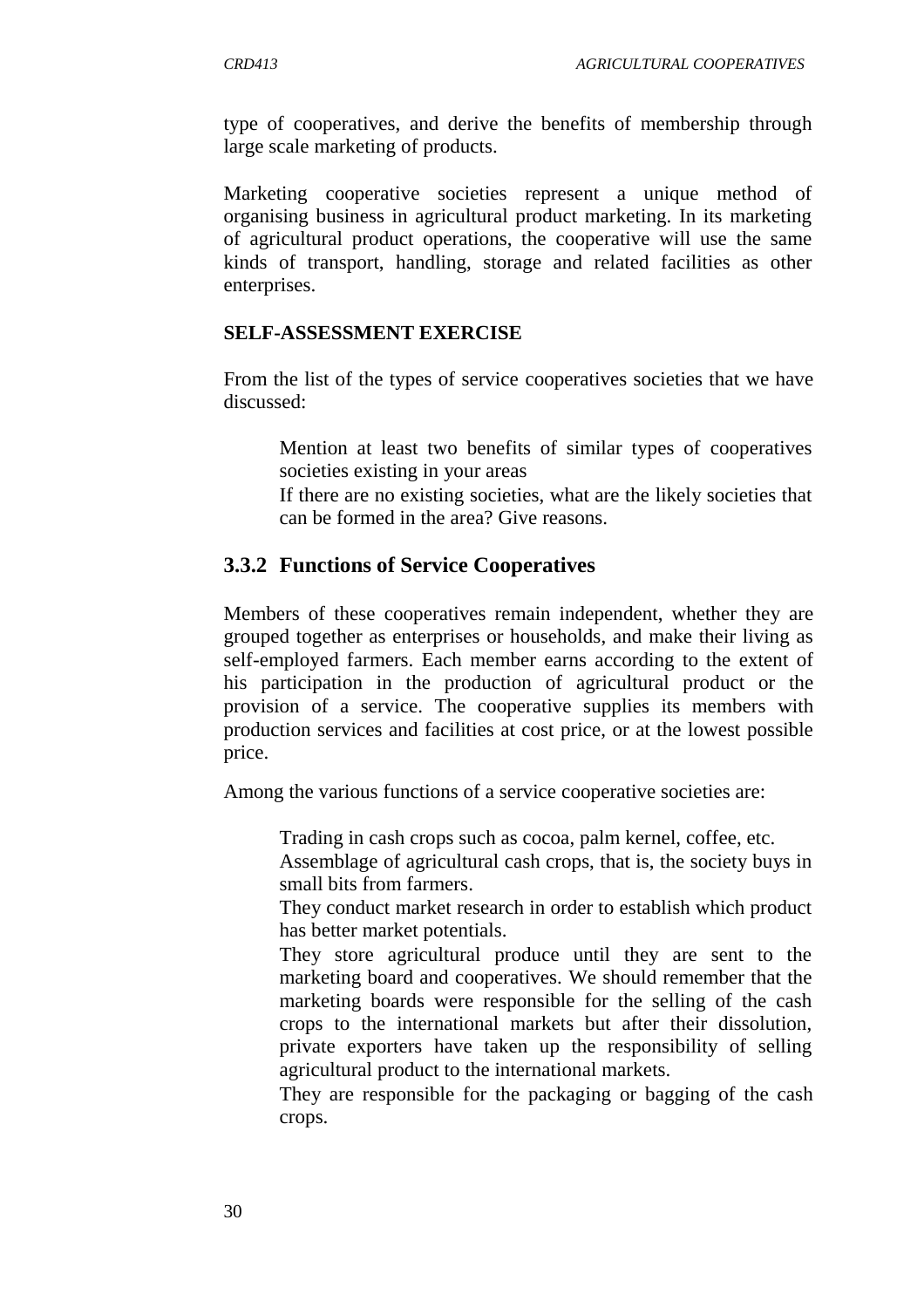type of cooperatives, and derive the benefits of membership through large scale marketing of products.

Marketing cooperative societies represent a unique method of organising business in agricultural product marketing. In its marketing of agricultural product operations, the cooperative will use the same kinds of transport, handling, storage and related facilities as other enterprises.

**SELF-ASSESSMENT EXERCISE**

From the list of the types of service cooperatives societies that we have discussed:

- Mention at least two benefits of similar types of cooperatives societies existing in your areas
- If there are no existing societies, what are the likely societies that can be formed in the area? Give reasons.

### 3.3.2 Functions of Service Cooperatives

Members of these cooperatives remain independent, whether they are grouped together as enterprises or households, and make their living as self-employed farmers. Each member earns according to the extent of his participation in the production of agricultural product or the provision of a service. The cooperative supplies its members with production services and facilities at cost price, or at the lowest possible price.

Among the various functions of a service cooperative societies are:

- Trading in cash crops such as cocoa, palm kernel, coffee, etc.
- Assemblage of agricultural cash crops, that is, the society buys in small bits from farmers.
- They conduct market research in order to establish which product has better market potentials.
- They store agricultural produce until they are sent to the marketing board and cooperatives. We should remember that the marketing boards were responsible for the selling of the cash crops to the international markets but after their dissolution, private exporters have taken up the responsibility of selling agricultural product to the international markets.
- They are responsible for the packaging or bagging of the cash crops.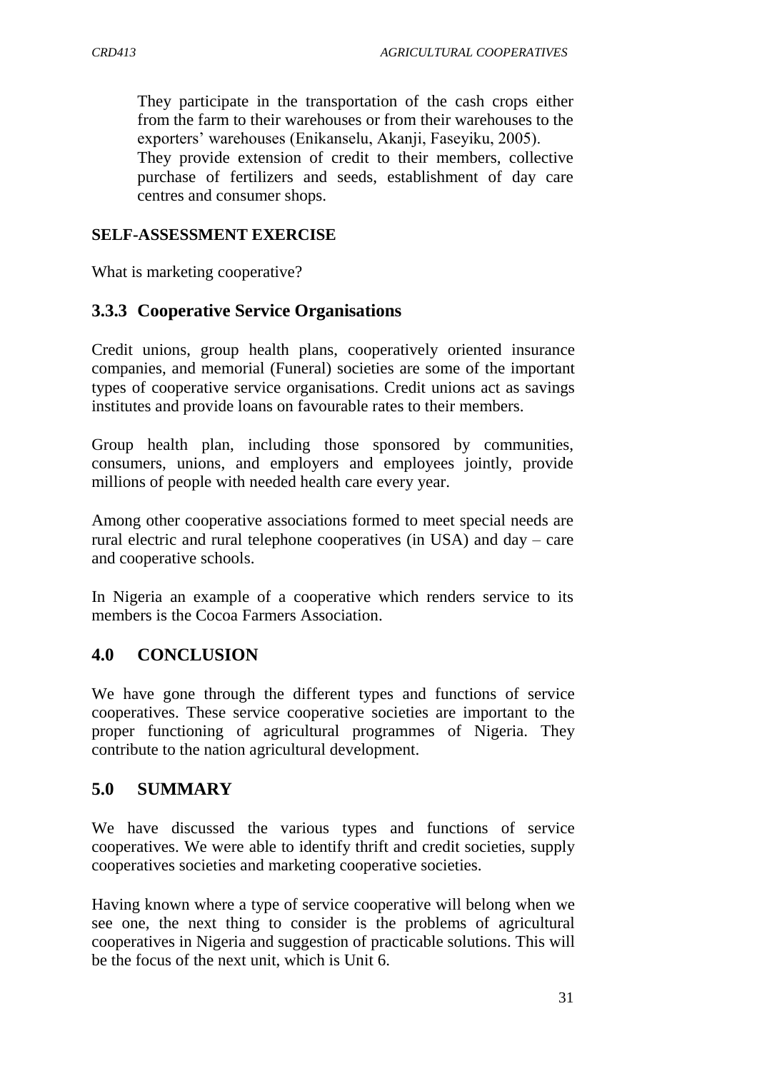They participate in the transportation of the cash crops either from the farm to their warehouses or from their warehouses to the exporters' warehouses (Enikanselu, Akanji, Faseyiku, 2005).

They provide extension of credit to their members, collective purchase of fertilizers and seeds, establishment of day care centres and consumer shops.

**SELF-ASSESSMENT EXERCISE**

What is marketing cooperative?

### 3.3.3 Cooperative Service Organisations

Credit unions, group health plans, cooperatively oriented insurance companies, and memorial (Funeral) societies are some of the important types of cooperative service organisations. Credit unions act as savings institutes and provide loans on favourable rates to their members.

Group health plan, including those sponsored by communities, consumers, unions, and employers and employees jointly, provide millions of people with needed health care every year.

Among other cooperative associations formed to meet special needs are rural electric and rural telephone cooperatives (in USA) and day – care and cooperative schools.

In Nigeria an example of a cooperative which renders service to its members is the Cocoa Farmers Association.

## 4.0 CONCLUSION

We have gone through the different types and functions of service cooperatives. These service cooperative societies are important to the proper functioning of agricultural programmes of Nigeria. They contribute to the nation agricultural development.

## 5.0 SUMMARY

We have discussed the various types and functions of service cooperatives. We were able to identify thrift and credit societies, supply cooperatives societies and marketing cooperative societies.

Having known where a type of service cooperative will belong when we see one, the next thing to consider is the problems of agricultural cooperatives in Nigeria and suggestion of practicable solutions. This will be the focus of the next unit, which is Unit 6.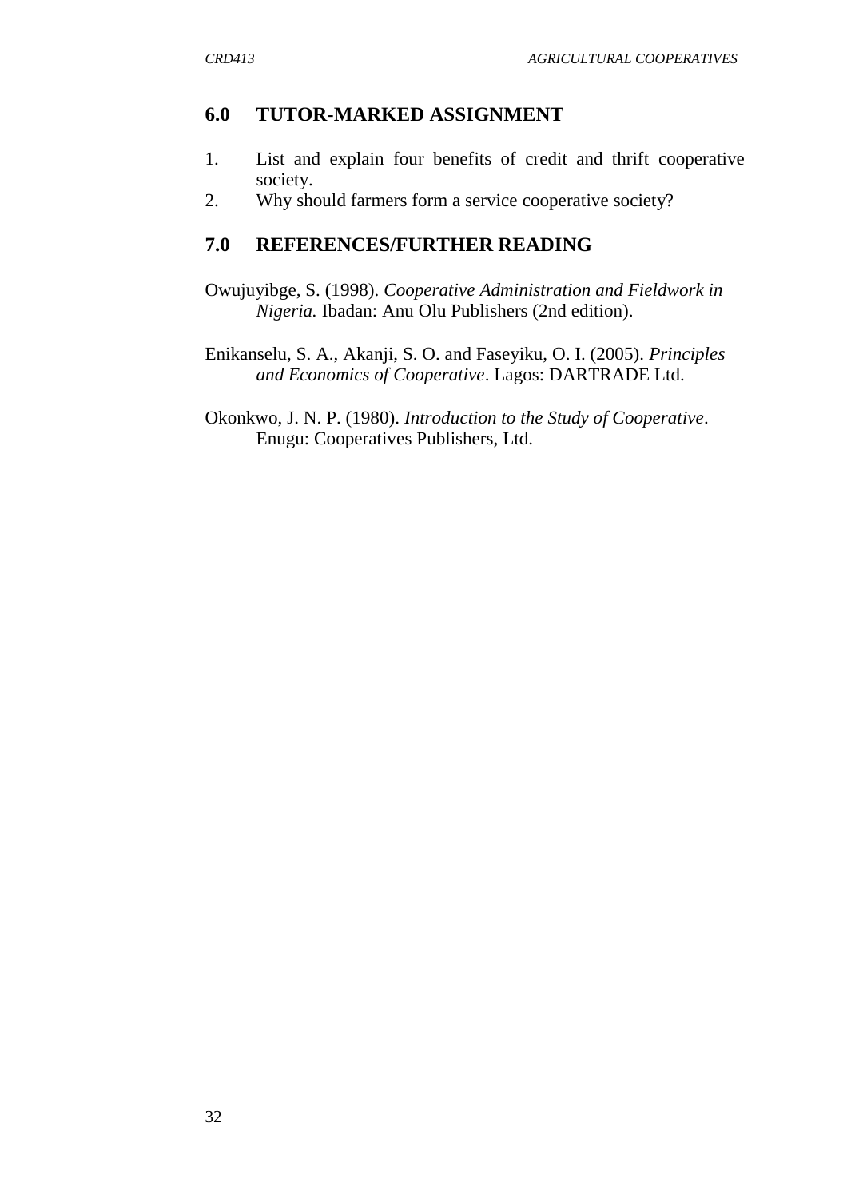## 6.0 TUTOR-MARKED ASSIGNMENT

1. List and explain four benefits of credit and thrift cooperative society.
2. Why should farmers form a service cooperative society?

## 7.0 REFERENCES/FURTHER READING

Owujuyibge, S. (1998). *Cooperative Administration and Fieldwork in Nigeria.* Ibadan: Anu Olu Publishers (2nd edition).

Enikanselu, S. A., Akanji, S. O. and Faseyiku, O. I. (2005). *Principles and Economics of Cooperative*. Lagos: DARTRADE Ltd.

Okonkwo, J. N. P. (1980). *Introduction to the Study of Cooperative*. Enugu: Cooperatives Publishers, Ltd.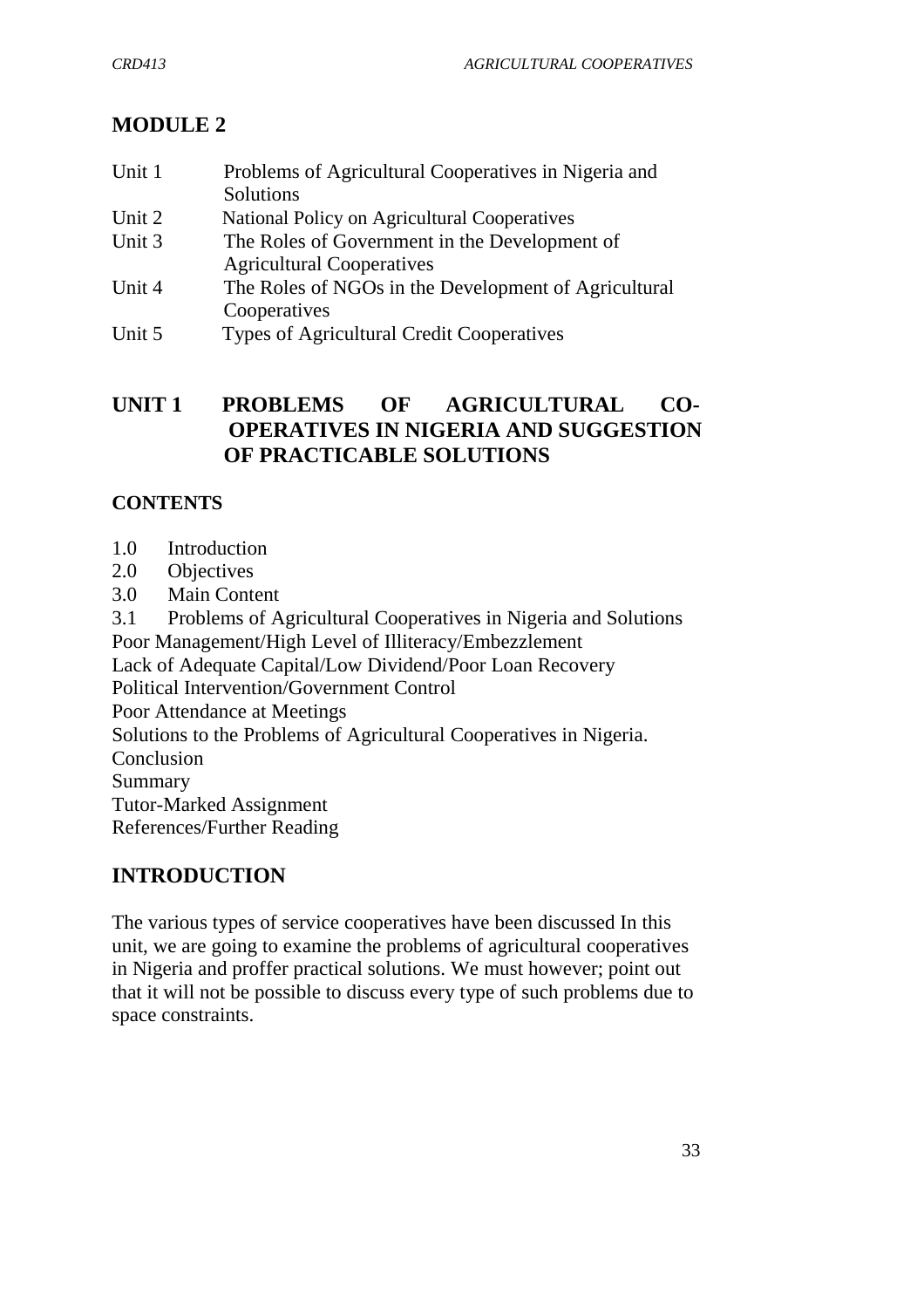## MODULE 2

| | |
|---|---|
| Unit 1 | Problems of Agricultural Cooperatives in Nigeria and Solutions |
| Unit 2 | National Policy on Agricultural Cooperatives |
| Unit 3 | The Roles of Government in the Development of Agricultural Cooperatives |
| Unit 4 | The Roles of NGOs in the Development of Agricultural Cooperatives |
| Unit 5 | Types of Agricultural Credit Cooperatives |

## UNIT 1 PROBLEMS OF AGRICULTURAL CO-OPERATIVES IN NIGERIA AND SUGGESTION OF PRACTICABLE SOLUTIONS

### CONTENTS

1.0 Introduction
2.0 Objectives
3.0 Main Content
3.1 Problems of Agricultural Cooperatives in Nigeria and Solutions
Poor Management/High Level of Illiteracy/Embezzlement
Lack of Adequate Capital/Low Dividend/Poor Loan Recovery
Political Intervention/Government Control
Poor Attendance at Meetings
Solutions to the Problems of Agricultural Cooperatives in Nigeria.
Conclusion
Summary
Tutor-Marked Assignment
References/Further Reading

## INTRODUCTION

The various types of service cooperatives have been discussed In this unit, we are going to examine the problems of agricultural cooperatives in Nigeria and proffer practical solutions. We must however; point out that it will not be possible to discuss every type of such problems due to space constraints.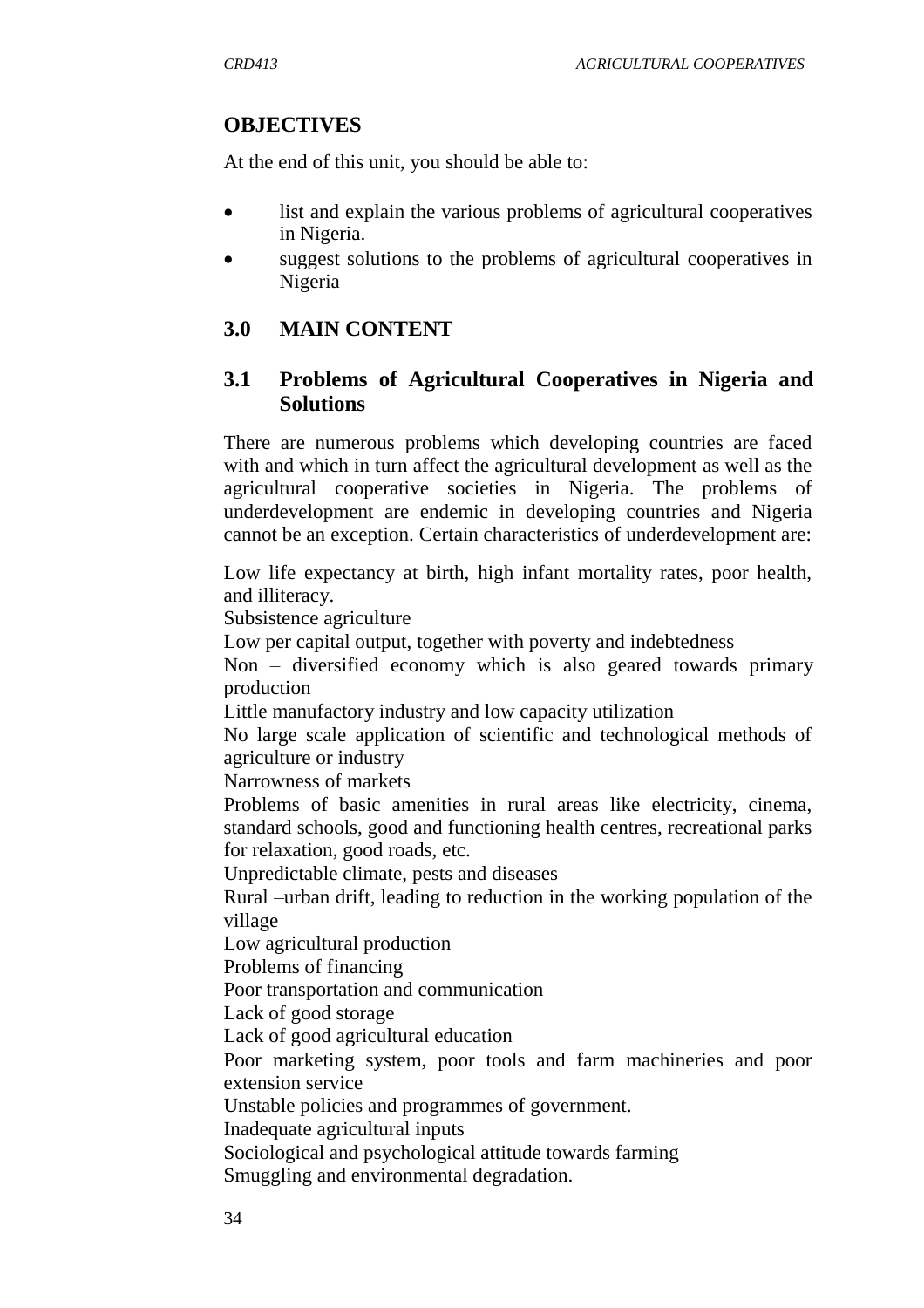## OBJECTIVES

At the end of this unit, you should be able to:

- list and explain the various problems of agricultural cooperatives in Nigeria.
- suggest solutions to the problems of agricultural cooperatives in Nigeria

## 3.0 MAIN CONTENT

### 3.1 Problems of Agricultural Cooperatives in Nigeria and Solutions

There are numerous problems which developing countries are faced with and which in turn affect the agricultural development as well as the agricultural cooperative societies in Nigeria. The problems of underdevelopment are endemic in developing countries and Nigeria cannot be an exception. Certain characteristics of underdevelopment are:

Low life expectancy at birth, high infant mortality rates, poor health, and illiteracy.  
Subsistence agriculture  
Low per capital output, together with poverty and indebtedness  
Non – diversified economy which is also geared towards primary production  
Little manufactory industry and low capacity utilization  
No large scale application of scientific and technological methods of agriculture or industry  
Narrowness of markets  
Problems of basic amenities in rural areas like electricity, cinema, standard schools, good and functioning health centres, recreational parks for relaxation, good roads, etc.  
Unpredictable climate, pests and diseases  
Rural –urban drift, leading to reduction in the working population of the village  
Low agricultural production  
Problems of financing  
Poor transportation and communication  
Lack of good storage  
Lack of good agricultural education  
Poor marketing system, poor tools and farm machineries and poor extension service  
Unstable policies and programmes of government.  
Inadequate agricultural inputs  
Sociological and psychological attitude towards farming  
Smuggling and environmental degradation.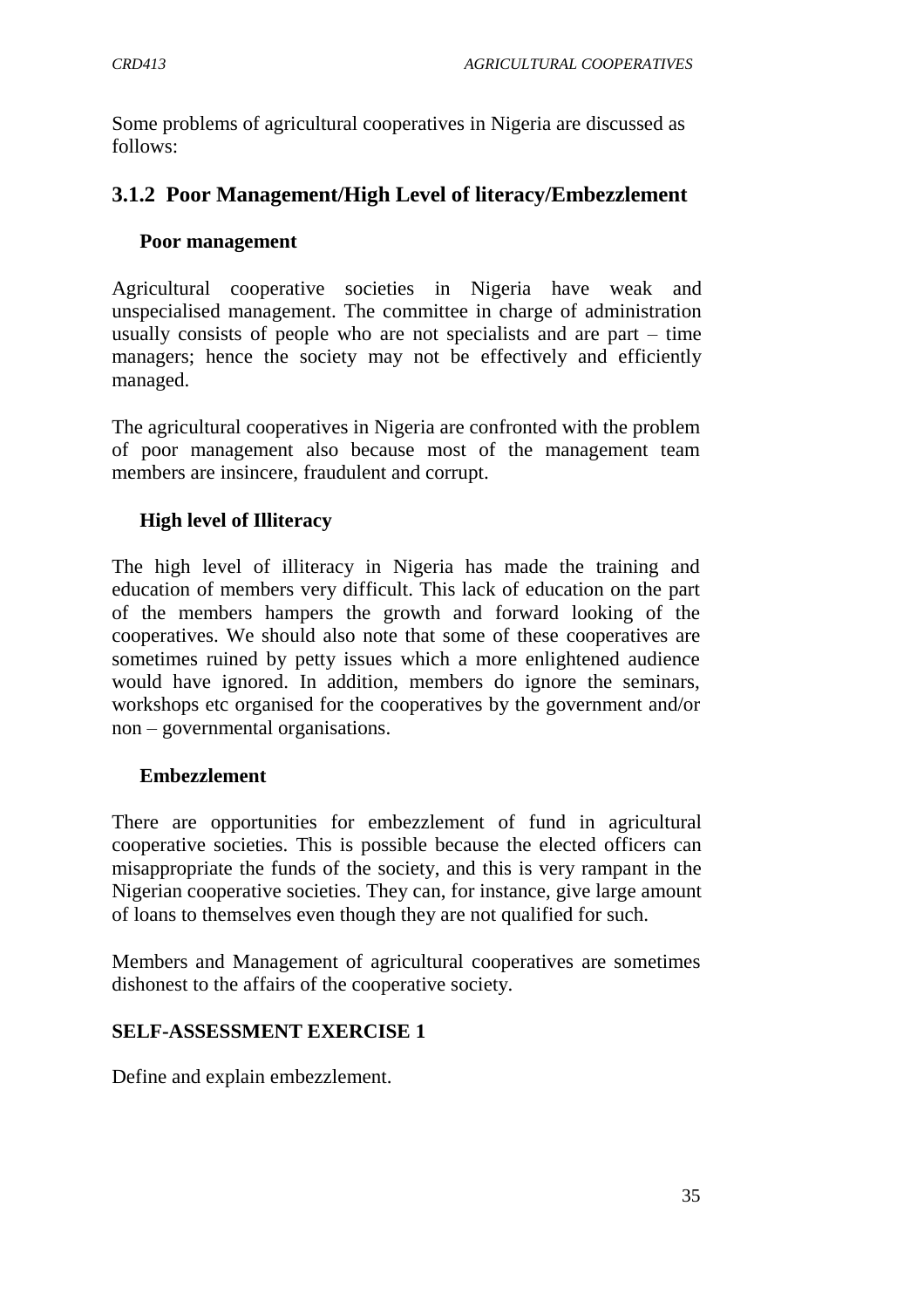Some problems of agricultural cooperatives in Nigeria are discussed as follows:

### 3.1.2 Poor Management/High Level of literacy/Embezzlement

**Poor management**

Agricultural cooperative societies in Nigeria have weak and unspecialised management. The committee in charge of administration usually consists of people who are not specialists and are part – time managers; hence the society may not be effectively and efficiently managed.

The agricultural cooperatives in Nigeria are confronted with the problem of poor management also because most of the management team members are insincere, fraudulent and corrupt.

**High level of Illiteracy**

The high level of illiteracy in Nigeria has made the training and education of members very difficult. This lack of education on the part of the members hampers the growth and forward looking of the cooperatives. We should also note that some of these cooperatives are sometimes ruined by petty issues which a more enlightened audience would have ignored. In addition, members do ignore the seminars, workshops etc organised for the cooperatives by the government and/or non – governmental organisations.

**Embezzlement**

There are opportunities for embezzlement of fund in agricultural cooperative societies. This is possible because the elected officers can misappropriate the funds of the society, and this is very rampant in the Nigerian cooperative societies. They can, for instance, give large amount of loans to themselves even though they are not qualified for such.

Members and Management of agricultural cooperatives are sometimes dishonest to the affairs of the cooperative society.

**SELF-ASSESSMENT EXERCISE 1**

Define and explain embezzlement.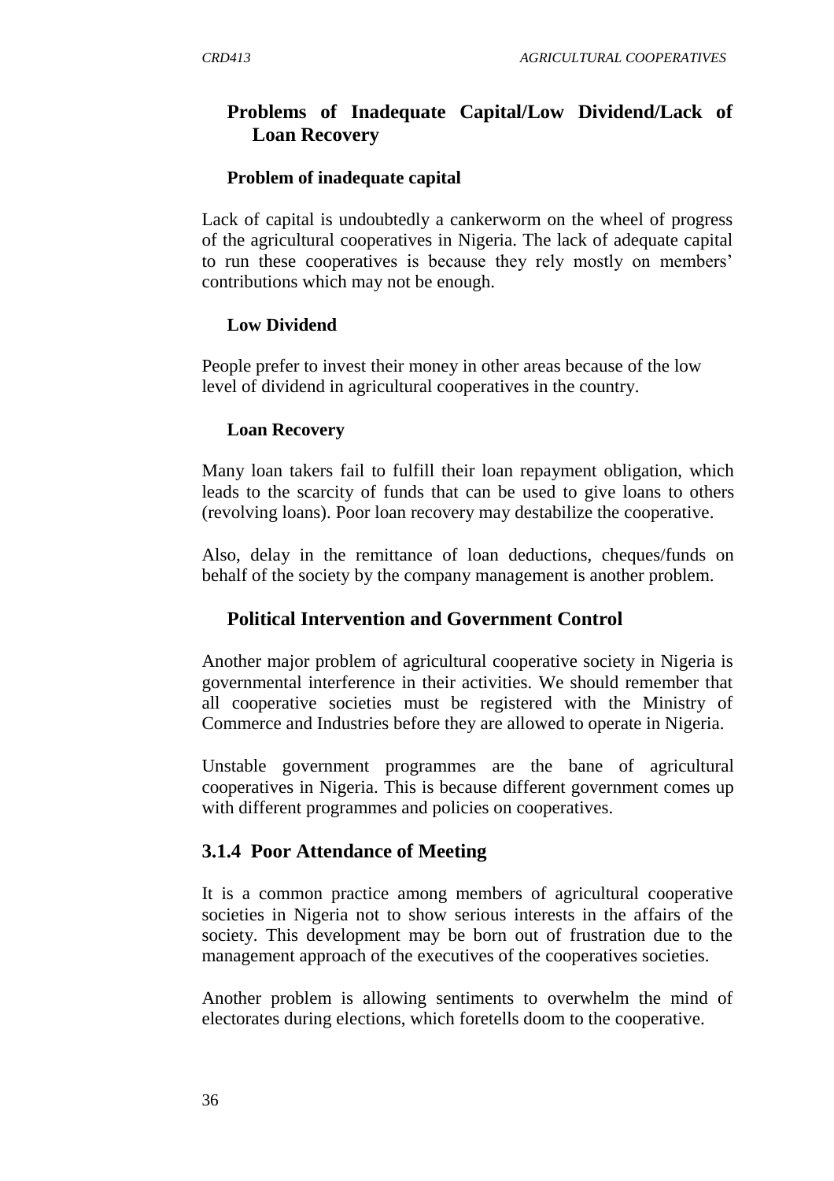### Problems of Inadequate Capital/Low Dividend/Lack of Loan Recovery

#### Problem of inadequate capital

Lack of capital is undoubtedly a cankerworm on the wheel of progress of the agricultural cooperatives in Nigeria. The lack of adequate capital to run these cooperatives is because they rely mostly on members' contributions which may not be enough.

#### Low Dividend

People prefer to invest their money in other areas because of the low level of dividend in agricultural cooperatives in the country.

#### Loan Recovery

Many loan takers fail to fulfill their loan repayment obligation, which leads to the scarcity of funds that can be used to give loans to others (revolving loans). Poor loan recovery may destabilize the cooperative.

Also, delay in the remittance of loan deductions, cheques/funds on behalf of the society by the company management is another problem.

### Political Intervention and Government Control

Another major problem of agricultural cooperative society in Nigeria is governmental interference in their activities. We should remember that all cooperative societies must be registered with the Ministry of Commerce and Industries before they are allowed to operate in Nigeria.

Unstable government programmes are the bane of agricultural cooperatives in Nigeria. This is because different government comes up with different programmes and policies on cooperatives.

### 3.1.4 Poor Attendance of Meeting

It is a common practice among members of agricultural cooperative societies in Nigeria not to show serious interests in the affairs of the society. This development may be born out of frustration due to the management approach of the executives of the cooperatives societies.

Another problem is allowing sentiments to overwhelm the mind of electorates during elections, which foretells doom to the cooperative.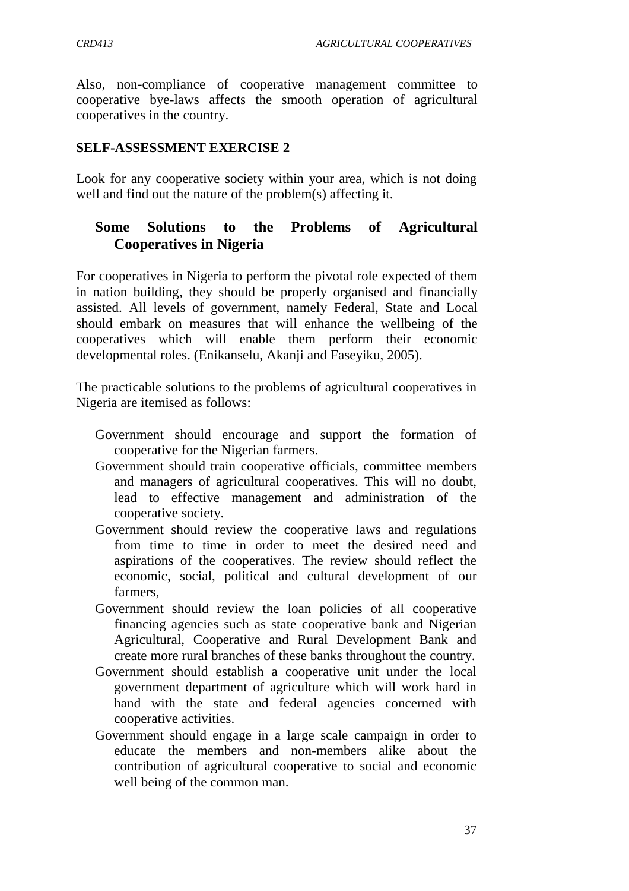Also, non-compliance of cooperative management committee to cooperative bye-laws affects the smooth operation of agricultural cooperatives in the country.

**SELF-ASSESSMENT EXERCISE 2**

Look for any cooperative society within your area, which is not doing well and find out the nature of the problem(s) affecting it.

## Some Solutions to the Problems of Agricultural Cooperatives in Nigeria

For cooperatives in Nigeria to perform the pivotal role expected of them in nation building, they should be properly organised and financially assisted. All levels of government, namely Federal, State and Local should embark on measures that will enhance the wellbeing of the cooperatives which will enable them perform their economic developmental roles. (Enikanselu, Akanji and Faseyiku, 2005).

The practicable solutions to the problems of agricultural cooperatives in Nigeria are itemised as follows:

- Government should encourage and support the formation of cooperative for the Nigerian farmers.
- Government should train cooperative officials, committee members and managers of agricultural cooperatives. This will no doubt, lead to effective management and administration of the cooperative society.
- Government should review the cooperative laws and regulations from time to time in order to meet the desired need and aspirations of the cooperatives. The review should reflect the economic, social, political and cultural development of our farmers,
- Government should review the loan policies of all cooperative financing agencies such as state cooperative bank and Nigerian Agricultural, Cooperative and Rural Development Bank and create more rural branches of these banks throughout the country.
- Government should establish a cooperative unit under the local government department of agriculture which will work hard in hand with the state and federal agencies concerned with cooperative activities.
- Government should engage in a large scale campaign in order to educate the members and non-members alike about the contribution of agricultural cooperative to social and economic well being of the common man.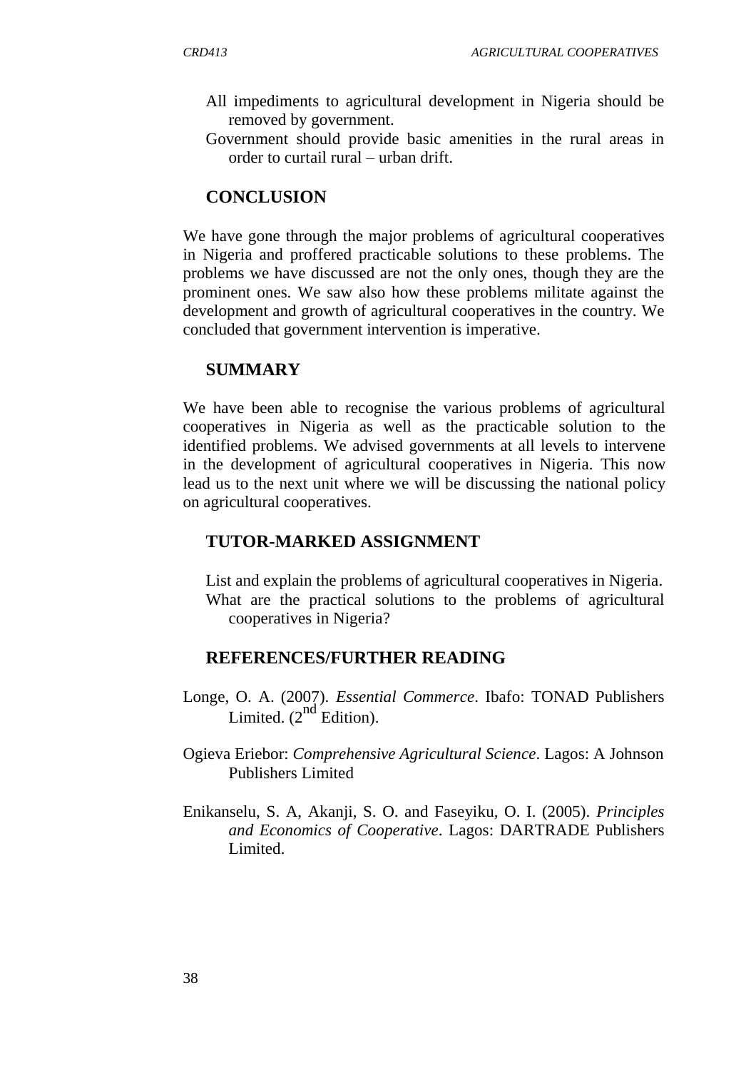- All impediments to agricultural development in Nigeria should be removed by government.
- Government should provide basic amenities in the rural areas in order to curtail rural – urban drift.

## CONCLUSION

We have gone through the major problems of agricultural cooperatives in Nigeria and proffered practicable solutions to these problems. The problems we have discussed are not the only ones, though they are the prominent ones. We saw also how these problems militate against the development and growth of agricultural cooperatives in the country. We concluded that government intervention is imperative.

## SUMMARY

We have been able to recognise the various problems of agricultural cooperatives in Nigeria as well as the practicable solution to the identified problems. We advised governments at all levels to intervene in the development of agricultural cooperatives in Nigeria. This now lead us to the next unit where we will be discussing the national policy on agricultural cooperatives.

## TUTOR-MARKED ASSIGNMENT

- List and explain the problems of agricultural cooperatives in Nigeria.
- What are the practical solutions to the problems of agricultural cooperatives in Nigeria?

## REFERENCES/FURTHER READING

Longe, O. A. (2007). *Essential Commerce*. Ibafo: TONAD Publishers Limited. (2nd Edition).

Ogieva Eriebor: *Comprehensive Agricultural Science*. Lagos: A Johnson Publishers Limited

Enikanselu, S. A, Akanji, S. O. and Faseyiku, O. I. (2005). *Principles and Economics of Cooperative*. Lagos: DARTRADE Publishers Limited.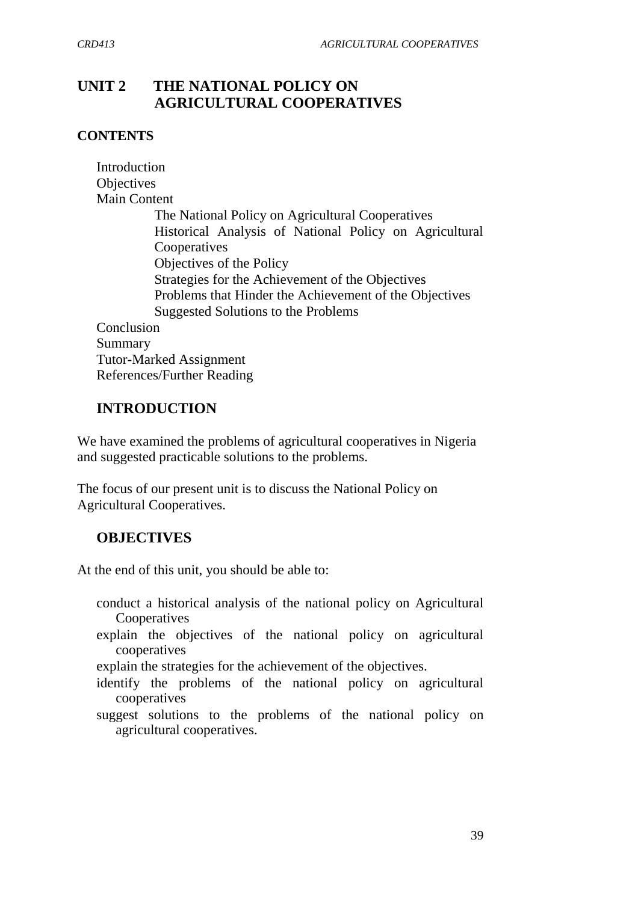# UNIT 2 THE NATIONAL POLICY ON AGRICULTURAL COOPERATIVES

## CONTENTS

Introduction
Objectives
Main Content
- The National Policy on Agricultural Cooperatives
- Historical Analysis of National Policy on Agricultural Cooperatives
- Objectives of the Policy
- Strategies for the Achievement of the Objectives
- Problems that Hinder the Achievement of the Objectives
- Suggested Solutions to the Problems

Conclusion
Summary
Tutor-Marked Assignment
References/Further Reading

## INTRODUCTION

We have examined the problems of agricultural cooperatives in Nigeria and suggested practicable solutions to the problems.

The focus of our present unit is to discuss the National Policy on Agricultural Cooperatives.

## OBJECTIVES

At the end of this unit, you should be able to:

- conduct a historical analysis of the national policy on Agricultural Cooperatives
- explain the objectives of the national policy on agricultural cooperatives
- explain the strategies for the achievement of the objectives.
- identify the problems of the national policy on agricultural cooperatives
- suggest solutions to the problems of the national policy on agricultural cooperatives.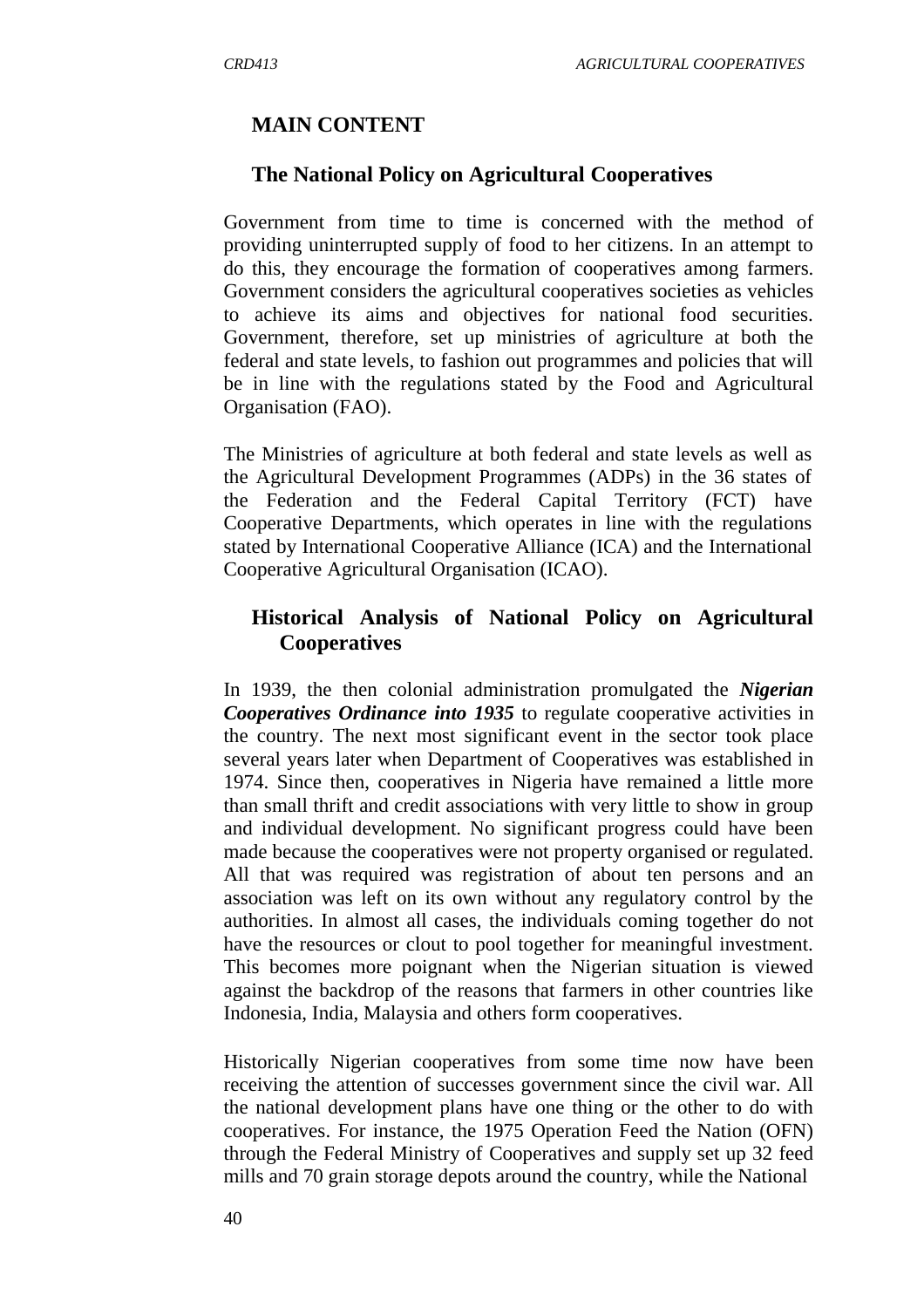## MAIN CONTENT

### The National Policy on Agricultural Cooperatives

Government from time to time is concerned with the method of providing uninterrupted supply of food to her citizens. In an attempt to do this, they encourage the formation of cooperatives among farmers. Government considers the agricultural cooperatives societies as vehicles to achieve its aims and objectives for national food securities. Government, therefore, set up ministries of agriculture at both the federal and state levels, to fashion out programmes and policies that will be in line with the regulations stated by the Food and Agricultural Organisation (FAO).

The Ministries of agriculture at both federal and state levels as well as the Agricultural Development Programmes (ADPs) in the 36 states of the Federation and the Federal Capital Territory (FCT) have Cooperative Departments, which operates in line with the regulations stated by International Cooperative Alliance (ICA) and the International Cooperative Agricultural Organisation (ICAO).

### Historical Analysis of National Policy on Agricultural Cooperatives

In 1939, the then colonial administration promulgated the ***Nigerian Cooperatives Ordinance into 1935*** to regulate cooperative activities in the country. The next most significant event in the sector took place several years later when Department of Cooperatives was established in 1974. Since then, cooperatives in Nigeria have remained a little more than small thrift and credit associations with very little to show in group and individual development. No significant progress could have been made because the cooperatives were not property organised or regulated. All that was required was registration of about ten persons and an association was left on its own without any regulatory control by the authorities. In almost all cases, the individuals coming together do not have the resources or clout to pool together for meaningful investment. This becomes more poignant when the Nigerian situation is viewed against the backdrop of the reasons that farmers in other countries like Indonesia, India, Malaysia and others form cooperatives.

Historically Nigerian cooperatives from some time now have been receiving the attention of successes government since the civil war. All the national development plans have one thing or the other to do with cooperatives. For instance, the 1975 Operation Feed the Nation (OFN) through the Federal Ministry of Cooperatives and supply set up 32 feed mills and 70 grain storage depots around the country, while the National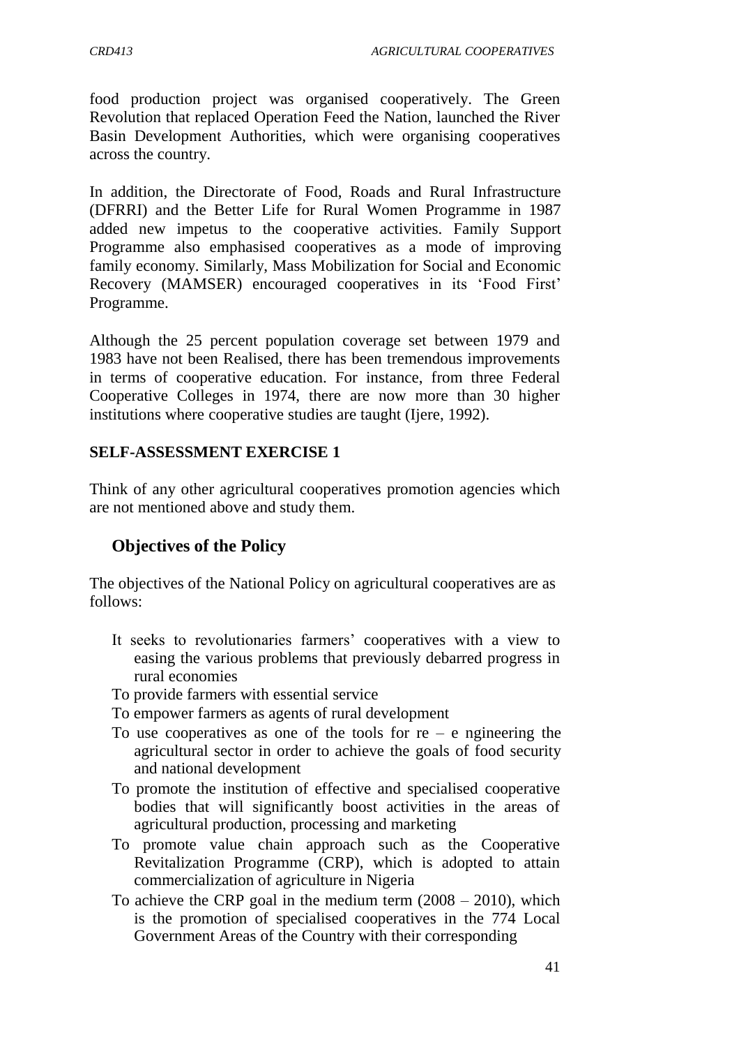food production project was organised cooperatively. The Green Revolution that replaced Operation Feed the Nation, launched the River Basin Development Authorities, which were organising cooperatives across the country.

In addition, the Directorate of Food, Roads and Rural Infrastructure (DFRRI) and the Better Life for Rural Women Programme in 1987 added new impetus to the cooperative activities. Family Support Programme also emphasised cooperatives as a mode of improving family economy. Similarly, Mass Mobilization for Social and Economic Recovery (MAMSER) encouraged cooperatives in its 'Food First' Programme.

Although the 25 percent population coverage set between 1979 and 1983 have not been Realised, there has been tremendous improvements in terms of cooperative education. For instance, from three Federal Cooperative Colleges in 1974, there are now more than 30 higher institutions where cooperative studies are taught (Ijere, 1992).

**SELF-ASSESSMENT EXERCISE 1**

Think of any other agricultural cooperatives promotion agencies which are not mentioned above and study them.

### Objectives of the Policy

The objectives of the National Policy on agricultural cooperatives are as follows:

- It seeks to revolutionaries farmers' cooperatives with a view to easing the various problems that previously debarred progress in rural economies
- To provide farmers with essential service
- To empower farmers as agents of rural development
- To use cooperatives as one of the tools for re – e ngineering the agricultural sector in order to achieve the goals of food security and national development
- To promote the institution of effective and specialised cooperative bodies that will significantly boost activities in the areas of agricultural production, processing and marketing
- To promote value chain approach such as the Cooperative Revitalization Programme (CRP), which is adopted to attain commercialization of agriculture in Nigeria
- To achieve the CRP goal in the medium term (2008 – 2010), which is the promotion of specialised cooperatives in the 774 Local Government Areas of the Country with their corresponding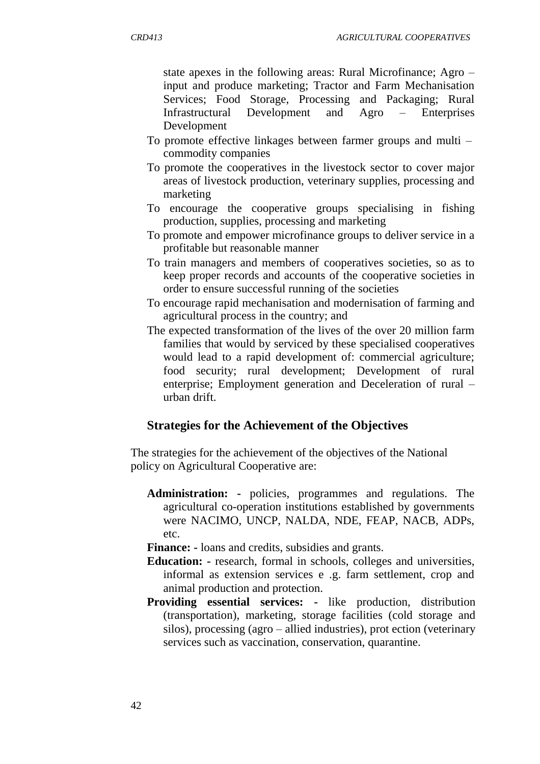state apexes in the following areas: Rural Microfinance; Agro – input and produce marketing; Tractor and Farm Mechanisation Services; Food Storage, Processing and Packaging; Rural Infrastructural Development and Agro – Enterprises Development

- To promote effective linkages between farmer groups and multi – commodity companies
- To promote the cooperatives in the livestock sector to cover major areas of livestock production, veterinary supplies, processing and marketing
- To encourage the cooperative groups specialising in fishing production, supplies, processing and marketing
- To promote and empower microfinance groups to deliver service in a profitable but reasonable manner
- To train managers and members of cooperatives societies, so as to keep proper records and accounts of the cooperative societies in order to ensure successful running of the societies
- To encourage rapid mechanisation and modernisation of farming and agricultural process in the country; and
- The expected transformation of the lives of the over 20 million farm families that would by serviced by these specialised cooperatives would lead to a rapid development of: commercial agriculture; food security; rural development; Development of rural enterprise; Employment generation and Deceleration of rural – urban drift.

### Strategies for the Achievement of the Objectives

The strategies for the achievement of the objectives of the National policy on Agricultural Cooperative are:

- **Administration: -** policies, programmes and regulations. The agricultural co-operation institutions established by governments were NACIMO, UNCP, NALDA, NDE, FEAP, NACB, ADPs, etc.
- **Finance: -** loans and credits, subsidies and grants.
- **Education: -** research, formal in schools, colleges and universities, informal as extension services e .g. farm settlement, crop and animal production and protection.
- **Providing essential services: -** like production, distribution (transportation), marketing, storage facilities (cold storage and silos), processing (agro – allied industries), prot ection (veterinary services such as vaccination, conservation, quarantine.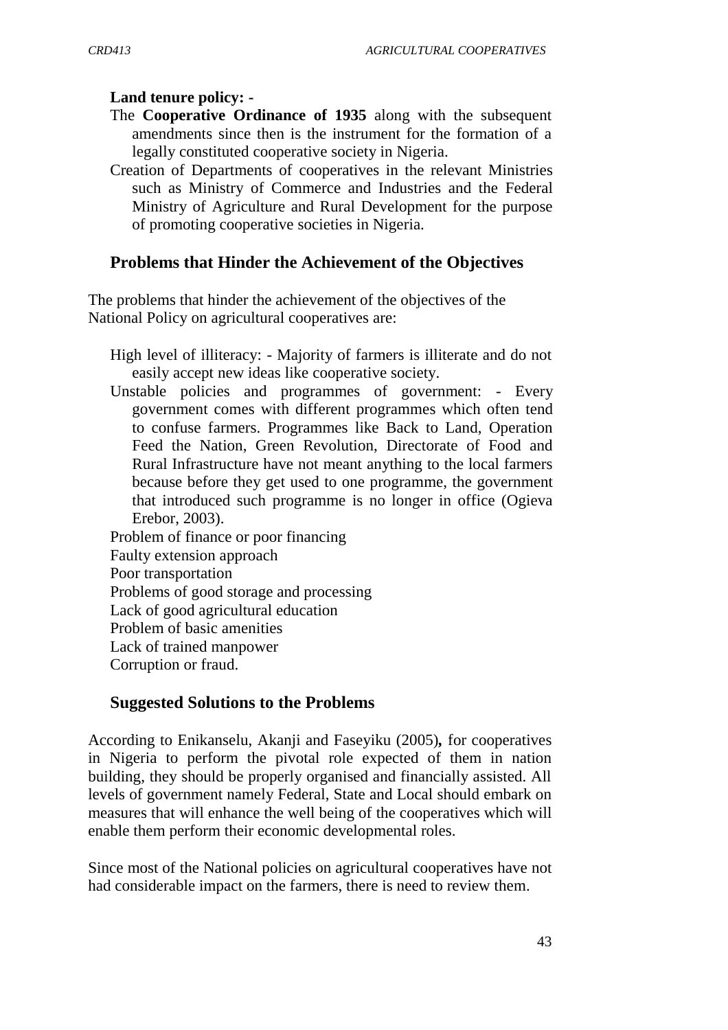**Land tenure policy: -**

- The **Cooperative Ordinance of 1935** along with the subsequent amendments since then is the instrument for the formation of a legally constituted cooperative society in Nigeria.
- Creation of Departments of cooperatives in the relevant Ministries such as Ministry of Commerce and Industries and the Federal Ministry of Agriculture and Rural Development for the purpose of promoting cooperative societies in Nigeria.

## Problems that Hinder the Achievement of the Objectives

The problems that hinder the achievement of the objectives of the National Policy on agricultural cooperatives are:

- High level of illiteracy: - Majority of farmers is illiterate and do not easily accept new ideas like cooperative society.
- Unstable policies and programmes of government: - Every government comes with different programmes which often tend to confuse farmers. Programmes like Back to Land, Operation Feed the Nation, Green Revolution, Directorate of Food and Rural Infrastructure have not meant anything to the local farmers because before they get used to one programme, the government that introduced such programme is no longer in office (Ogieva Erebor, 2003).
- Problem of finance or poor financing
- Faulty extension approach
- Poor transportation
- Problems of good storage and processing
- Lack of good agricultural education
- Problem of basic amenities
- Lack of trained manpower
- Corruption or fraud.

## Suggested Solutions to the Problems

According to Enikanselu, Akanji and Faseyiku (2005**),** for cooperatives in Nigeria to perform the pivotal role expected of them in nation building, they should be properly organised and financially assisted. All levels of government namely Federal, State and Local should embark on measures that will enhance the well being of the cooperatives which will enable them perform their economic developmental roles.

Since most of the National policies on agricultural cooperatives have not had considerable impact on the farmers, there is need to review them.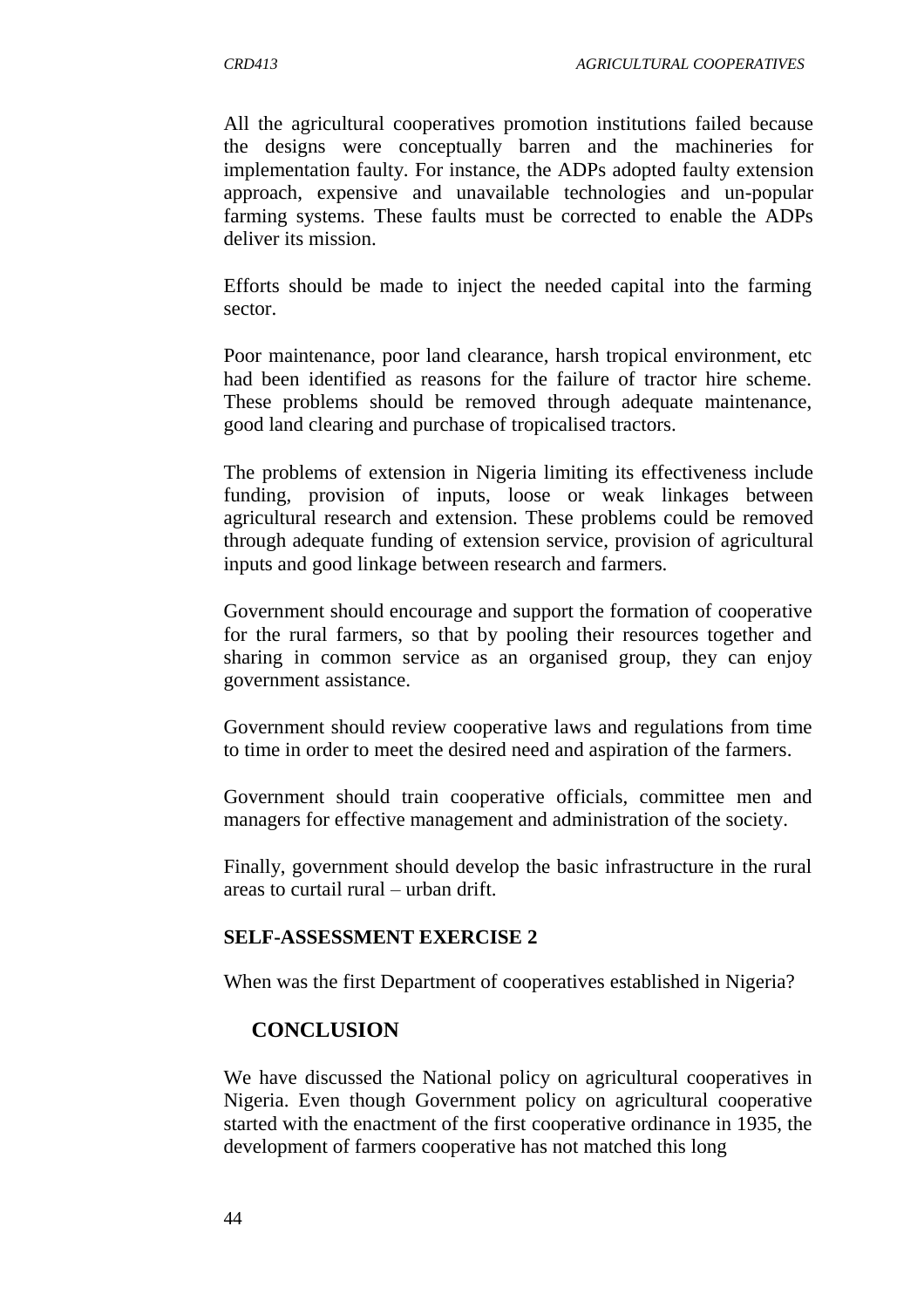All the agricultural cooperatives promotion institutions failed because the designs were conceptually barren and the machineries for implementation faulty. For instance, the ADPs adopted faulty extension approach, expensive and unavailable technologies and un-popular farming systems. These faults must be corrected to enable the ADPs deliver its mission.

Efforts should be made to inject the needed capital into the farming sector.

Poor maintenance, poor land clearance, harsh tropical environment, etc had been identified as reasons for the failure of tractor hire scheme. These problems should be removed through adequate maintenance, good land clearing and purchase of tropicalised tractors.

The problems of extension in Nigeria limiting its effectiveness include funding, provision of inputs, loose or weak linkages between agricultural research and extension. These problems could be removed through adequate funding of extension service, provision of agricultural inputs and good linkage between research and farmers.

Government should encourage and support the formation of cooperative for the rural farmers, so that by pooling their resources together and sharing in common service as an organised group, they can enjoy government assistance.

Government should review cooperative laws and regulations from time to time in order to meet the desired need and aspiration of the farmers.

Government should train cooperative officials, committee men and managers for effective management and administration of the society.

Finally, government should develop the basic infrastructure in the rural areas to curtail rural – urban drift.

**SELF-ASSESSMENT EXERCISE 2**

When was the first Department of cooperatives established in Nigeria?

## CONCLUSION

We have discussed the National policy on agricultural cooperatives in Nigeria. Even though Government policy on agricultural cooperative started with the enactment of the first cooperative ordinance in 1935, the development of farmers cooperative has not matched this long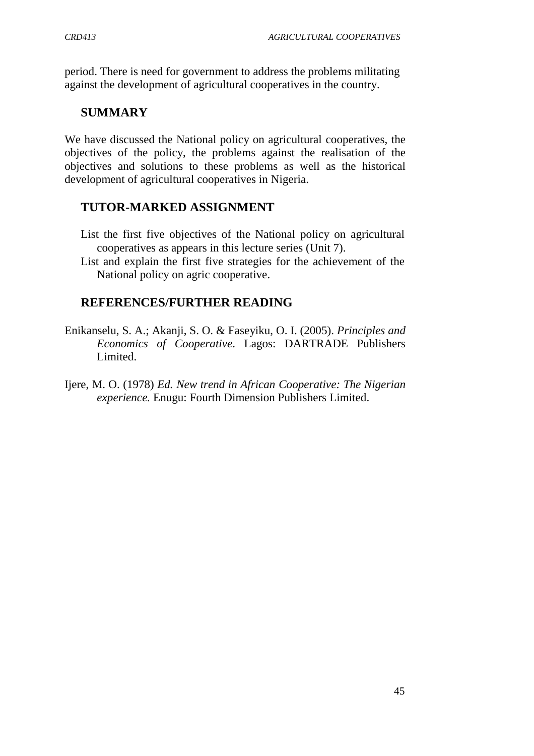period. There is need for government to address the problems militating against the development of agricultural cooperatives in the country.

## SUMMARY

We have discussed the National policy on agricultural cooperatives, the objectives of the policy, the problems against the realisation of the objectives and solutions to these problems as well as the historical development of agricultural cooperatives in Nigeria.

## TUTOR-MARKED ASSIGNMENT

List the first five objectives of the National policy on agricultural cooperatives as appears in this lecture series (Unit 7).

List and explain the first five strategies for the achievement of the National policy on agric cooperative.

## REFERENCES/FURTHER READING

Enikanselu, S. A.; Akanji, S. O. & Faseyiku, O. I. (2005). *Principles and Economics of Cooperative*. Lagos: DARTRADE Publishers Limited.

Ijere, M. O. (1978) *Ed. New trend in African Cooperative: The Nigerian experience.* Enugu: Fourth Dimension Publishers Limited.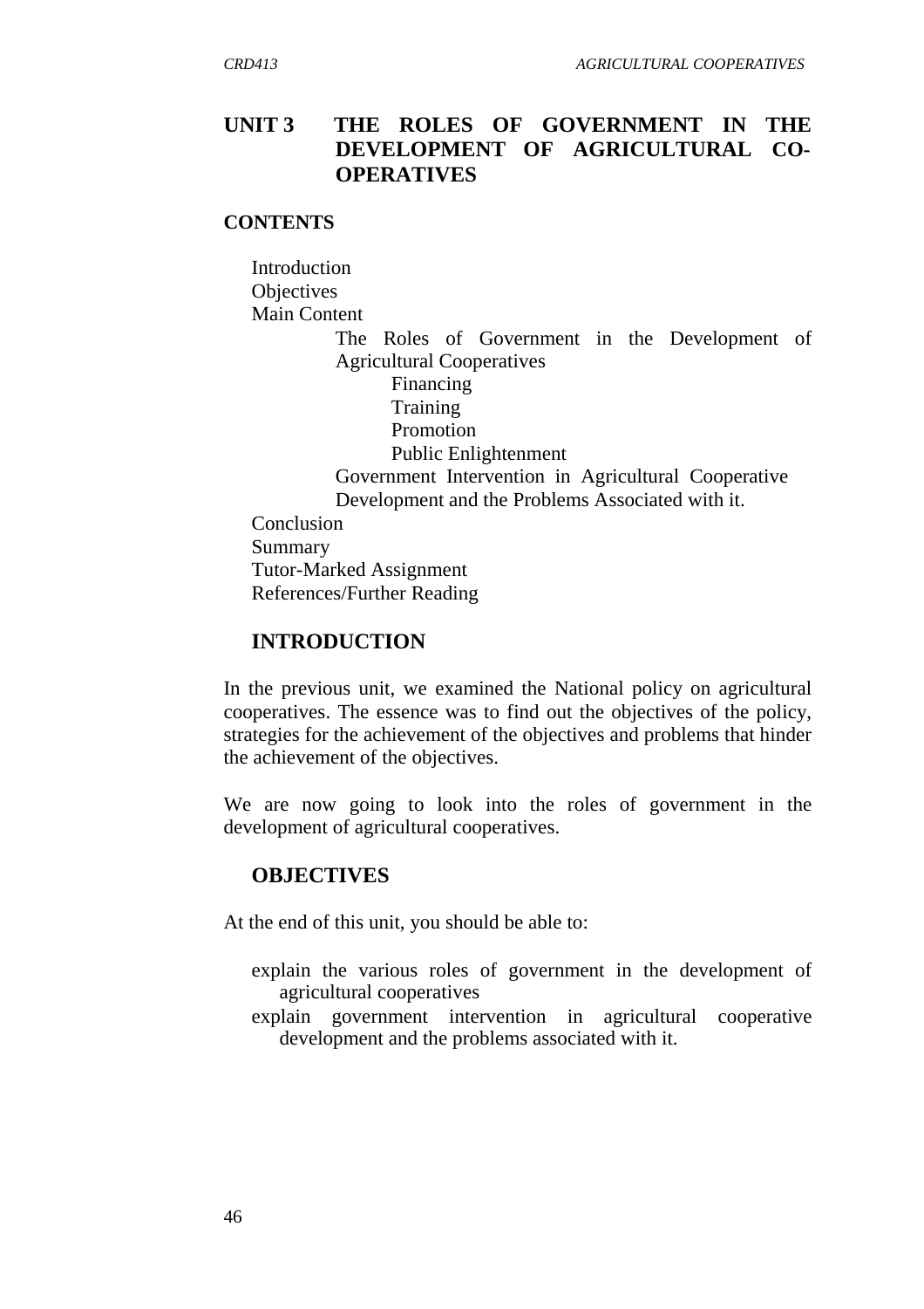## UNIT 3 THE ROLES OF GOVERNMENT IN THE DEVELOPMENT OF AGRICULTURAL CO-OPERATIVES

**CONTENTS**

Introduction
Objectives
Main Content
- The Roles of Government in the Development of Agricultural Cooperatives
  - Financing
  - Training
  - Promotion
  - Public Enlightenment
- Government Intervention in Agricultural Cooperative Development and the Problems Associated with it.

Conclusion
Summary
Tutor-Marked Assignment
References/Further Reading

### INTRODUCTION

In the previous unit, we examined the National policy on agricultural cooperatives. The essence was to find out the objectives of the policy, strategies for the achievement of the objectives and problems that hinder the achievement of the objectives.

We are now going to look into the roles of government in the development of agricultural cooperatives.

### OBJECTIVES

At the end of this unit, you should be able to:

- explain the various roles of government in the development of agricultural cooperatives
- explain government intervention in agricultural cooperative development and the problems associated with it.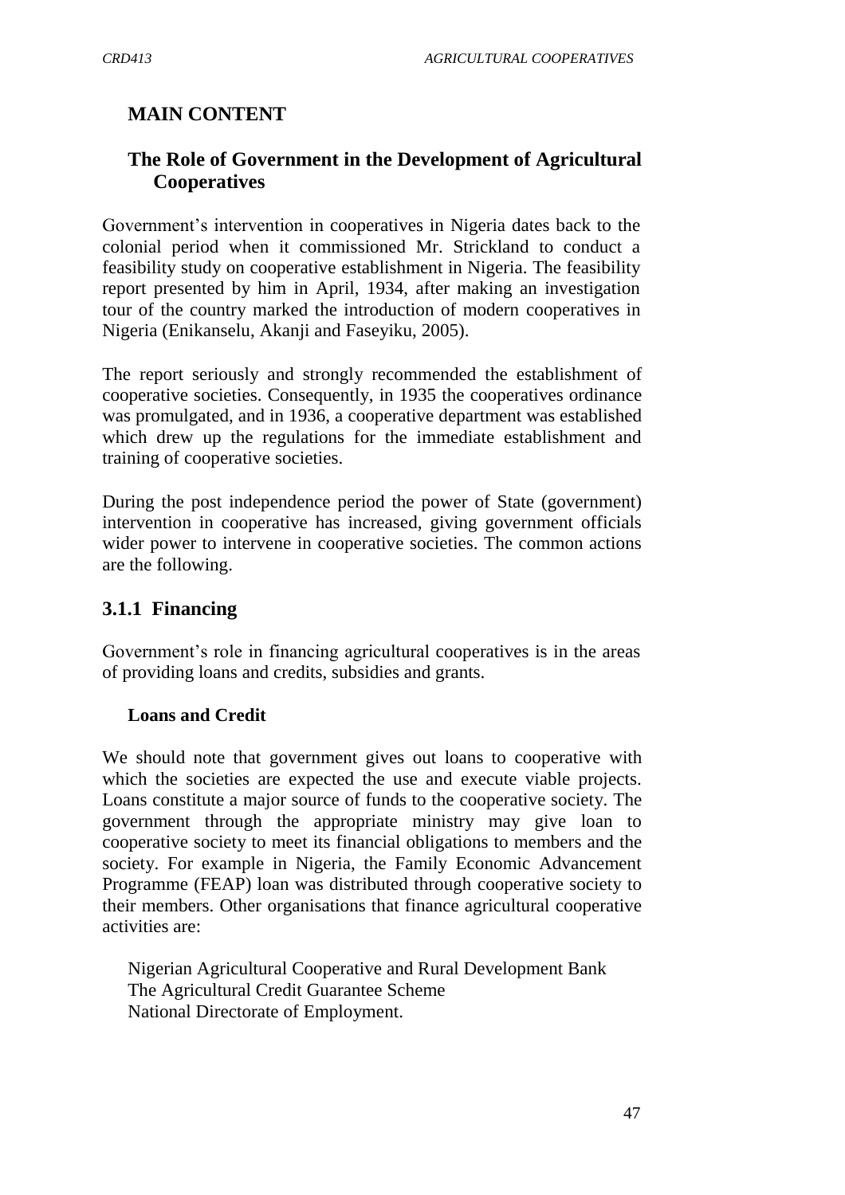## MAIN CONTENT

### The Role of Government in the Development of Agricultural Cooperatives

Government's intervention in cooperatives in Nigeria dates back to the colonial period when it commissioned Mr. Strickland to conduct a feasibility study on cooperative establishment in Nigeria. The feasibility report presented by him in April, 1934, after making an investigation tour of the country marked the introduction of modern cooperatives in Nigeria (Enikanselu, Akanji and Faseyiku, 2005).

The report seriously and strongly recommended the establishment of cooperative societies. Consequently, in 1935 the cooperatives ordinance was promulgated, and in 1936, a cooperative department was established which drew up the regulations for the immediate establishment and training of cooperative societies.

During the post independence period the power of State (government) intervention in cooperative has increased, giving government officials wider power to intervene in cooperative societies. The common actions are the following.

### 3.1.1 Financing

Government's role in financing agricultural cooperatives is in the areas of providing loans and credits, subsidies and grants.

**Loans and Credit**

We should note that government gives out loans to cooperative with which the societies are expected the use and execute viable projects. Loans constitute a major source of funds to the cooperative society. The government through the appropriate ministry may give loan to cooperative society to meet its financial obligations to members and the society. For example in Nigeria, the Family Economic Advancement Programme (FEAP) loan was distributed through cooperative society to their members. Other organisations that finance agricultural cooperative activities are:

Nigerian Agricultural Cooperative and Rural Development Bank
The Agricultural Credit Guarantee Scheme
National Directorate of Employment.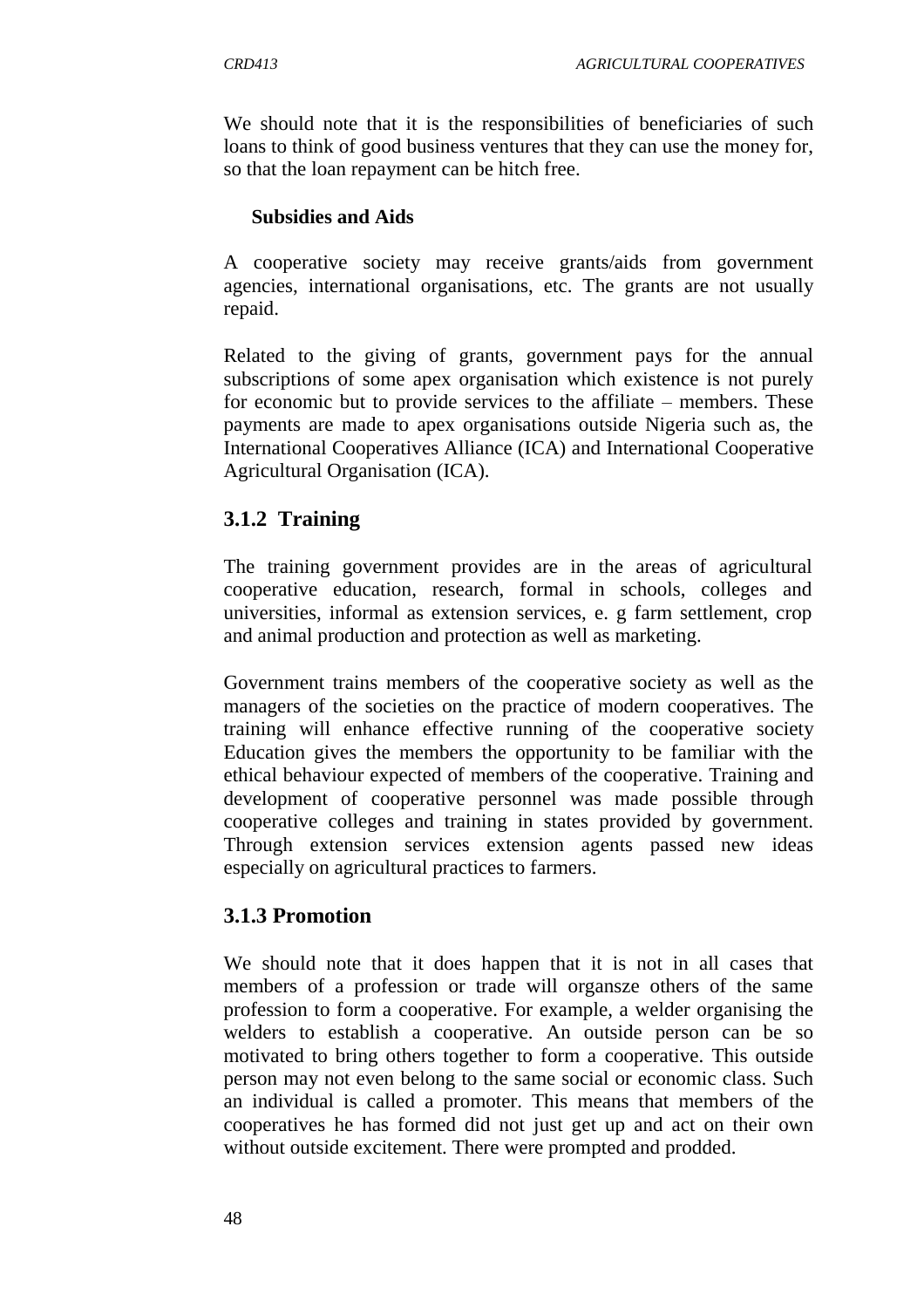We should note that it is the responsibilities of beneficiaries of such loans to think of good business ventures that they can use the money for, so that the loan repayment can be hitch free.

**Subsidies and Aids**

A cooperative society may receive grants/aids from government agencies, international organisations, etc. The grants are not usually repaid.

Related to the giving of grants, government pays for the annual subscriptions of some apex organisation which existence is not purely for economic but to provide services to the affiliate – members. These payments are made to apex organisations outside Nigeria such as, the International Cooperatives Alliance (ICA) and International Cooperative Agricultural Organisation (ICA).

### 3.1.2 Training

The training government provides are in the areas of agricultural cooperative education, research, formal in schools, colleges and universities, informal as extension services, e. g farm settlement, crop and animal production and protection as well as marketing.

Government trains members of the cooperative society as well as the managers of the societies on the practice of modern cooperatives. The training will enhance effective running of the cooperative society Education gives the members the opportunity to be familiar with the ethical behaviour expected of members of the cooperative. Training and development of cooperative personnel was made possible through cooperative colleges and training in states provided by government. Through extension services extension agents passed new ideas especially on agricultural practices to farmers.

### 3.1.3 Promotion

We should note that it does happen that it is not in all cases that members of a profession or trade will organsze others of the same profession to form a cooperative. For example, a welder organising the welders to establish a cooperative. An outside person can be so motivated to bring others together to form a cooperative. This outside person may not even belong to the same social or economic class. Such an individual is called a promoter. This means that members of the cooperatives he has formed did not just get up and act on their own without outside excitement. There were prompted and prodded.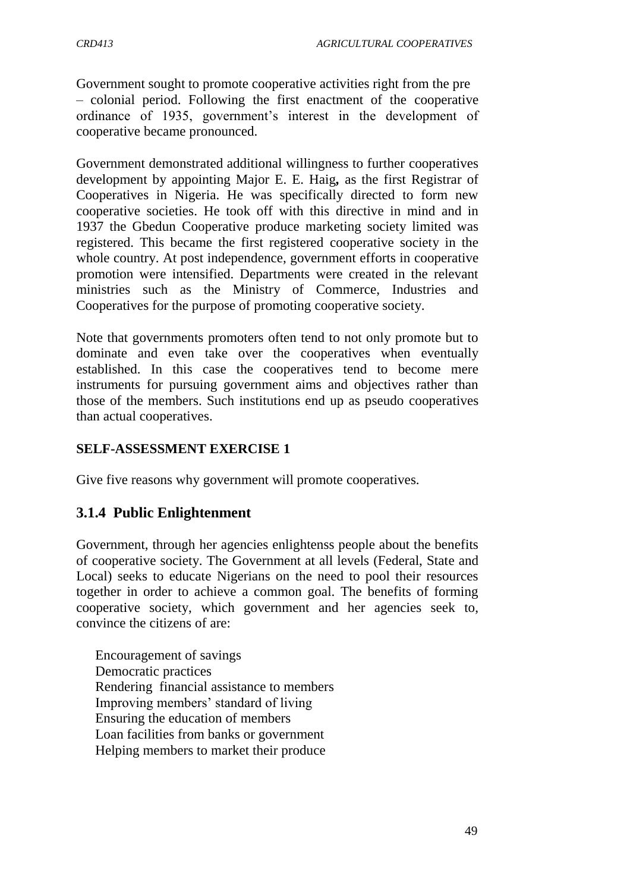Government sought to promote cooperative activities right from the pre – colonial period. Following the first enactment of the cooperative ordinance of 1935, government's interest in the development of cooperative became pronounced.

Government demonstrated additional willingness to further cooperatives development by appointing Major E. E. Haig**,** as the first Registrar of Cooperatives in Nigeria. He was specifically directed to form new cooperative societies. He took off with this directive in mind and in 1937 the Gbedun Cooperative produce marketing society limited was registered. This became the first registered cooperative society in the whole country. At post independence, government efforts in cooperative promotion were intensified. Departments were created in the relevant ministries such as the Ministry of Commerce, Industries and Cooperatives for the purpose of promoting cooperative society.

Note that governments promoters often tend to not only promote but to dominate and even take over the cooperatives when eventually established. In this case the cooperatives tend to become mere instruments for pursuing government aims and objectives rather than those of the members. Such institutions end up as pseudo cooperatives than actual cooperatives.

**SELF-ASSESSMENT EXERCISE 1**

Give five reasons why government will promote cooperatives.

### 3.1.4 Public Enlightenment

Government, through her agencies enlightenss people about the benefits of cooperative society. The Government at all levels (Federal, State and Local) seeks to educate Nigerians on the need to pool their resources together in order to achieve a common goal. The benefits of forming cooperative society, which government and her agencies seek to, convince the citizens of are:

- Encouragement of savings
- Democratic practices
- Rendering financial assistance to members
- Improving members' standard of living
- Ensuring the education of members
- Loan facilities from banks or government
- Helping members to market their produce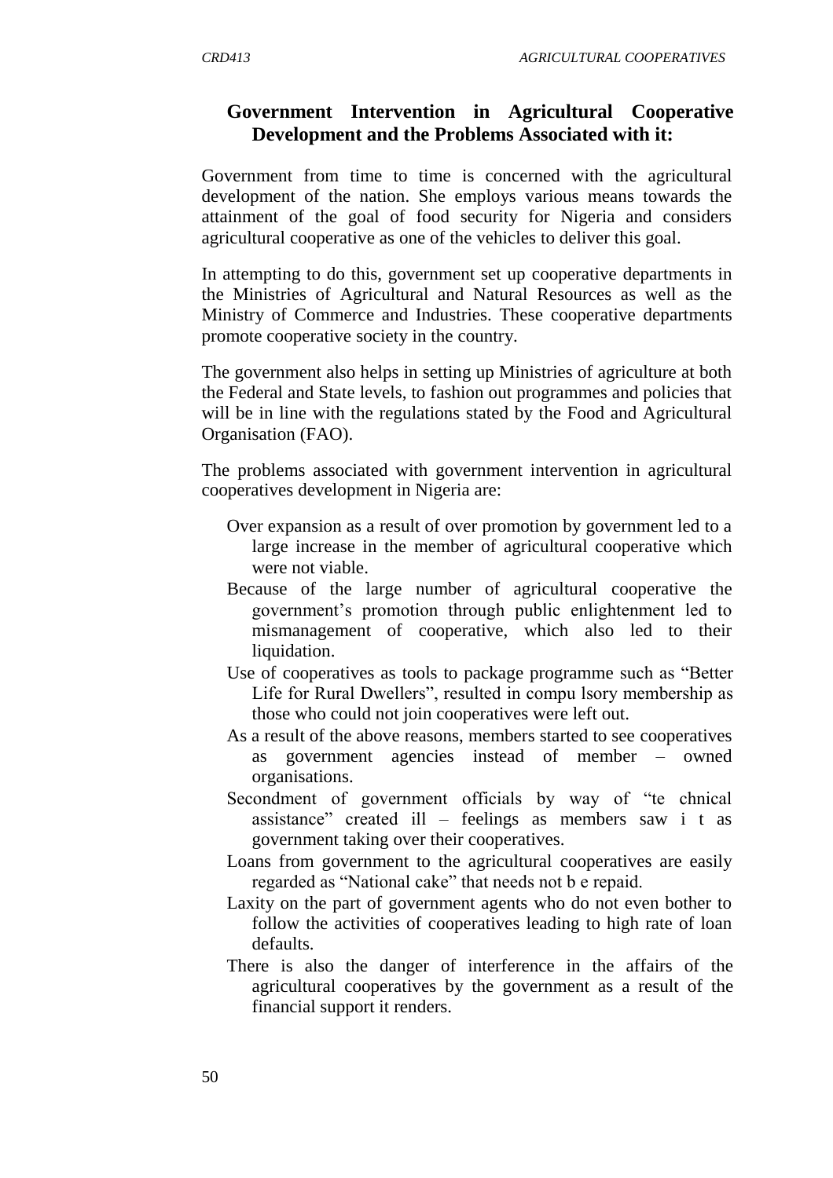## Government Intervention in Agricultural Cooperative Development and the Problems Associated with it:

Government from time to time is concerned with the agricultural development of the nation. She employs various means towards the attainment of the goal of food security for Nigeria and considers agricultural cooperative as one of the vehicles to deliver this goal.

In attempting to do this, government set up cooperative departments in the Ministries of Agricultural and Natural Resources as well as the Ministry of Commerce and Industries. These cooperative departments promote cooperative society in the country.

The government also helps in setting up Ministries of agriculture at both the Federal and State levels, to fashion out programmes and policies that will be in line with the regulations stated by the Food and Agricultural Organisation (FAO).

The problems associated with government intervention in agricultural cooperatives development in Nigeria are:

- Over expansion as a result of over promotion by government led to a large increase in the member of agricultural cooperative which were not viable.
- Because of the large number of agricultural cooperative the government's promotion through public enlightenment led to mismanagement of cooperative, which also led to their liquidation.
- Use of cooperatives as tools to package programme such as "Better Life for Rural Dwellers", resulted in compu lsory membership as those who could not join cooperatives were left out.
- As a result of the above reasons, members started to see cooperatives as government agencies instead of member – owned organisations.
- Secondment of government officials by way of "te chnical assistance" created ill – feelings as members saw i t as government taking over their cooperatives.
- Loans from government to the agricultural cooperatives are easily regarded as "National cake" that needs not b e repaid.
- Laxity on the part of government agents who do not even bother to follow the activities of cooperatives leading to high rate of loan defaults.
- There is also the danger of interference in the affairs of the agricultural cooperatives by the government as a result of the financial support it renders.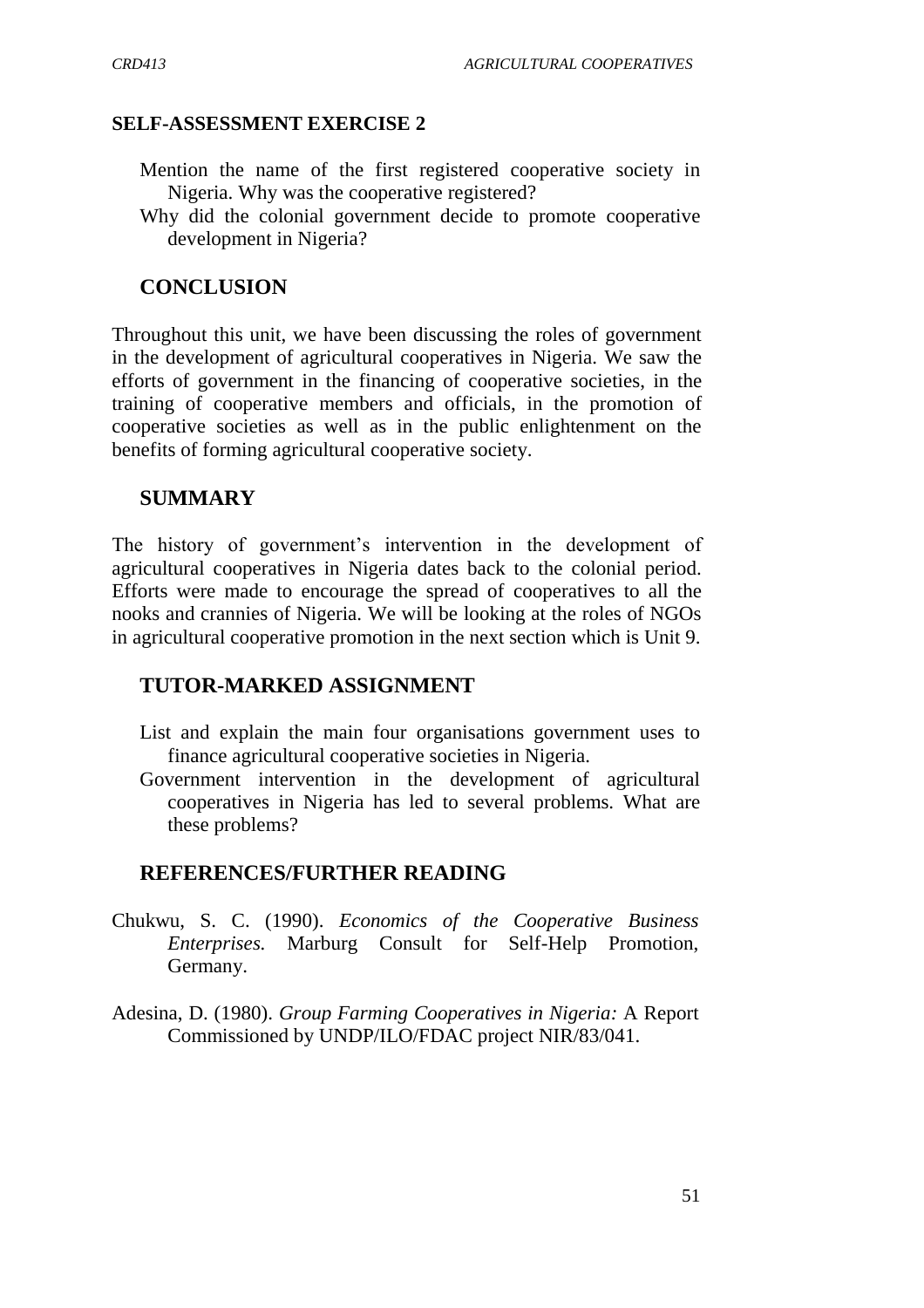**SELF-ASSESSMENT EXERCISE 2**

- Mention the name of the first registered cooperative society in Nigeria. Why was the cooperative registered?
- Why did the colonial government decide to promote cooperative development in Nigeria?

## CONCLUSION

Throughout this unit, we have been discussing the roles of government in the development of agricultural cooperatives in Nigeria. We saw the efforts of government in the financing of cooperative societies, in the training of cooperative members and officials, in the promotion of cooperative societies as well as in the public enlightenment on the benefits of forming agricultural cooperative society.

## SUMMARY

The history of government's intervention in the development of agricultural cooperatives in Nigeria dates back to the colonial period. Efforts were made to encourage the spread of cooperatives to all the nooks and crannies of Nigeria. We will be looking at the roles of NGOs in agricultural cooperative promotion in the next section which is Unit 9.

## TUTOR-MARKED ASSIGNMENT

- List and explain the main four organisations government uses to finance agricultural cooperative societies in Nigeria.
- Government intervention in the development of agricultural cooperatives in Nigeria has led to several problems. What are these problems?

## REFERENCES/FURTHER READING

Chukwu, S. C. (1990). *Economics of the Cooperative Business Enterprises.* Marburg Consult for Self-Help Promotion, Germany.

Adesina, D. (1980). *Group Farming Cooperatives in Nigeria:* A Report Commissioned by UNDP/ILO/FDAC project NIR/83/041.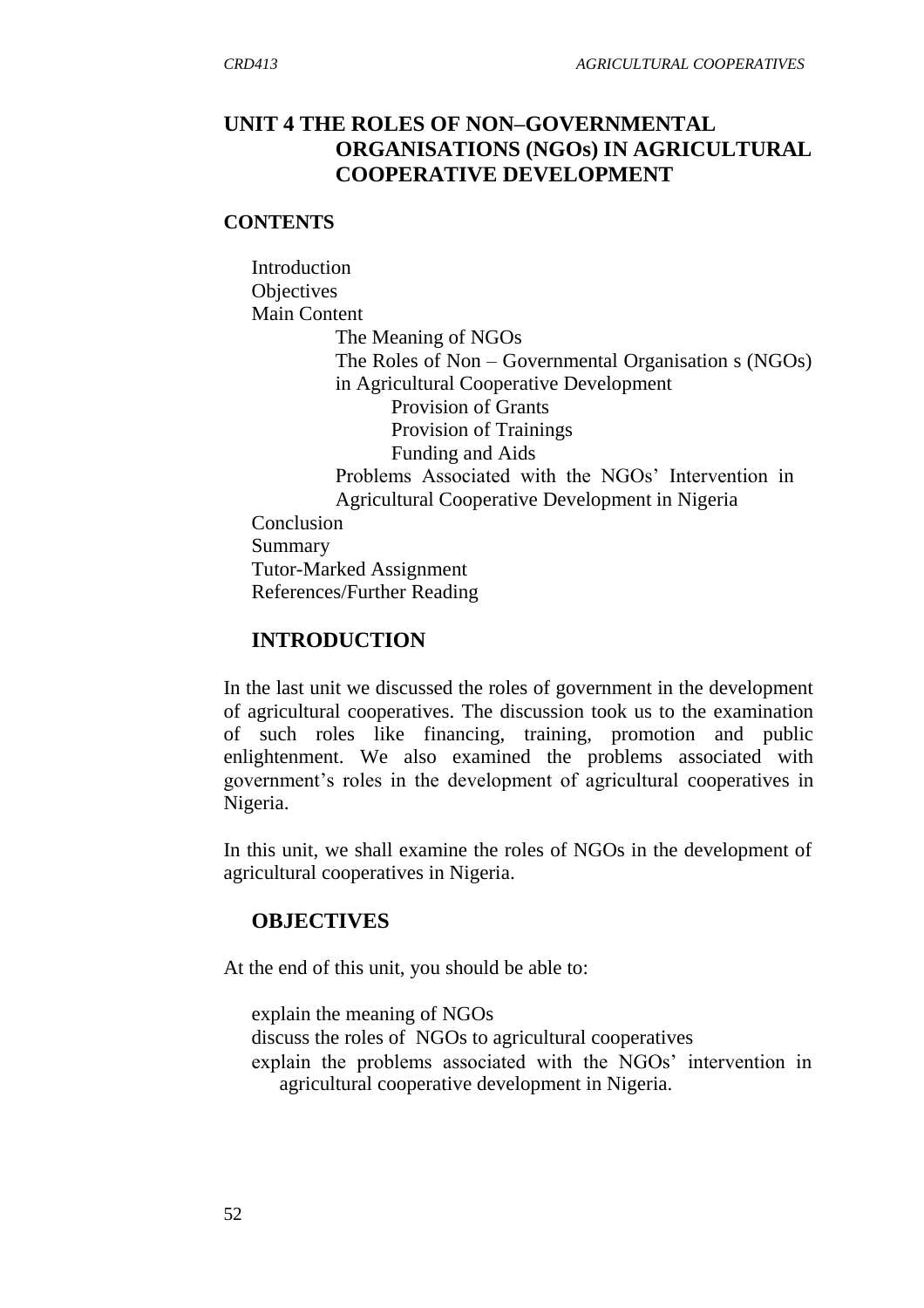# UNIT 4 THE ROLES OF NON–GOVERNMENTAL ORGANISATIONS (NGOs) IN AGRICULTURAL COOPERATIVE DEVELOPMENT

**CONTENTS**

- Introduction
- Objectives
- Main Content
  - The Meaning of NGOs
  - The Roles of Non – Governmental Organisation s (NGOs) in Agricultural Cooperative Development
    - Provision of Grants
    - Provision of Trainings
    - Funding and Aids
  - Problems Associated with the NGOs' Intervention in Agricultural Cooperative Development in Nigeria
- Conclusion
- Summary
- Tutor-Marked Assignment
- References/Further Reading

## INTRODUCTION

In the last unit we discussed the roles of government in the development of agricultural cooperatives. The discussion took us to the examination of such roles like financing, training, promotion and public enlightenment. We also examined the problems associated with government's roles in the development of agricultural cooperatives in Nigeria.

In this unit, we shall examine the roles of NGOs in the development of agricultural cooperatives in Nigeria.

## OBJECTIVES

At the end of this unit, you should be able to:

- explain the meaning of NGOs
- discuss the roles of NGOs to agricultural cooperatives
- explain the problems associated with the NGOs' intervention in agricultural cooperative development in Nigeria.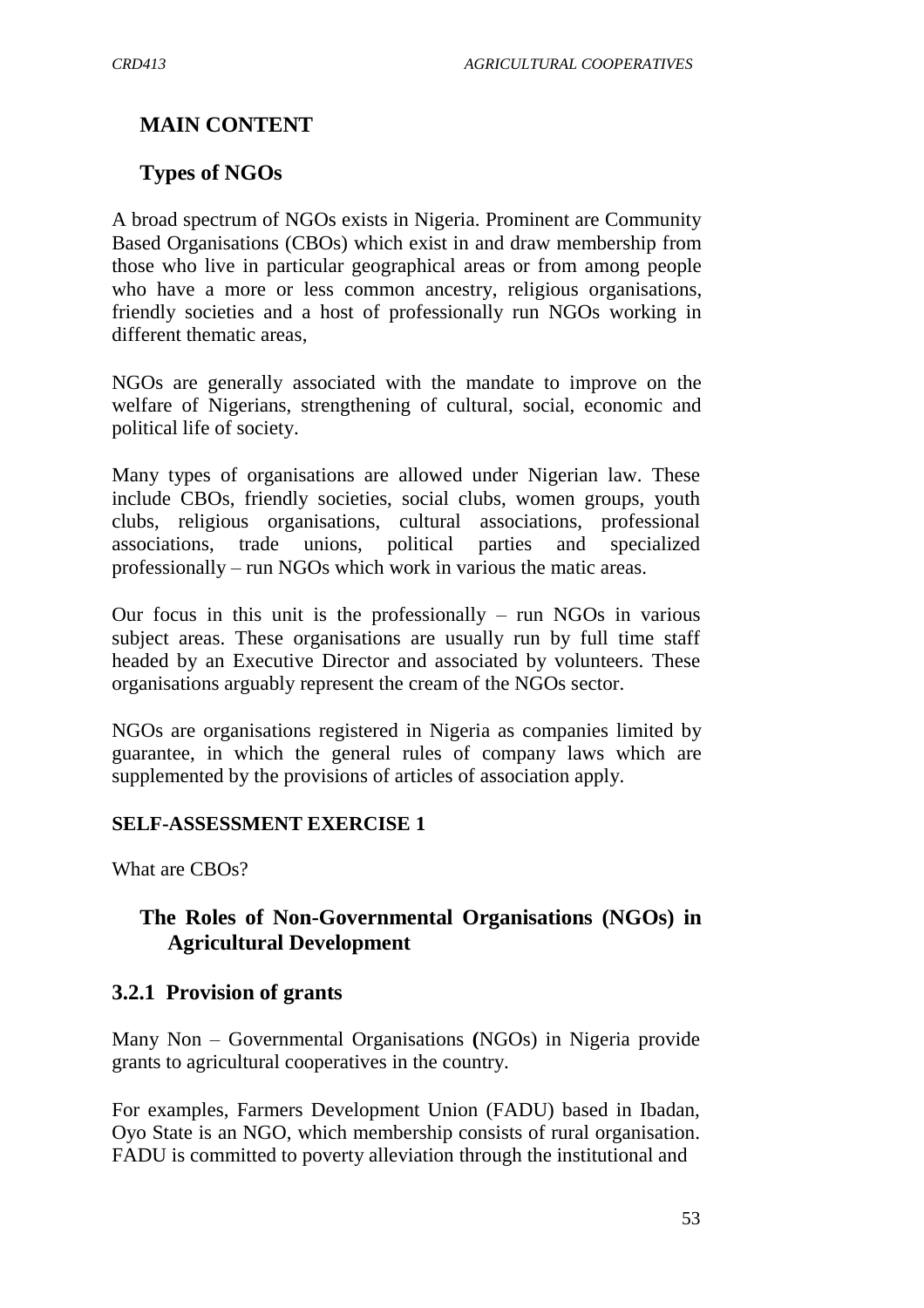## MAIN CONTENT

## Types of NGOs

A broad spectrum of NGOs exists in Nigeria. Prominent are Community Based Organisations (CBOs) which exist in and draw membership from those who live in particular geographical areas or from among people who have a more or less common ancestry, religious organisations, friendly societies and a host of professionally run NGOs working in different thematic areas,

NGOs are generally associated with the mandate to improve on the welfare of Nigerians, strengthening of cultural, social, economic and political life of society.

Many types of organisations are allowed under Nigerian law. These include CBOs, friendly societies, social clubs, women groups, youth clubs, religious organisations, cultural associations, professional associations, trade unions, political parties and specialized professionally – run NGOs which work in various the matic areas.

Our focus in this unit is the professionally – run NGOs in various subject areas. These organisations are usually run by full time staff headed by an Executive Director and associated by volunteers. These organisations arguably represent the cream of the NGOs sector.

NGOs are organisations registered in Nigeria as companies limited by guarantee, in which the general rules of company laws which are supplemented by the provisions of articles of association apply.

**SELF-ASSESSMENT EXERCISE 1**

What are CBOs?

## The Roles of Non-Governmental Organisations (NGOs) in Agricultural Development

### 3.2.1 Provision of grants

Many Non – Governmental Organisations **(**NGOs) in Nigeria provide grants to agricultural cooperatives in the country.

For examples, Farmers Development Union (FADU) based in Ibadan, Oyo State is an NGO, which membership consists of rural organisation. FADU is committed to poverty alleviation through the institutional and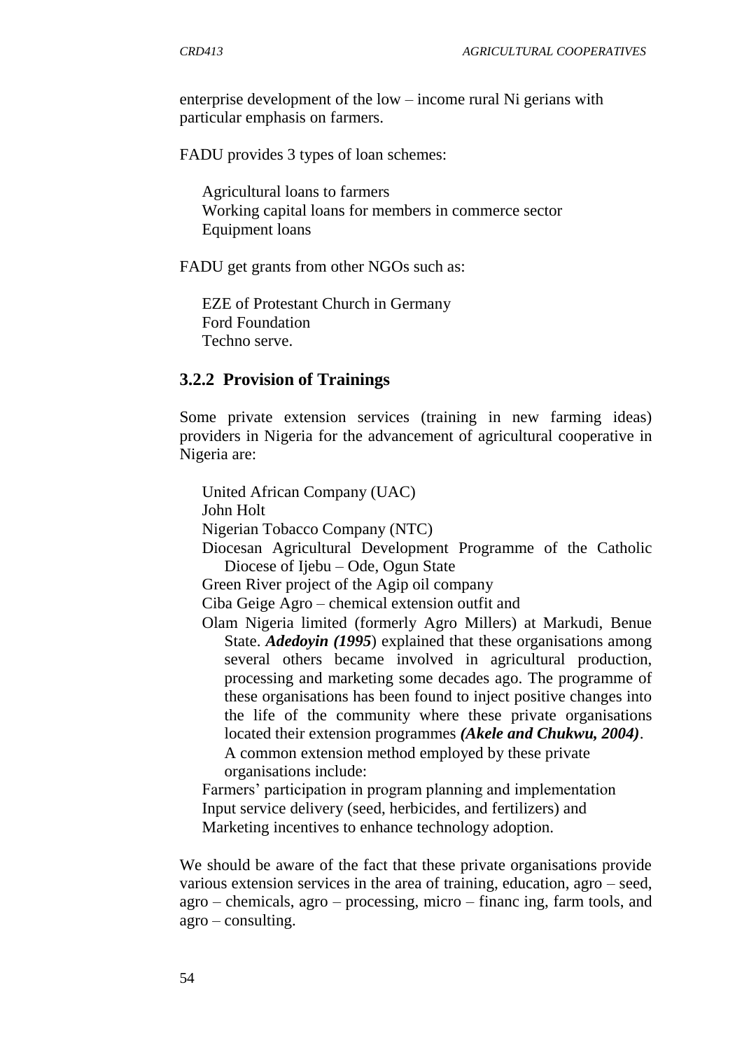enterprise development of the low – income rural Ni gerians with particular emphasis on farmers.

FADU provides 3 types of loan schemes:

- Agricultural loans to farmers
- Working capital loans for members in commerce sector
- Equipment loans

FADU get grants from other NGOs such as:

- EZE of Protestant Church in Germany
- Ford Foundation
- Techno serve.

### 3.2.2 Provision of Trainings

Some private extension services (training in new farming ideas) providers in Nigeria for the advancement of agricultural cooperative in Nigeria are:

- United African Company (UAC)
- John Holt
- Nigerian Tobacco Company (NTC)
- Diocesan Agricultural Development Programme of the Catholic Diocese of Ijebu – Ode, Ogun State
- Green River project of the Agip oil company
- Ciba Geige Agro – chemical extension outfit and
- Olam Nigeria limited (formerly Agro Millers) at Markudi, Benue State. ***Adedoyin (1995***) explained that these organisations among several others became involved in agricultural production, processing and marketing some decades ago. The programme of these organisations has been found to inject positive changes into the life of the community where these private organisations located their extension programmes ***(Akele and Chukwu, 2004)***. A common extension method employed by these private organisations include:
- Farmers' participation in program planning and implementation
- Input service delivery (seed, herbicides, and fertilizers) and
- Marketing incentives to enhance technology adoption.

We should be aware of the fact that these private organisations provide various extension services in the area of training, education, agro – seed, agro – chemicals, agro – processing, micro – financ ing, farm tools, and agro – consulting.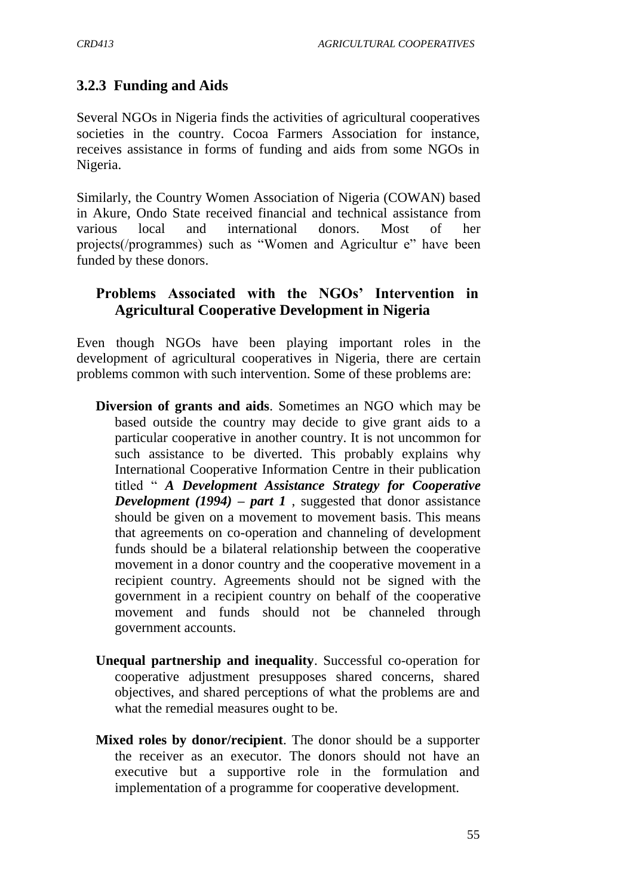### 3.2.3 Funding and Aids

Several NGOs in Nigeria finds the activities of agricultural cooperatives societies in the country. Cocoa Farmers Association for instance, receives assistance in forms of funding and aids from some NGOs in Nigeria.

Similarly, the Country Women Association of Nigeria (COWAN) based in Akure, Ondo State received financial and technical assistance from various local and international donors. Most of her projects(/programmes) such as "Women and Agricultur e" have been funded by these donors.

### Problems Associated with the NGOs' Intervention in Agricultural Cooperative Development in Nigeria

Even though NGOs have been playing important roles in the development of agricultural cooperatives in Nigeria, there are certain problems common with such intervention. Some of these problems are:

- **Diversion of grants and aids**. Sometimes an NGO which may be based outside the country may decide to give grant aids to a particular cooperative in another country. It is not uncommon for such assistance to be diverted. This probably explains why International Cooperative Information Centre in their publication titled " ***A Development Assistance Strategy for Cooperative Development (1994) – part 1*** , suggested that donor assistance should be given on a movement to movement basis. This means that agreements on co-operation and channeling of development funds should be a bilateral relationship between the cooperative movement in a donor country and the cooperative movement in a recipient country. Agreements should not be signed with the government in a recipient country on behalf of the cooperative movement and funds should not be channeled through government accounts.

- **Unequal partnership and inequality**. Successful co-operation for cooperative adjustment presupposes shared concerns, shared objectives, and shared perceptions of what the problems are and what the remedial measures ought to be.

- **Mixed roles by donor/recipient**. The donor should be a supporter the receiver as an executor. The donors should not have an executive but a supportive role in the formulation and implementation of a programme for cooperative development.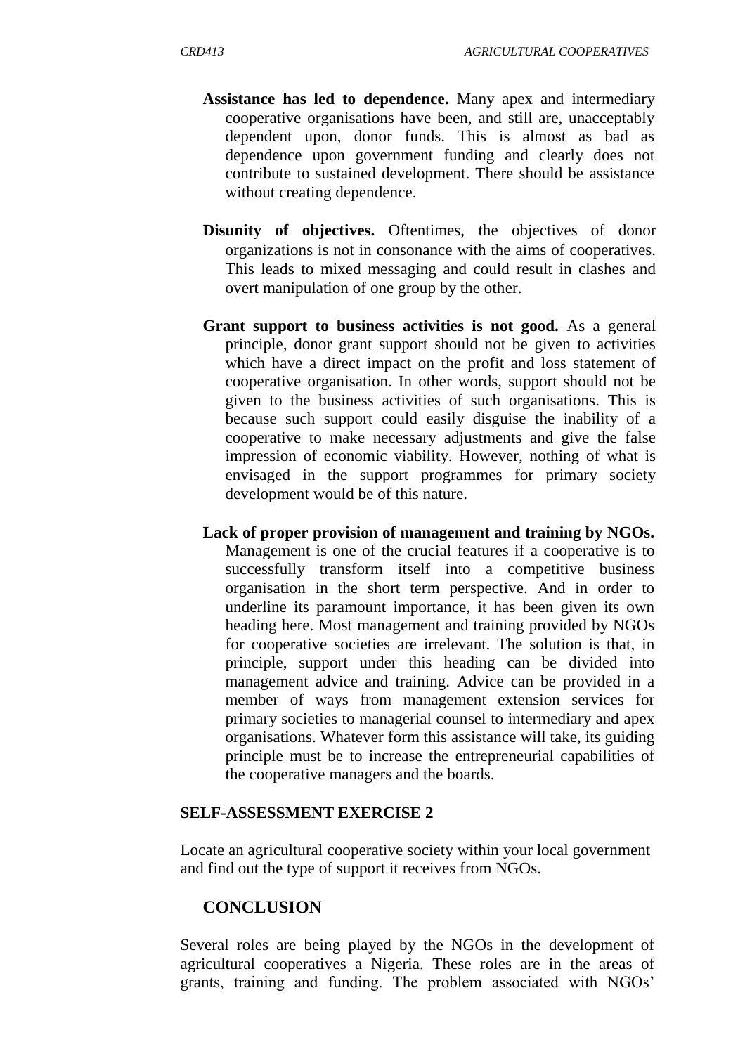**Assistance has led to dependence.** Many apex and intermediary cooperative organisations have been, and still are, unacceptably dependent upon, donor funds. This is almost as bad as dependence upon government funding and clearly does not contribute to sustained development. There should be assistance without creating dependence.

**Disunity of objectives.** Oftentimes, the objectives of donor organizations is not in consonance with the aims of cooperatives. This leads to mixed messaging and could result in clashes and overt manipulation of one group by the other.

**Grant support to business activities is not good.** As a general principle, donor grant support should not be given to activities which have a direct impact on the profit and loss statement of cooperative organisation. In other words, support should not be given to the business activities of such organisations. This is because such support could easily disguise the inability of a cooperative to make necessary adjustments and give the false impression of economic viability. However, nothing of what is envisaged in the support programmes for primary society development would be of this nature.

**Lack of proper provision of management and training by NGOs.** Management is one of the crucial features if a cooperative is to successfully transform itself into a competitive business organisation in the short term perspective. And in order to underline its paramount importance, it has been given its own heading here. Most management and training provided by NGOs for cooperative societies are irrelevant. The solution is that, in principle, support under this heading can be divided into management advice and training. Advice can be provided in a member of ways from management extension services for primary societies to managerial counsel to intermediary and apex organisations. Whatever form this assistance will take, its guiding principle must be to increase the entrepreneurial capabilities of the cooperative managers and the boards.

**SELF-ASSESSMENT EXERCISE 2**

Locate an agricultural cooperative society within your local government and find out the type of support it receives from NGOs.

## CONCLUSION

Several roles are being played by the NGOs in the development of agricultural cooperatives a Nigeria. These roles are in the areas of grants, training and funding. The problem associated with NGOs'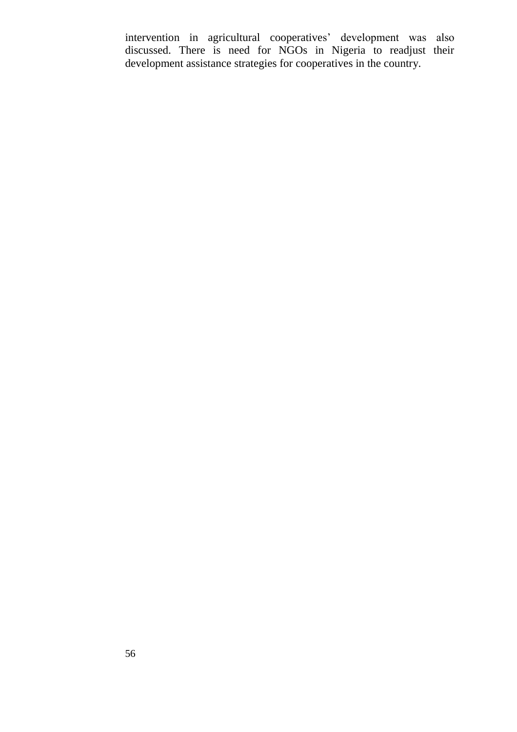intervention in agricultural cooperatives' development was also discussed. There is need for NGOs in Nigeria to readjust their development assistance strategies for cooperatives in the country.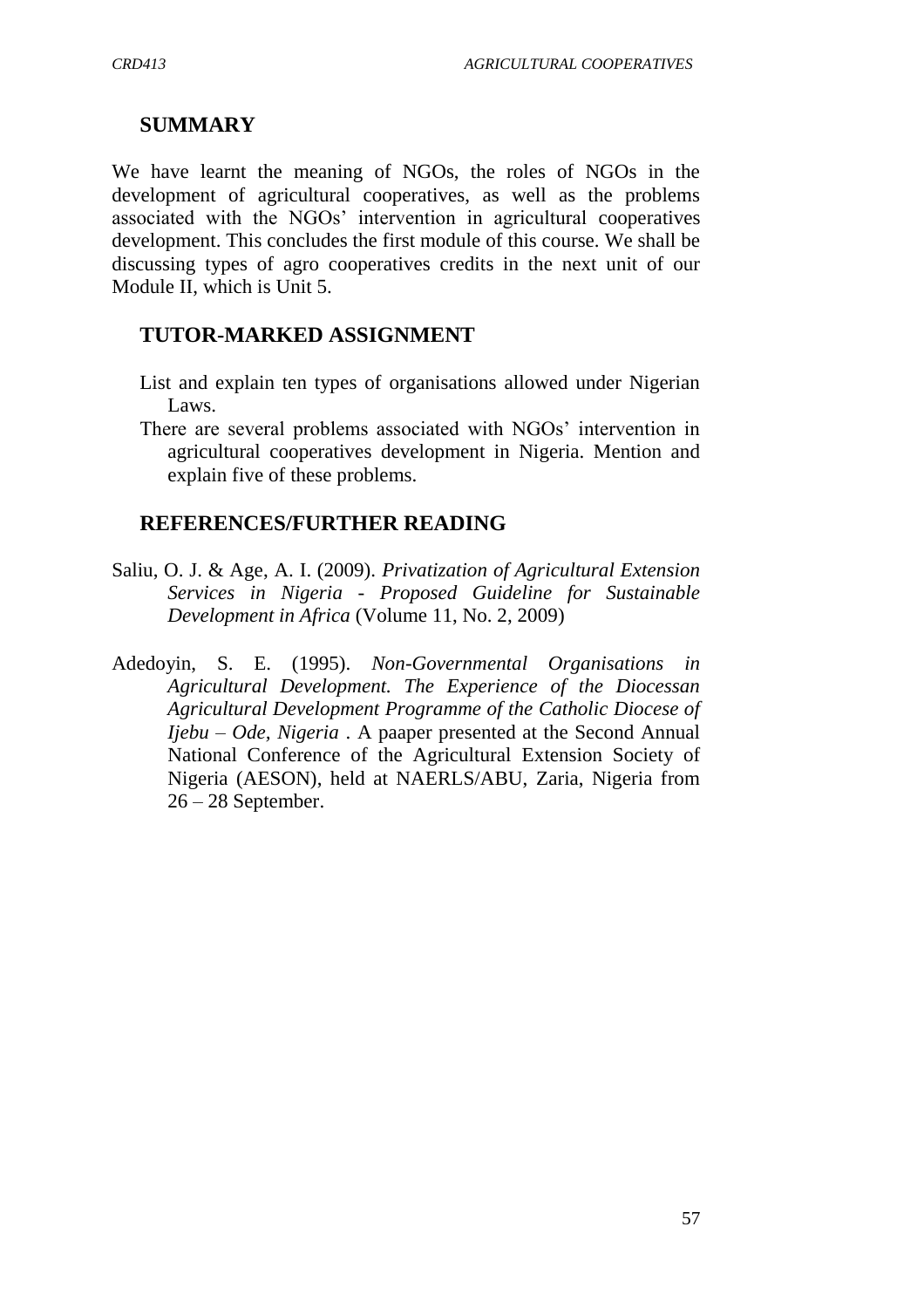## SUMMARY

We have learnt the meaning of NGOs, the roles of NGOs in the development of agricultural cooperatives, as well as the problems associated with the NGOs' intervention in agricultural cooperatives development. This concludes the first module of this course. We shall be discussing types of agro cooperatives credits in the next unit of our Module II, which is Unit 5.

## TUTOR-MARKED ASSIGNMENT

List and explain ten types of organisations allowed under Nigerian Laws.

There are several problems associated with NGOs' intervention in agricultural cooperatives development in Nigeria. Mention and explain five of these problems.

## REFERENCES/FURTHER READING

Saliu, O. J. & Age, A. I. (2009). *Privatization of Agricultural Extension Services in Nigeria - Proposed Guideline for Sustainable Development in Africa* (Volume 11, No. 2, 2009)

Adedoyin, S. E. (1995). *Non-Governmental Organisations in Agricultural Development. The Experience of the Diocessan Agricultural Development Programme of the Catholic Diocese of Ijebu – Ode, Nigeria* . A paaper presented at the Second Annual National Conference of the Agricultural Extension Society of Nigeria (AESON), held at NAERLS/ABU, Zaria, Nigeria from 26 – 28 September.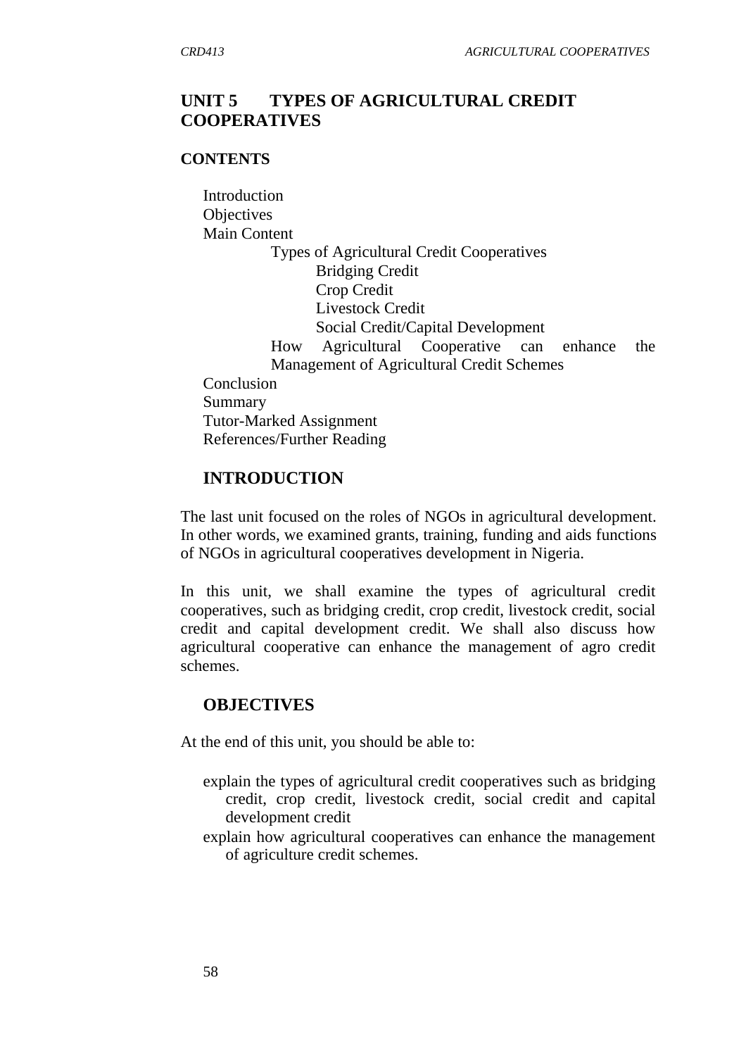## UNIT 5 TYPES OF AGRICULTURAL CREDIT COOPERATIVES

**CONTENTS**

Introduction
Objectives
Main Content
  Types of Agricultural Credit Cooperatives
    Bridging Credit
    Crop Credit
    Livestock Credit
    Social Credit/Capital Development
  How Agricultural Cooperative can enhance the Management of Agricultural Credit Schemes
Conclusion
Summary
Tutor-Marked Assignment
References/Further Reading

### INTRODUCTION

The last unit focused on the roles of NGOs in agricultural development. In other words, we examined grants, training, funding and aids functions of NGOs in agricultural cooperatives development in Nigeria.

In this unit, we shall examine the types of agricultural credit cooperatives, such as bridging credit, crop credit, livestock credit, social credit and capital development credit. We shall also discuss how agricultural cooperative can enhance the management of agro credit schemes.

### OBJECTIVES

At the end of this unit, you should be able to:

- explain the types of agricultural credit cooperatives such as bridging credit, crop credit, livestock credit, social credit and capital development credit
- explain how agricultural cooperatives can enhance the management of agriculture credit schemes.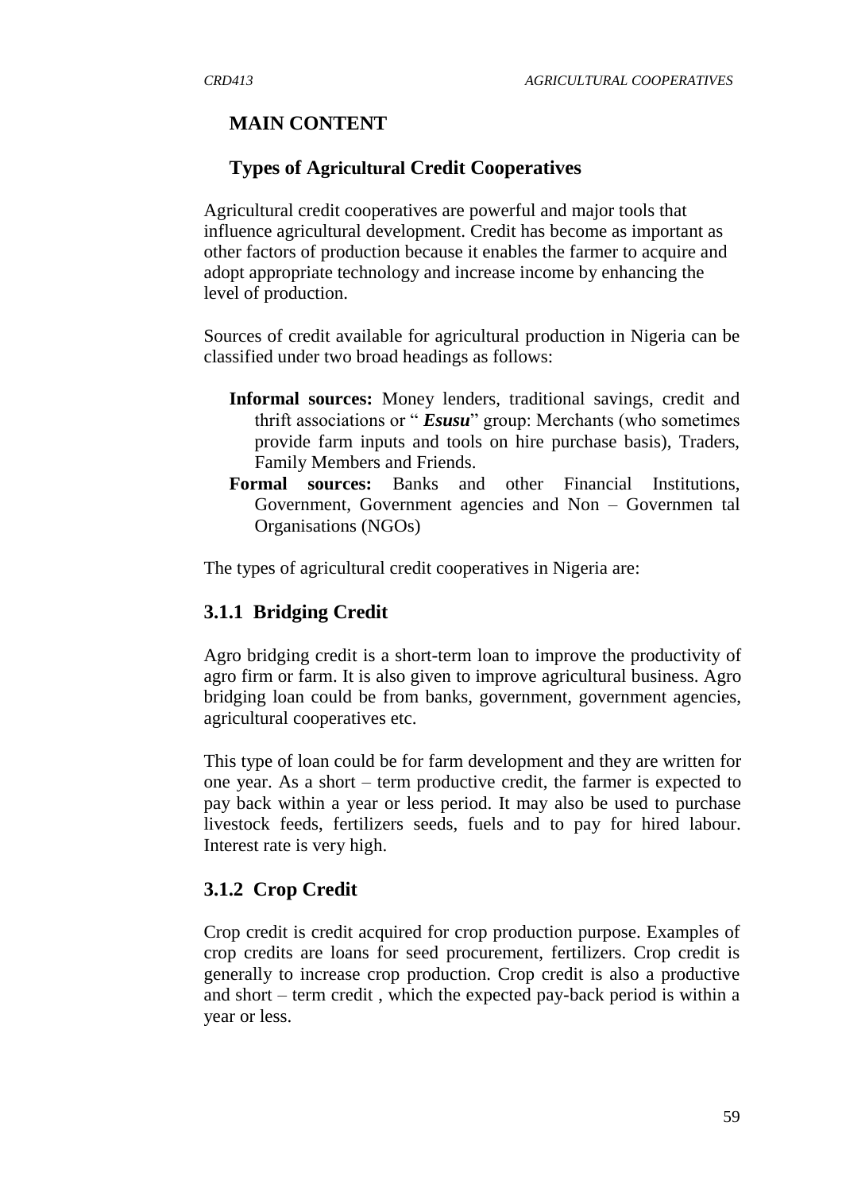## MAIN CONTENT

### Types of Agricultural Credit Cooperatives

Agricultural credit cooperatives are powerful and major tools that influence agricultural development. Credit has become as important as other factors of production because it enables the farmer to acquire and adopt appropriate technology and increase income by enhancing the level of production.

Sources of credit available for agricultural production in Nigeria can be classified under two broad headings as follows:

- **Informal sources:** Money lenders, traditional savings, credit and thrift associations or " ***Esusu***" group: Merchants (who sometimes provide farm inputs and tools on hire purchase basis), Traders, Family Members and Friends.
- **Formal sources:** Banks and other Financial Institutions, Government, Government agencies and Non – Governmen tal Organisations (NGOs)

The types of agricultural credit cooperatives in Nigeria are:

### 3.1.1 Bridging Credit

Agro bridging credit is a short-term loan to improve the productivity of agro firm or farm. It is also given to improve agricultural business. Agro bridging loan could be from banks, government, government agencies, agricultural cooperatives etc.

This type of loan could be for farm development and they are written for one year. As a short – term productive credit, the farmer is expected to pay back within a year or less period. It may also be used to purchase livestock feeds, fertilizers seeds, fuels and to pay for hired labour. Interest rate is very high.

### 3.1.2 Crop Credit

Crop credit is credit acquired for crop production purpose. Examples of crop credits are loans for seed procurement, fertilizers. Crop credit is generally to increase crop production. Crop credit is also a productive and short – term credit , which the expected pay-back period is within a year or less.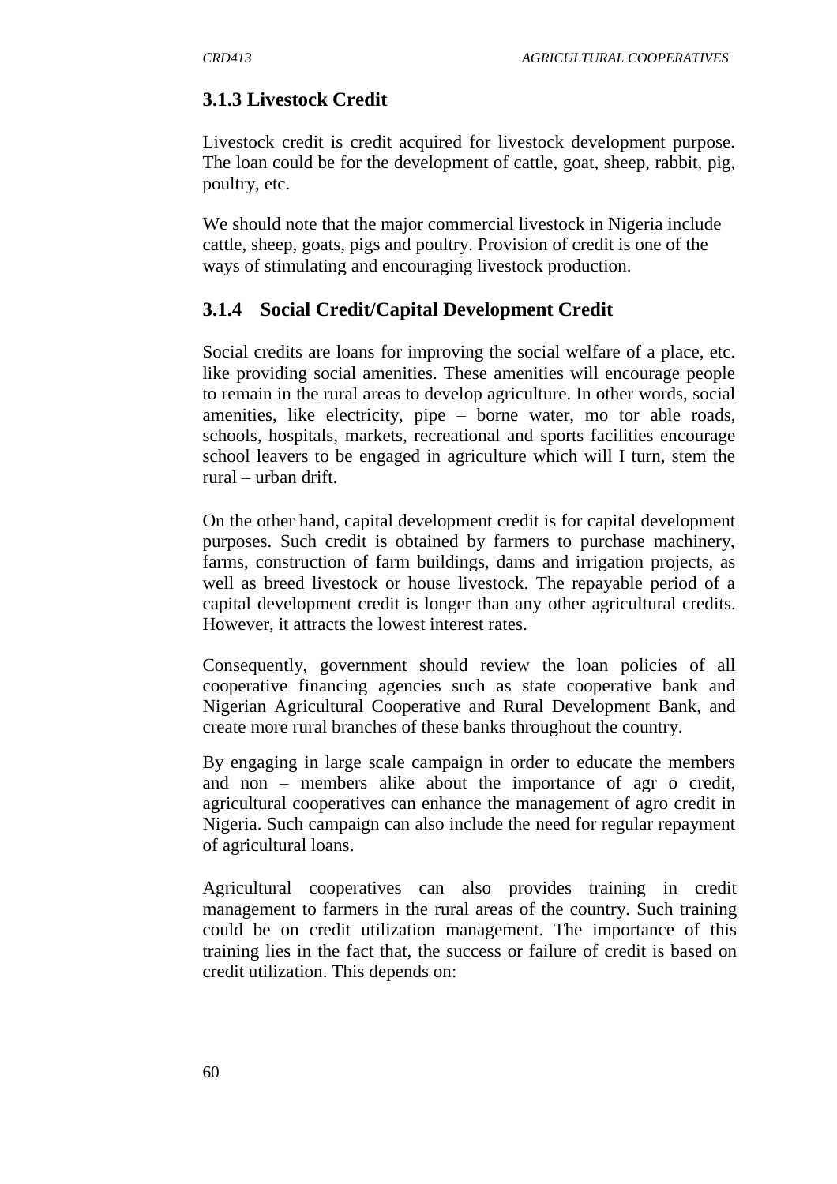### 3.1.3 Livestock Credit

Livestock credit is credit acquired for livestock development purpose. The loan could be for the development of cattle, goat, sheep, rabbit, pig, poultry, etc.

We should note that the major commercial livestock in Nigeria include cattle, sheep, goats, pigs and poultry. Provision of credit is one of the ways of stimulating and encouraging livestock production.

### 3.1.4 Social Credit/Capital Development Credit

Social credits are loans for improving the social welfare of a place, etc. like providing social amenities. These amenities will encourage people to remain in the rural areas to develop agriculture. In other words, social amenities, like electricity, pipe – borne water, mo tor able roads, schools, hospitals, markets, recreational and sports facilities encourage school leavers to be engaged in agriculture which will I turn, stem the rural – urban drift.

On the other hand, capital development credit is for capital development purposes. Such credit is obtained by farmers to purchase machinery, farms, construction of farm buildings, dams and irrigation projects, as well as breed livestock or house livestock. The repayable period of a capital development credit is longer than any other agricultural credits. However, it attracts the lowest interest rates.

Consequently, government should review the loan policies of all cooperative financing agencies such as state cooperative bank and Nigerian Agricultural Cooperative and Rural Development Bank, and create more rural branches of these banks throughout the country.

By engaging in large scale campaign in order to educate the members and non – members alike about the importance of agr o credit, agricultural cooperatives can enhance the management of agro credit in Nigeria. Such campaign can also include the need for regular repayment of agricultural loans.

Agricultural cooperatives can also provides training in credit management to farmers in the rural areas of the country. Such training could be on credit utilization management. The importance of this training lies in the fact that, the success or failure of credit is based on credit utilization. This depends on: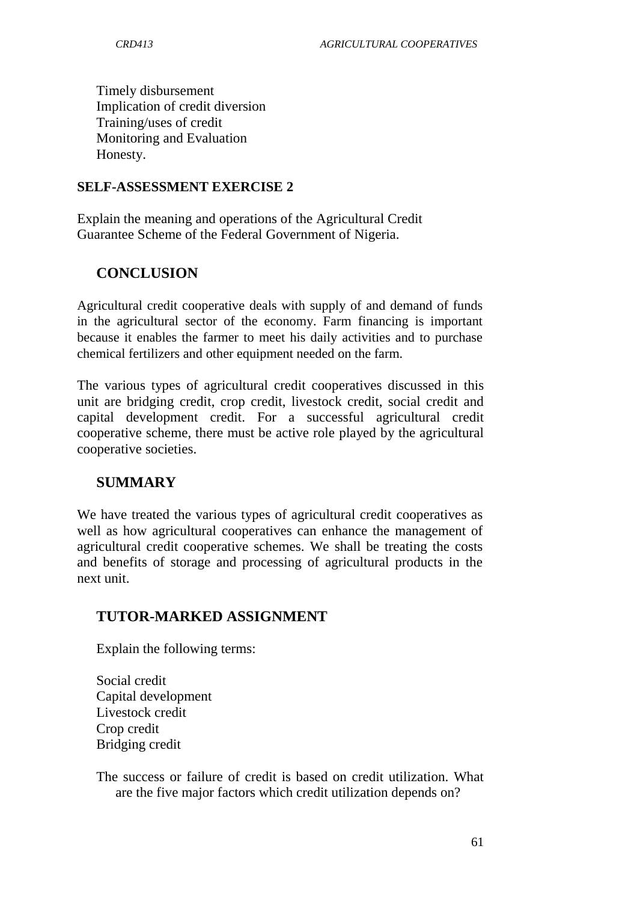Timely disbursement
Implication of credit diversion
Training/uses of credit
Monitoring and Evaluation
Honesty.

**SELF-ASSESSMENT EXERCISE 2**

Explain the meaning and operations of the Agricultural Credit Guarantee Scheme of the Federal Government of Nigeria.

## CONCLUSION

Agricultural credit cooperative deals with supply of and demand of funds in the agricultural sector of the economy. Farm financing is important because it enables the farmer to meet his daily activities and to purchase chemical fertilizers and other equipment needed on the farm.

The various types of agricultural credit cooperatives discussed in this unit are bridging credit, crop credit, livestock credit, social credit and capital development credit. For a successful agricultural credit cooperative scheme, there must be active role played by the agricultural cooperative societies.

## SUMMARY

We have treated the various types of agricultural credit cooperatives as well as how agricultural cooperatives can enhance the management of agricultural credit cooperative schemes. We shall be treating the costs and benefits of storage and processing of agricultural products in the next unit.

## TUTOR-MARKED ASSIGNMENT

Explain the following terms:

Social credit
Capital development
Livestock credit
Crop credit
Bridging credit

The success or failure of credit is based on credit utilization. What are the five major factors which credit utilization depends on?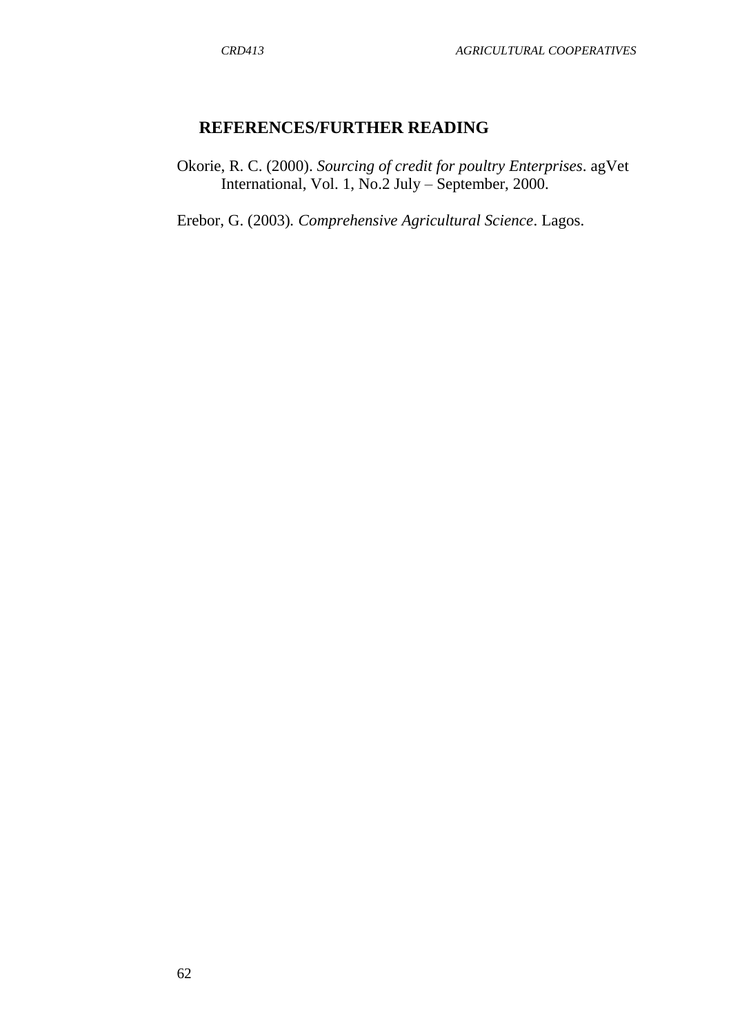## REFERENCES/FURTHER READING

Okorie, R. C. (2000). *Sourcing of credit for poultry Enterprises*. agVet International, Vol. 1, No.2 July – September, 2000.

Erebor, G. (2003). *Comprehensive Agricultural Science*. Lagos.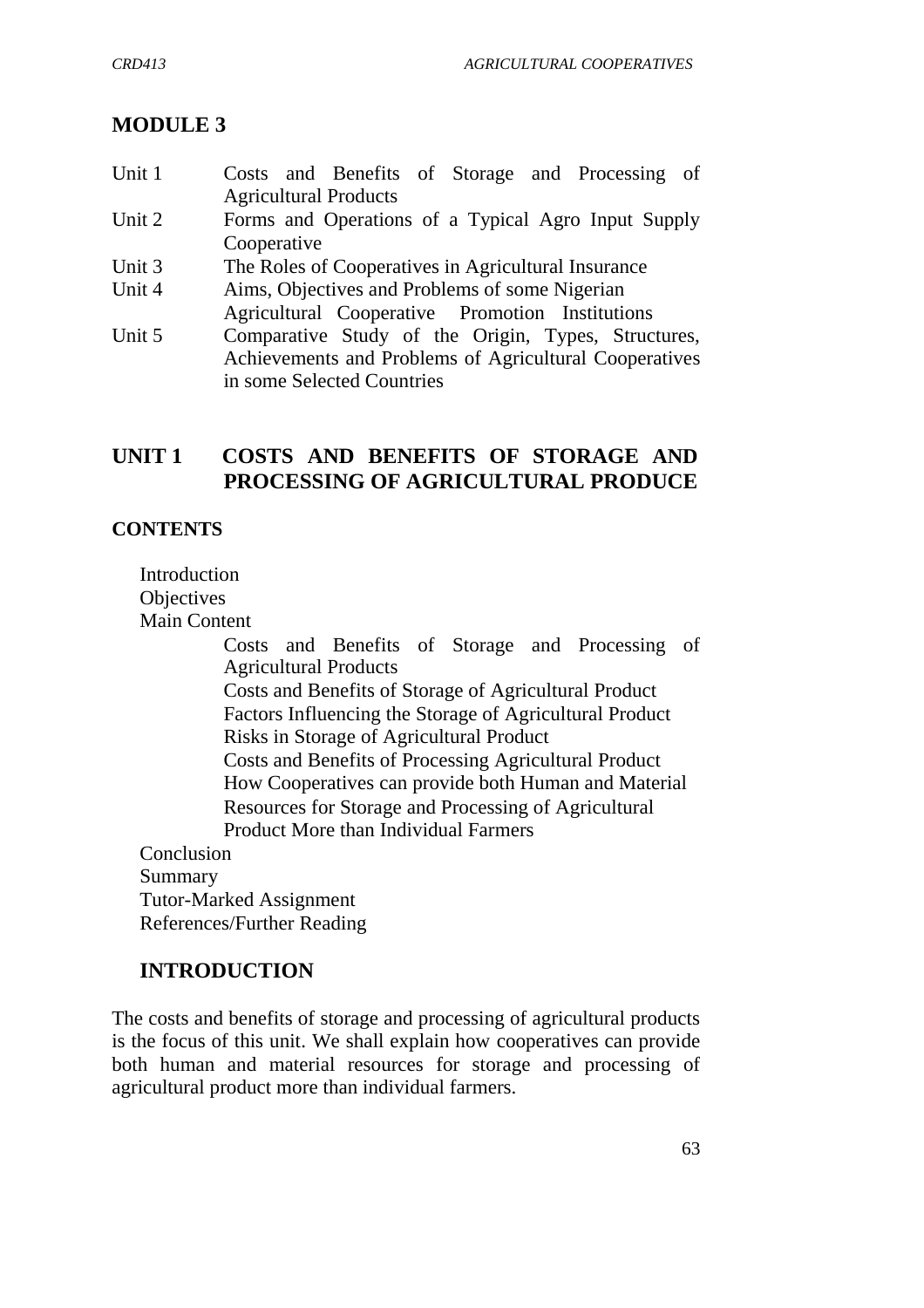# MODULE 3

| | |
|---|---|
| Unit 1 | Costs and Benefits of Storage and Processing of Agricultural Products |
| Unit 2 | Forms and Operations of a Typical Agro Input Supply Cooperative |
| Unit 3 | The Roles of Cooperatives in Agricultural Insurance |
| Unit 4 | Aims, Objectives and Problems of some Nigerian Agricultural Cooperative Promotion Institutions |
| Unit 5 | Comparative Study of the Origin, Types, Structures, Achievements and Problems of Agricultural Cooperatives in some Selected Countries |

## UNIT 1 COSTS AND BENEFITS OF STORAGE AND PROCESSING OF AGRICULTURAL PRODUCE

**CONTENTS**

Introduction
Objectives
Main Content
- Costs and Benefits of Storage and Processing of Agricultural Products
- Costs and Benefits of Storage of Agricultural Product
- Factors Influencing the Storage of Agricultural Product
- Risks in Storage of Agricultural Product
- Costs and Benefits of Processing Agricultural Product
- How Cooperatives can provide both Human and Material Resources for Storage and Processing of Agricultural Product More than Individual Farmers

Conclusion
Summary
Tutor-Marked Assignment
References/Further Reading

### INTRODUCTION

The costs and benefits of storage and processing of agricultural products is the focus of this unit. We shall explain how cooperatives can provide both human and material resources for storage and processing of agricultural product more than individual farmers.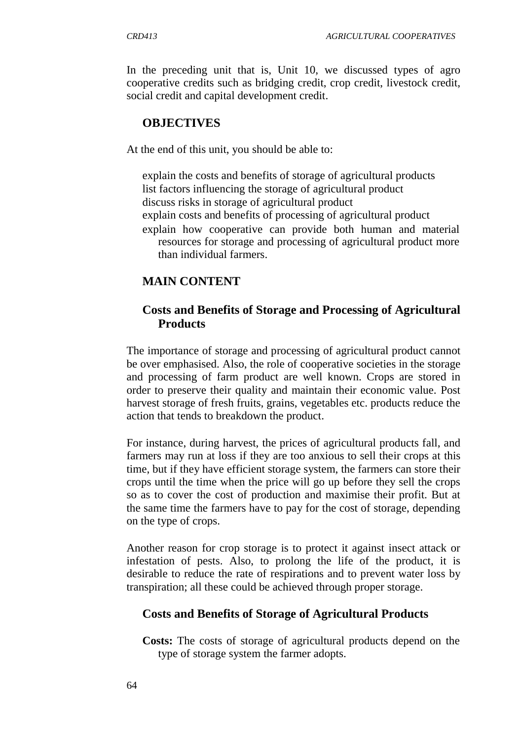In the preceding unit that is, Unit 10, we discussed types of agro cooperative credits such as bridging credit, crop credit, livestock credit, social credit and capital development credit.

## OBJECTIVES

At the end of this unit, you should be able to:

- explain the costs and benefits of storage of agricultural products
- list factors influencing the storage of agricultural product
- discuss risks in storage of agricultural product
- explain costs and benefits of processing of agricultural product
- explain how cooperative can provide both human and material resources for storage and processing of agricultural product more than individual farmers.

## MAIN CONTENT

### Costs and Benefits of Storage and Processing of Agricultural Products

The importance of storage and processing of agricultural product cannot be over emphasised. Also, the role of cooperative societies in the storage and processing of farm product are well known. Crops are stored in order to preserve their quality and maintain their economic value. Post harvest storage of fresh fruits, grains, vegetables etc. products reduce the action that tends to breakdown the product.

For instance, during harvest, the prices of agricultural products fall, and farmers may run at loss if they are too anxious to sell their crops at this time, but if they have efficient storage system, the farmers can store their crops until the time when the price will go up before they sell the crops so as to cover the cost of production and maximise their profit. But at the same time the farmers have to pay for the cost of storage, depending on the type of crops.

Another reason for crop storage is to protect it against insect attack or infestation of pests. Also, to prolong the life of the product, it is desirable to reduce the rate of respirations and to prevent water loss by transpiration; all these could be achieved through proper storage.

### Costs and Benefits of Storage of Agricultural Products

**Costs:** The costs of storage of agricultural products depend on the type of storage system the farmer adopts.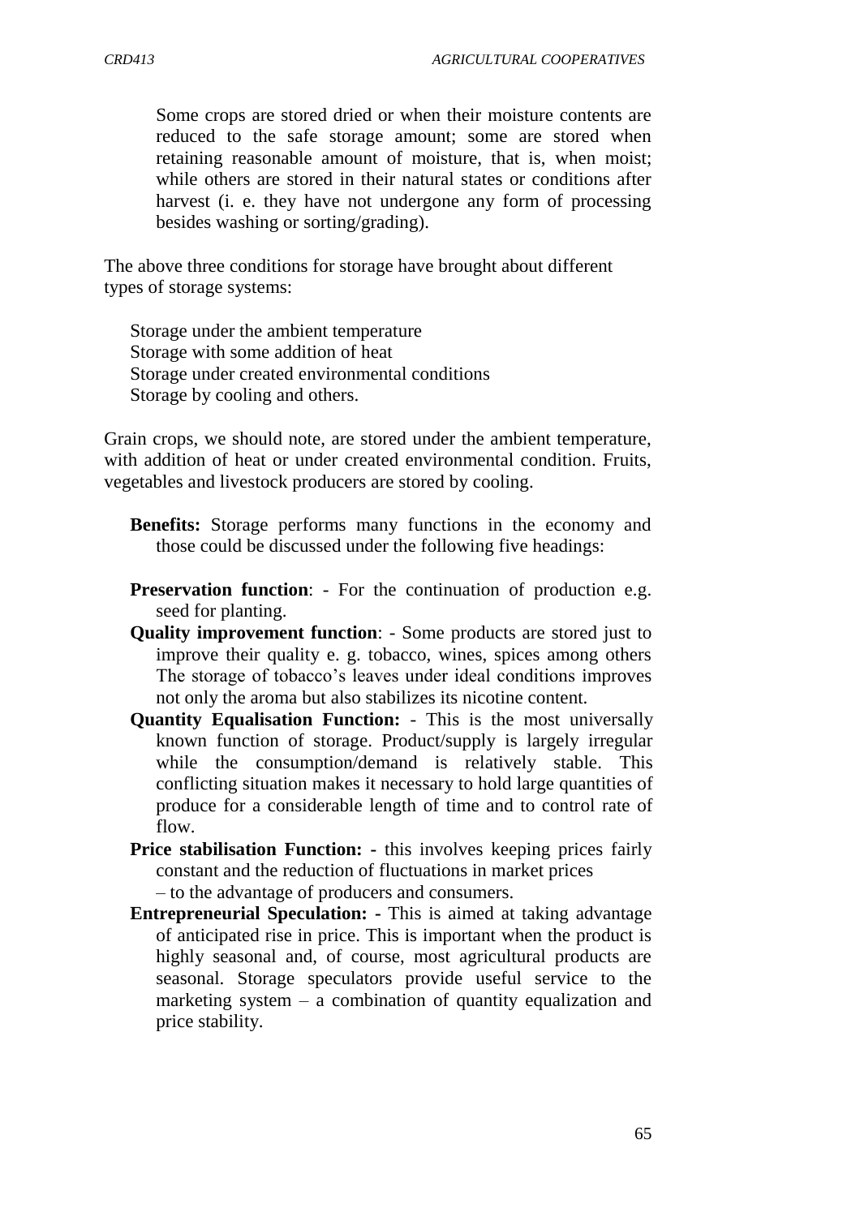Some crops are stored dried or when their moisture contents are reduced to the safe storage amount; some are stored when retaining reasonable amount of moisture, that is, when moist; while others are stored in their natural states or conditions after harvest (i. e. they have not undergone any form of processing besides washing or sorting/grading).

The above three conditions for storage have brought about different types of storage systems:

Storage under the ambient temperature
Storage with some addition of heat
Storage under created environmental conditions
Storage by cooling and others.

Grain crops, we should note, are stored under the ambient temperature, with addition of heat or under created environmental condition. Fruits, vegetables and livestock producers are stored by cooling.

**Benefits:** Storage performs many functions in the economy and those could be discussed under the following five headings:

**Preservation function**: - For the continuation of production e.g. seed for planting.

**Quality improvement function**: - Some products are stored just to improve their quality e. g. tobacco, wines, spices among others The storage of tobacco's leaves under ideal conditions improves not only the aroma but also stabilizes its nicotine content.

**Quantity Equalisation Function:** - This is the most universally known function of storage. Product/supply is largely irregular while the consumption/demand is relatively stable. This conflicting situation makes it necessary to hold large quantities of produce for a considerable length of time and to control rate of flow.

**Price stabilisation Function: -** this involves keeping prices fairly constant and the reduction of fluctuations in market prices – to the advantage of producers and consumers.

**Entrepreneurial Speculation: -** This is aimed at taking advantage of anticipated rise in price. This is important when the product is highly seasonal and, of course, most agricultural products are seasonal. Storage speculators provide useful service to the marketing system – a combination of quantity equalization and price stability.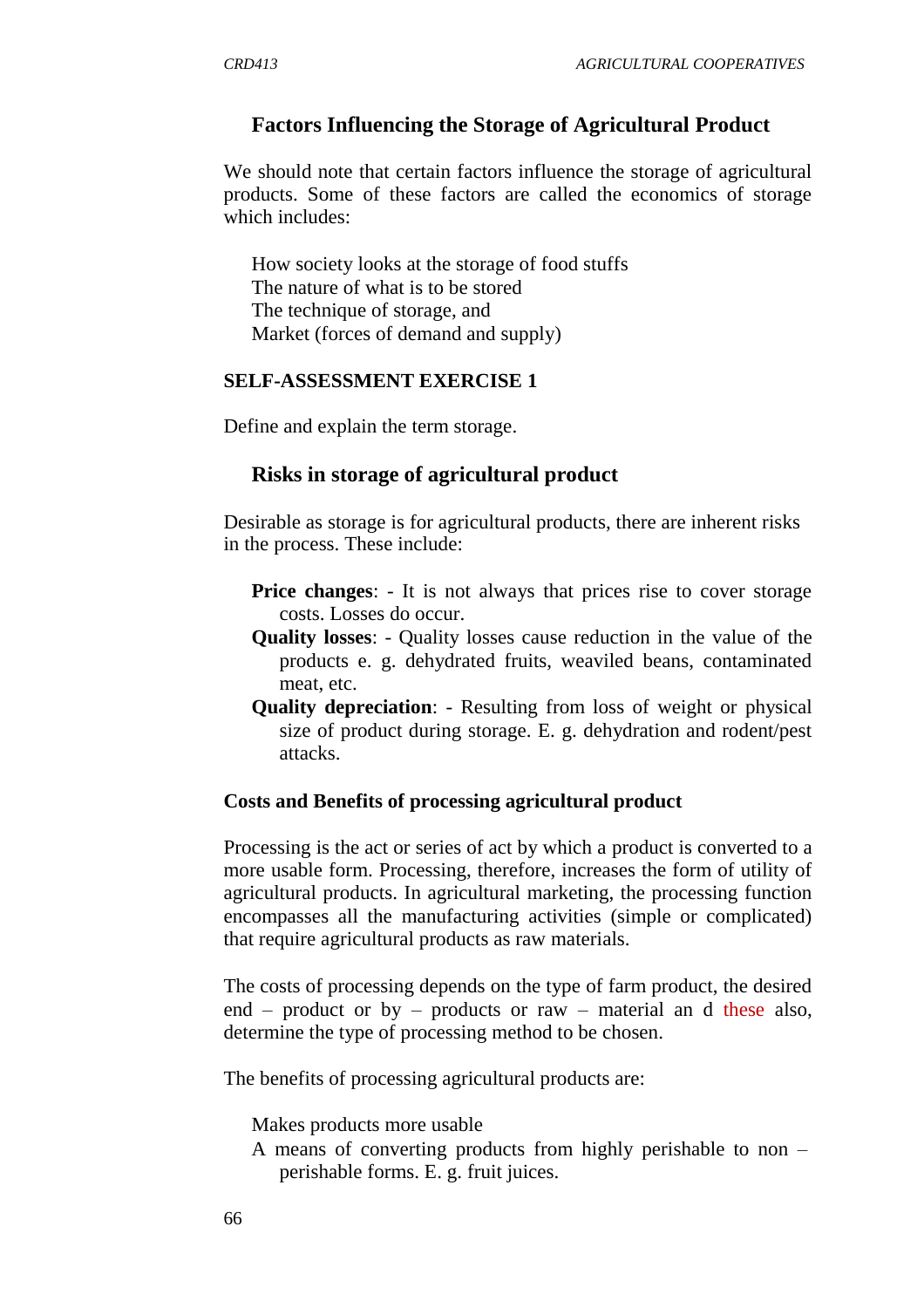## Factors Influencing the Storage of Agricultural Product

We should note that certain factors influence the storage of agricultural products. Some of these factors are called the economics of storage which includes:

- How society looks at the storage of food stuffs
- The nature of what is to be stored
- The technique of storage, and
- Market (forces of demand and supply)

**SELF-ASSESSMENT EXERCISE 1**

Define and explain the term storage.

## Risks in storage of agricultural product

Desirable as storage is for agricultural products, there are inherent risks in the process. These include:

- **Price changes**: - It is not always that prices rise to cover storage costs. Losses do occur.
- **Quality losses**: - Quality losses cause reduction in the value of the products e. g. dehydrated fruits, weaviled beans, contaminated meat, etc.
- **Quality depreciation**: - Resulting from loss of weight or physical size of product during storage. E. g. dehydration and rodent/pest attacks.

**Costs and Benefits of processing agricultural product**

Processing is the act or series of act by which a product is converted to a more usable form. Processing, therefore, increases the form of utility of agricultural products. In agricultural marketing, the processing function encompasses all the manufacturing activities (simple or complicated) that require agricultural products as raw materials.

The costs of processing depends on the type of farm product, the desired end – product or by – products or raw – material an d these also, determine the type of processing method to be chosen.

The benefits of processing agricultural products are:

- Makes products more usable
- A means of converting products from highly perishable to non – perishable forms. E. g. fruit juices.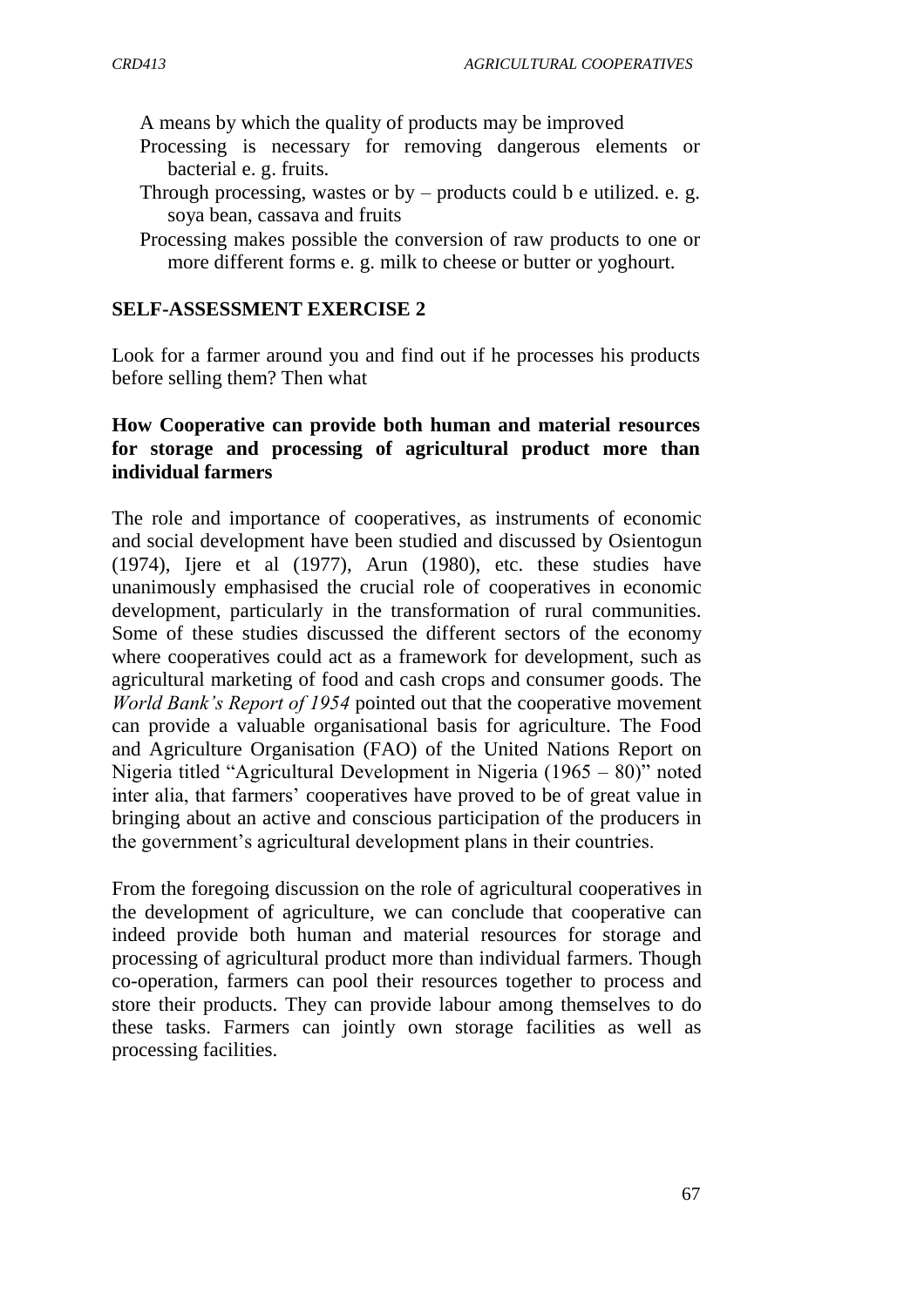A means by which the quality of products may be improved

Processing is necessary for removing dangerous elements or bacterial e. g. fruits.

Through processing, wastes or by – products could b e utilized. e. g. soya bean, cassava and fruits

Processing makes possible the conversion of raw products to one or more different forms e. g. milk to cheese or butter or yoghourt.

**SELF-ASSESSMENT EXERCISE 2**

Look for a farmer around you and find out if he processes his products before selling them? Then what

**How Cooperative can provide both human and material resources for storage and processing of agricultural product more than individual farmers**

The role and importance of cooperatives, as instruments of economic and social development have been studied and discussed by Osientogun (1974), Ijere et al (1977), Arun (1980), etc. these studies have unanimously emphasised the crucial role of cooperatives in economic development, particularly in the transformation of rural communities. Some of these studies discussed the different sectors of the economy where cooperatives could act as a framework for development, such as agricultural marketing of food and cash crops and consumer goods. The *World Bank's Report of 1954* pointed out that the cooperative movement can provide a valuable organisational basis for agriculture. The Food and Agriculture Organisation (FAO) of the United Nations Report on Nigeria titled "Agricultural Development in Nigeria (1965 – 80)" noted inter alia, that farmers' cooperatives have proved to be of great value in bringing about an active and conscious participation of the producers in the government's agricultural development plans in their countries.

From the foregoing discussion on the role of agricultural cooperatives in the development of agriculture, we can conclude that cooperative can indeed provide both human and material resources for storage and processing of agricultural product more than individual farmers. Though co-operation, farmers can pool their resources together to process and store their products. They can provide labour among themselves to do these tasks. Farmers can jointly own storage facilities as well as processing facilities.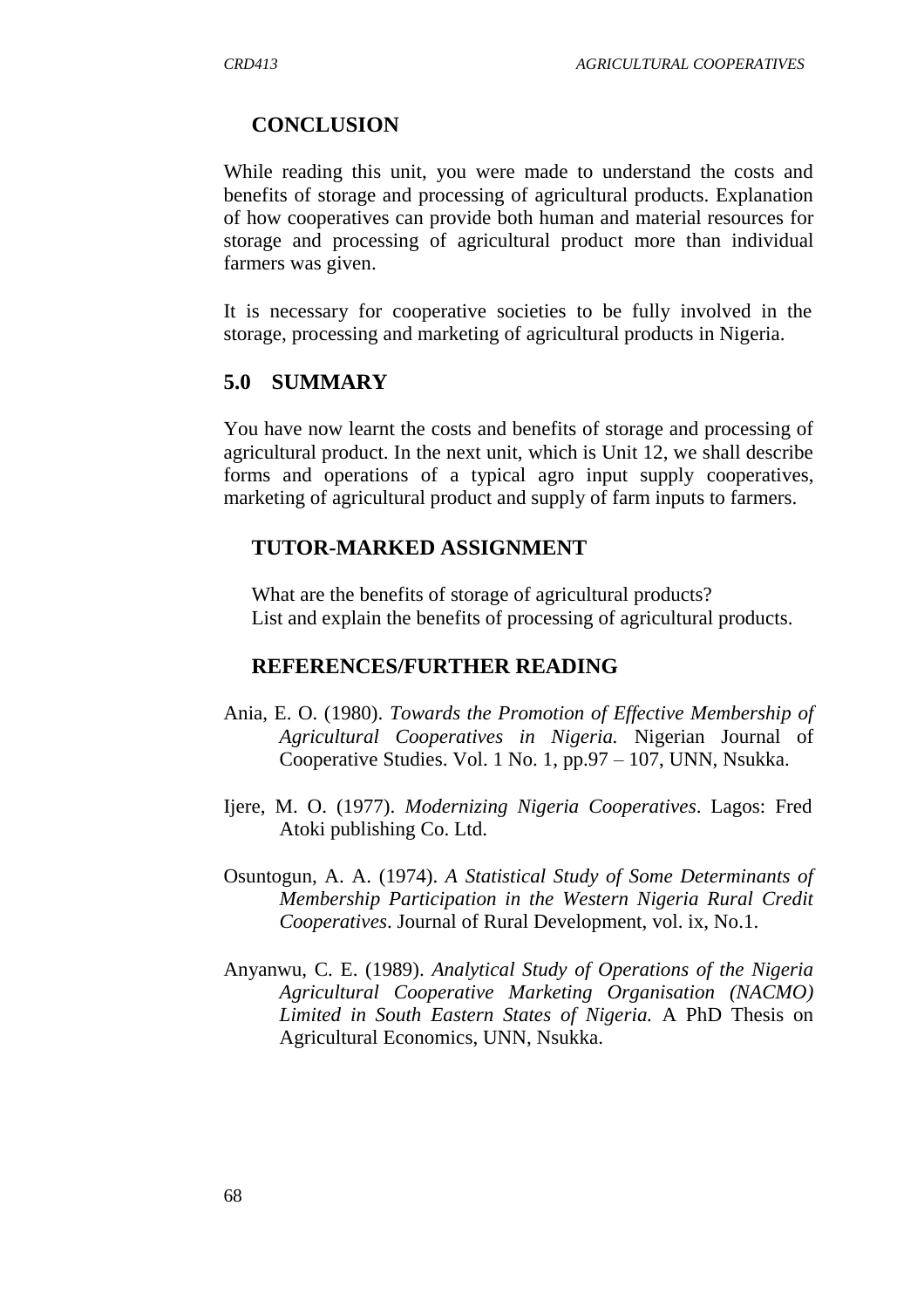## CONCLUSION

While reading this unit, you were made to understand the costs and benefits of storage and processing of agricultural products. Explanation of how cooperatives can provide both human and material resources for storage and processing of agricultural product more than individual farmers was given.

It is necessary for cooperative societies to be fully involved in the storage, processing and marketing of agricultural products in Nigeria.

## 5.0 SUMMARY

You have now learnt the costs and benefits of storage and processing of agricultural product. In the next unit, which is Unit 12, we shall describe forms and operations of a typical agro input supply cooperatives, marketing of agricultural product and supply of farm inputs to farmers.

## TUTOR-MARKED ASSIGNMENT

What are the benefits of storage of agricultural products?
List and explain the benefits of processing of agricultural products.

## REFERENCES/FURTHER READING

Ania, E. O. (1980). *Towards the Promotion of Effective Membership of Agricultural Cooperatives in Nigeria.* Nigerian Journal of Cooperative Studies. Vol. 1 No. 1, pp.97 – 107, UNN, Nsukka.

Ijere, M. O. (1977). *Modernizing Nigeria Cooperatives*. Lagos: Fred Atoki publishing Co. Ltd.

Osuntogun, A. A. (1974). *A Statistical Study of Some Determinants of Membership Participation in the Western Nigeria Rural Credit Cooperatives*. Journal of Rural Development, vol. ix, No.1.

Anyanwu, C. E. (1989). *Analytical Study of Operations of the Nigeria Agricultural Cooperative Marketing Organisation (NACMO) Limited in South Eastern States of Nigeria.* A PhD Thesis on Agricultural Economics, UNN, Nsukka.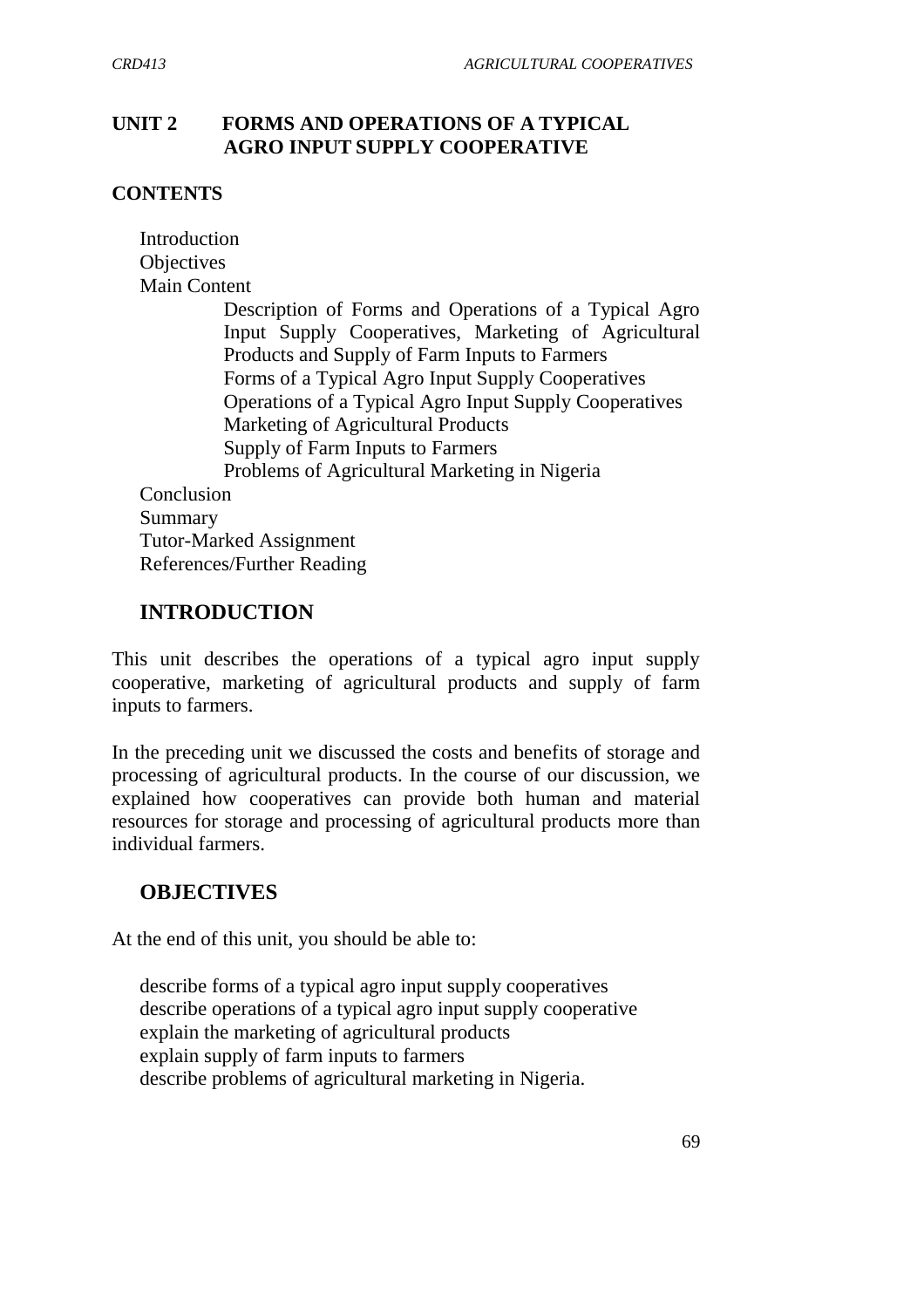## UNIT 2 FORMS AND OPERATIONS OF A TYPICAL AGRO INPUT SUPPLY COOPERATIVE

**CONTENTS**

- Introduction
- Objectives
- Main Content
    - Description of Forms and Operations of a Typical Agro Input Supply Cooperatives, Marketing of Agricultural Products and Supply of Farm Inputs to Farmers
    - Forms of a Typical Agro Input Supply Cooperatives
    - Operations of a Typical Agro Input Supply Cooperatives
    - Marketing of Agricultural Products
    - Supply of Farm Inputs to Farmers
    - Problems of Agricultural Marketing in Nigeria
- Conclusion
- Summary
- Tutor-Marked Assignment
- References/Further Reading

## INTRODUCTION

This unit describes the operations of a typical agro input supply cooperative, marketing of agricultural products and supply of farm inputs to farmers.

In the preceding unit we discussed the costs and benefits of storage and processing of agricultural products. In the course of our discussion, we explained how cooperatives can provide both human and material resources for storage and processing of agricultural products more than individual farmers.

## OBJECTIVES

At the end of this unit, you should be able to:

- describe forms of a typical agro input supply cooperatives
- describe operations of a typical agro input supply cooperative
- explain the marketing of agricultural products
- explain supply of farm inputs to farmers
- describe problems of agricultural marketing in Nigeria.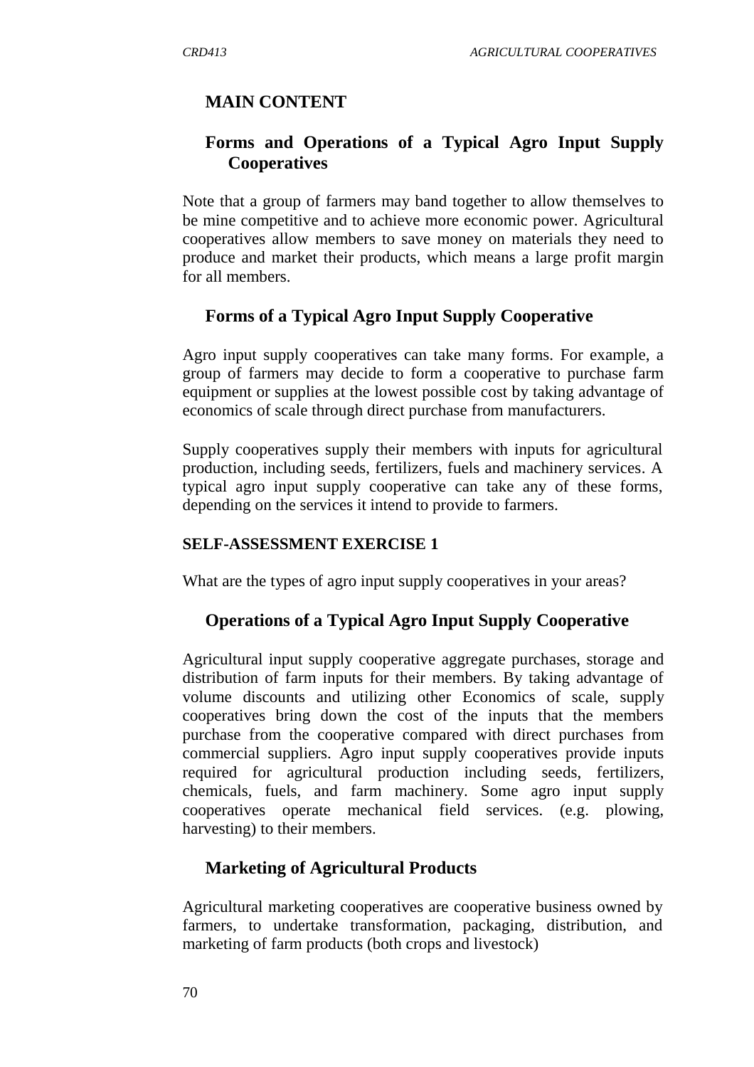## MAIN CONTENT

### Forms and Operations of a Typical Agro Input Supply Cooperatives

Note that a group of farmers may band together to allow themselves to be mine competitive and to achieve more economic power. Agricultural cooperatives allow members to save money on materials they need to produce and market their products, which means a large profit margin for all members.

### Forms of a Typical Agro Input Supply Cooperative

Agro input supply cooperatives can take many forms. For example, a group of farmers may decide to form a cooperative to purchase farm equipment or supplies at the lowest possible cost by taking advantage of economics of scale through direct purchase from manufacturers.

Supply cooperatives supply their members with inputs for agricultural production, including seeds, fertilizers, fuels and machinery services. A typical agro input supply cooperative can take any of these forms, depending on the services it intend to provide to farmers.

**SELF-ASSESSMENT EXERCISE 1**

What are the types of agro input supply cooperatives in your areas?

### Operations of a Typical Agro Input Supply Cooperative

Agricultural input supply cooperative aggregate purchases, storage and distribution of farm inputs for their members. By taking advantage of volume discounts and utilizing other Economics of scale, supply cooperatives bring down the cost of the inputs that the members purchase from the cooperative compared with direct purchases from commercial suppliers. Agro input supply cooperatives provide inputs required for agricultural production including seeds, fertilizers, chemicals, fuels, and farm machinery. Some agro input supply cooperatives operate mechanical field services. (e.g. plowing, harvesting) to their members.

### Marketing of Agricultural Products

Agricultural marketing cooperatives are cooperative business owned by farmers, to undertake transformation, packaging, distribution, and marketing of farm products (both crops and livestock)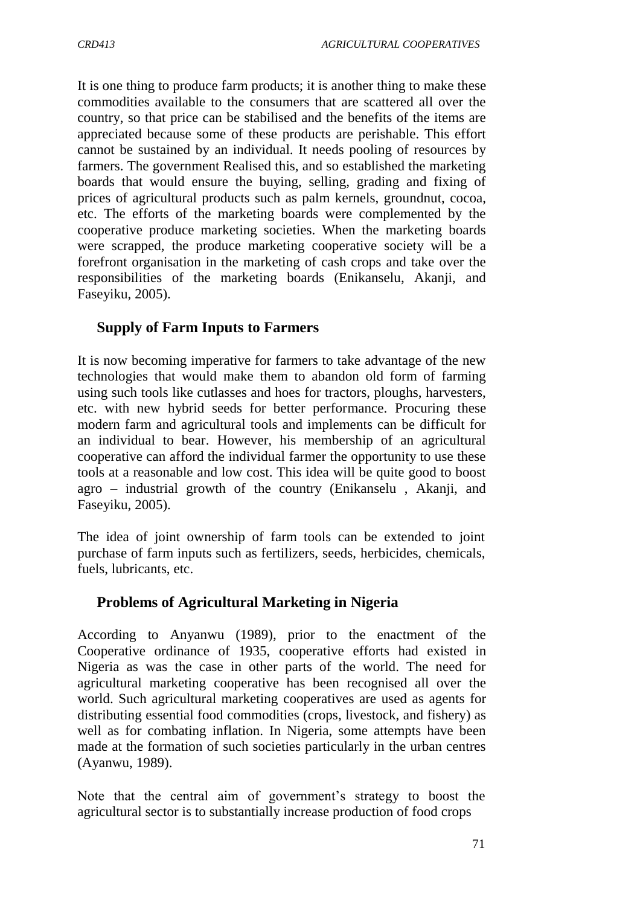It is one thing to produce farm products; it is another thing to make these commodities available to the consumers that are scattered all over the country, so that price can be stabilised and the benefits of the items are appreciated because some of these products are perishable. This effort cannot be sustained by an individual. It needs pooling of resources by farmers. The government Realised this, and so established the marketing boards that would ensure the buying, selling, grading and fixing of prices of agricultural products such as palm kernels, groundnut, cocoa, etc. The efforts of the marketing boards were complemented by the cooperative produce marketing societies. When the marketing boards were scrapped, the produce marketing cooperative society will be a forefront organisation in the marketing of cash crops and take over the responsibilities of the marketing boards (Enikanselu, Akanji, and Faseyiku, 2005).

## Supply of Farm Inputs to Farmers

It is now becoming imperative for farmers to take advantage of the new technologies that would make them to abandon old form of farming using such tools like cutlasses and hoes for tractors, ploughs, harvesters, etc. with new hybrid seeds for better performance. Procuring these modern farm and agricultural tools and implements can be difficult for an individual to bear. However, his membership of an agricultural cooperative can afford the individual farmer the opportunity to use these tools at a reasonable and low cost. This idea will be quite good to boost agro – industrial growth of the country (Enikanselu , Akanji, and Faseyiku, 2005).

The idea of joint ownership of farm tools can be extended to joint purchase of farm inputs such as fertilizers, seeds, herbicides, chemicals, fuels, lubricants, etc.

## Problems of Agricultural Marketing in Nigeria

According to Anyanwu (1989), prior to the enactment of the Cooperative ordinance of 1935, cooperative efforts had existed in Nigeria as was the case in other parts of the world. The need for agricultural marketing cooperative has been recognised all over the world. Such agricultural marketing cooperatives are used as agents for distributing essential food commodities (crops, livestock, and fishery) as well as for combating inflation. In Nigeria, some attempts have been made at the formation of such societies particularly in the urban centres (Ayanwu, 1989).

Note that the central aim of government's strategy to boost the agricultural sector is to substantially increase production of food crops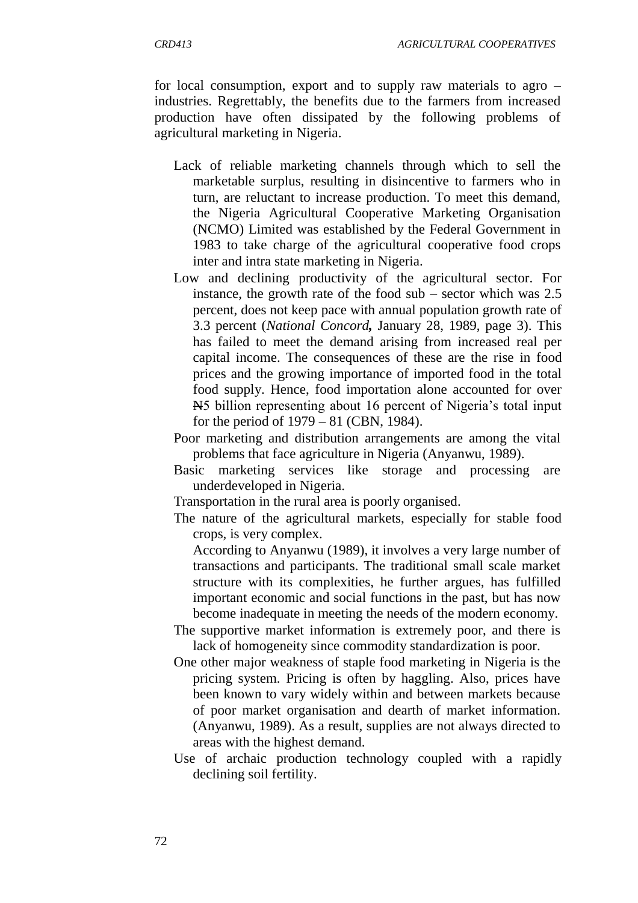for local consumption, export and to supply raw materials to agro – industries. Regrettably, the benefits due to the farmers from increased production have often dissipated by the following problems of agricultural marketing in Nigeria.

- Lack of reliable marketing channels through which to sell the marketable surplus, resulting in disincentive to farmers who in turn, are reluctant to increase production. To meet this demand, the Nigeria Agricultural Cooperative Marketing Organisation (NCMO) Limited was established by the Federal Government in 1983 to take charge of the agricultural cooperative food crops inter and intra state marketing in Nigeria.
- Low and declining productivity of the agricultural sector. For instance, the growth rate of the food sub – sector which was 2.5 percent, does not keep pace with annual population growth rate of 3.3 percent (***National Concord,*** January 28, 1989, page 3). This has failed to meet the demand arising from increased real per capital income. The consequences of these are the rise in food prices and the growing importance of imported food in the total food supply. Hence, food importation alone accounted for over ₦5 billion representing about 16 percent of Nigeria's total input for the period of 1979 – 81 (CBN, 1984).
- Poor marketing and distribution arrangements are among the vital problems that face agriculture in Nigeria (Anyanwu, 1989).
- Basic marketing services like storage and processing are underdeveloped in Nigeria.
- Transportation in the rural area is poorly organised.
- The nature of the agricultural markets, especially for stable food crops, is very complex.

  According to Anyanwu (1989), it involves a very large number of transactions and participants. The traditional small scale market structure with its complexities, he further argues, has fulfilled important economic and social functions in the past, but has now become inadequate in meeting the needs of the modern economy.
- The supportive market information is extremely poor, and there is lack of homogeneity since commodity standardization is poor.
- One other major weakness of staple food marketing in Nigeria is the pricing system. Pricing is often by haggling. Also, prices have been known to vary widely within and between markets because of poor market organisation and dearth of market information. (Anyanwu, 1989). As a result, supplies are not always directed to areas with the highest demand.
- Use of archaic production technology coupled with a rapidly declining soil fertility.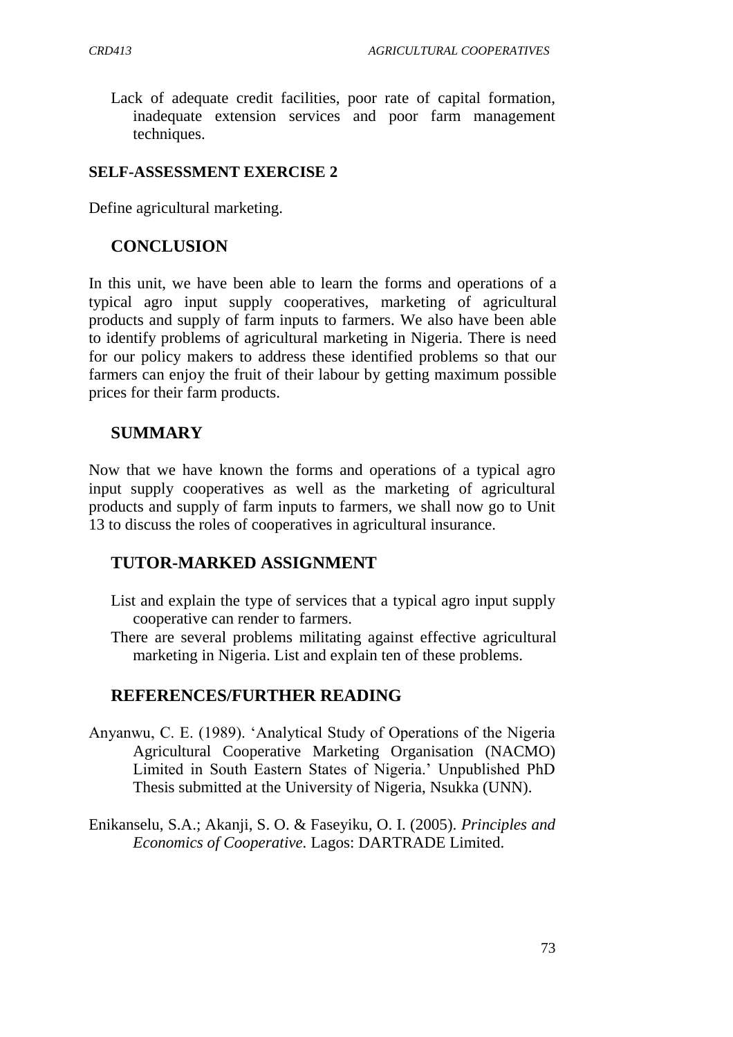Lack of adequate credit facilities, poor rate of capital formation, inadequate extension services and poor farm management techniques.

**SELF-ASSESSMENT EXERCISE 2**

Define agricultural marketing.

## CONCLUSION

In this unit, we have been able to learn the forms and operations of a typical agro input supply cooperatives, marketing of agricultural products and supply of farm inputs to farmers. We also have been able to identify problems of agricultural marketing in Nigeria. There is need for our policy makers to address these identified problems so that our farmers can enjoy the fruit of their labour by getting maximum possible prices for their farm products.

## SUMMARY

Now that we have known the forms and operations of a typical agro input supply cooperatives as well as the marketing of agricultural products and supply of farm inputs to farmers, we shall now go to Unit 13 to discuss the roles of cooperatives in agricultural insurance.

## TUTOR-MARKED ASSIGNMENT

List and explain the type of services that a typical agro input supply cooperative can render to farmers.

There are several problems militating against effective agricultural marketing in Nigeria. List and explain ten of these problems.

## REFERENCES/FURTHER READING

Anyanwu, C. E. (1989). 'Analytical Study of Operations of the Nigeria Agricultural Cooperative Marketing Organisation (NACMO) Limited in South Eastern States of Nigeria.' Unpublished PhD Thesis submitted at the University of Nigeria, Nsukka (UNN).

Enikanselu, S.A.; Akanji, S. O. & Faseyiku, O. I. (2005). *Principles and Economics of Cooperative.* Lagos: DARTRADE Limited.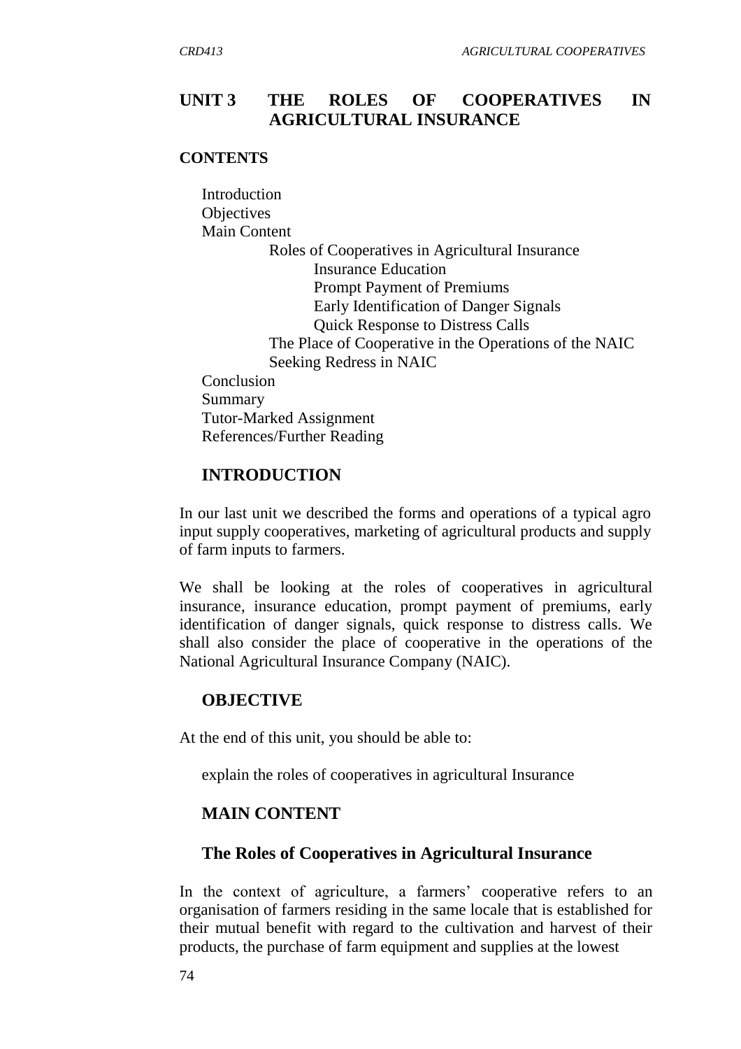# UNIT 3 THE ROLES OF COOPERATIVES IN AGRICULTURAL INSURANCE

**CONTENTS**

- Introduction
- Objectives
- Main Content
  - Roles of Cooperatives in Agricultural Insurance
    - Insurance Education
    - Prompt Payment of Premiums
    - Early Identification of Danger Signals
    - Quick Response to Distress Calls
  - The Place of Cooperative in the Operations of the NAIC
  - Seeking Redress in NAIC
- Conclusion
- Summary
- Tutor-Marked Assignment
- References/Further Reading

## INTRODUCTION

In our last unit we described the forms and operations of a typical agro input supply cooperatives, marketing of agricultural products and supply of farm inputs to farmers.

We shall be looking at the roles of cooperatives in agricultural insurance, insurance education, prompt payment of premiums, early identification of danger signals, quick response to distress calls. We shall also consider the place of cooperative in the operations of the National Agricultural Insurance Company (NAIC).

## OBJECTIVE

At the end of this unit, you should be able to:

- explain the roles of cooperatives in agricultural Insurance

## MAIN CONTENT

### The Roles of Cooperatives in Agricultural Insurance

In the context of agriculture, a farmers' cooperative refers to an organisation of farmers residing in the same locale that is established for their mutual benefit with regard to the cultivation and harvest of their products, the purchase of farm equipment and supplies at the lowest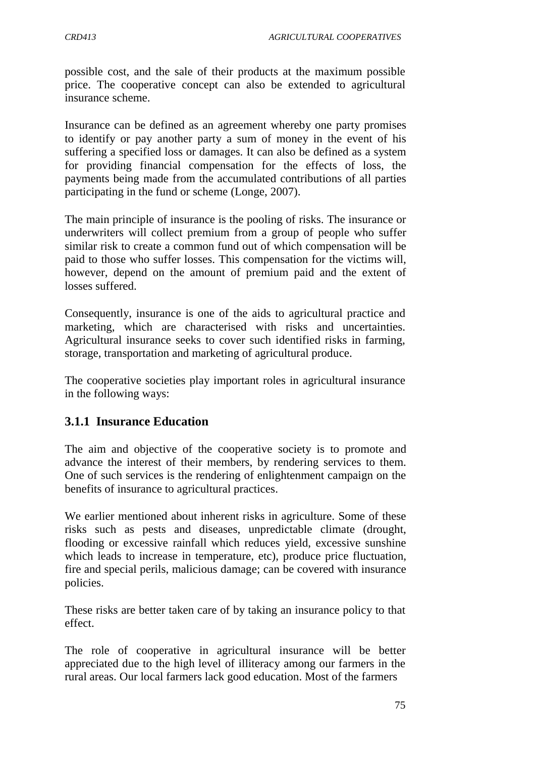possible cost, and the sale of their products at the maximum possible price. The cooperative concept can also be extended to agricultural insurance scheme.

Insurance can be defined as an agreement whereby one party promises to identify or pay another party a sum of money in the event of his suffering a specified loss or damages. It can also be defined as a system for providing financial compensation for the effects of loss, the payments being made from the accumulated contributions of all parties participating in the fund or scheme (Longe, 2007).

The main principle of insurance is the pooling of risks. The insurance or underwriters will collect premium from a group of people who suffer similar risk to create a common fund out of which compensation will be paid to those who suffer losses. This compensation for the victims will, however, depend on the amount of premium paid and the extent of losses suffered.

Consequently, insurance is one of the aids to agricultural practice and marketing, which are characterised with risks and uncertainties. Agricultural insurance seeks to cover such identified risks in farming, storage, transportation and marketing of agricultural produce.

The cooperative societies play important roles in agricultural insurance in the following ways:

### 3.1.1 Insurance Education

The aim and objective of the cooperative society is to promote and advance the interest of their members, by rendering services to them. One of such services is the rendering of enlightenment campaign on the benefits of insurance to agricultural practices.

We earlier mentioned about inherent risks in agriculture. Some of these risks such as pests and diseases, unpredictable climate (drought, flooding or excessive rainfall which reduces yield, excessive sunshine which leads to increase in temperature, etc), produce price fluctuation, fire and special perils, malicious damage; can be covered with insurance policies.

These risks are better taken care of by taking an insurance policy to that effect.

The role of cooperative in agricultural insurance will be better appreciated due to the high level of illiteracy among our farmers in the rural areas. Our local farmers lack good education. Most of the farmers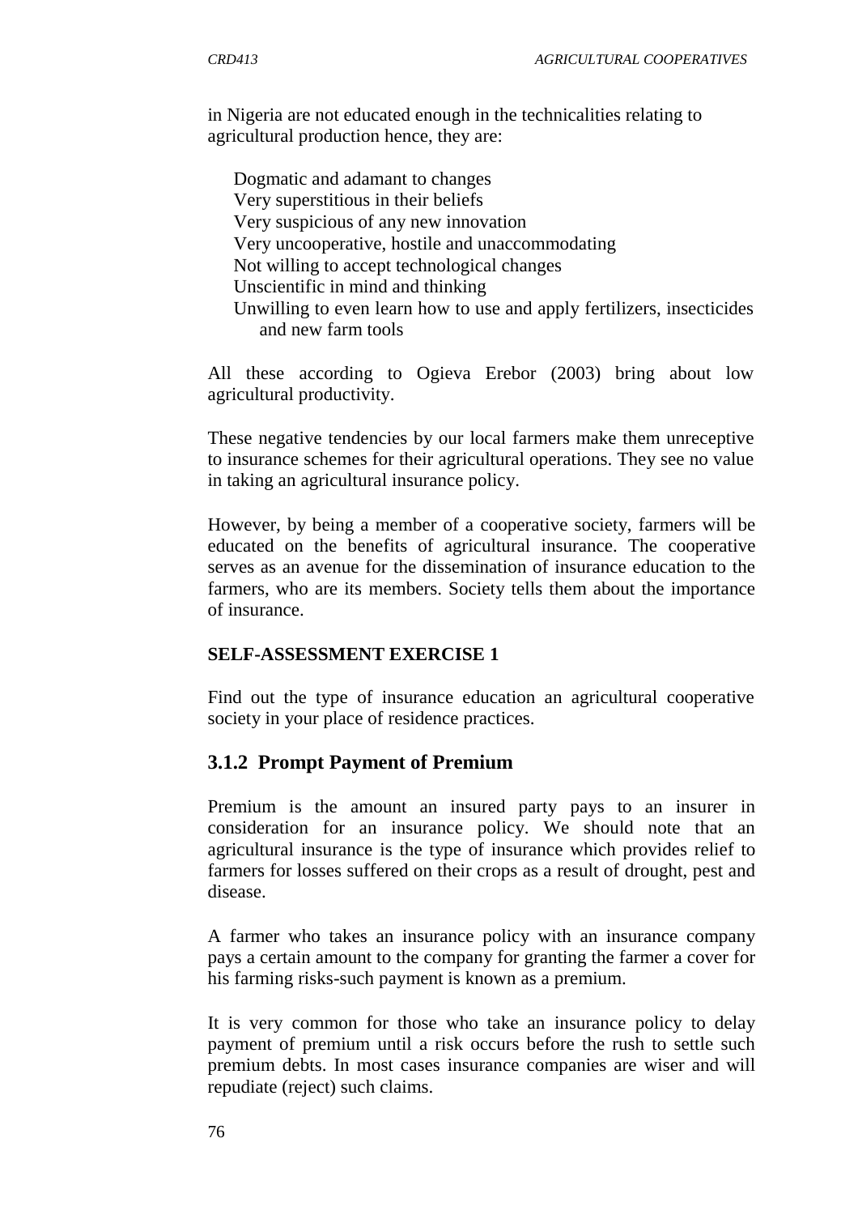in Nigeria are not educated enough in the technicalities relating to agricultural production hence, they are:

- Dogmatic and adamant to changes
- Very superstitious in their beliefs
- Very suspicious of any new innovation
- Very uncooperative, hostile and unaccommodating
- Not willing to accept technological changes
- Unscientific in mind and thinking
- Unwilling to even learn how to use and apply fertilizers, insecticides and new farm tools

All these according to Ogieva Erebor (2003) bring about low agricultural productivity.

These negative tendencies by our local farmers make them unreceptive to insurance schemes for their agricultural operations. They see no value in taking an agricultural insurance policy.

However, by being a member of a cooperative society, farmers will be educated on the benefits of agricultural insurance. The cooperative serves as an avenue for the dissemination of insurance education to the farmers, who are its members. Society tells them about the importance of insurance.

**SELF-ASSESSMENT EXERCISE 1**

Find out the type of insurance education an agricultural cooperative society in your place of residence practices.

### 3.1.2 Prompt Payment of Premium

Premium is the amount an insured party pays to an insurer in consideration for an insurance policy. We should note that an agricultural insurance is the type of insurance which provides relief to farmers for losses suffered on their crops as a result of drought, pest and disease.

A farmer who takes an insurance policy with an insurance company pays a certain amount to the company for granting the farmer a cover for his farming risks-such payment is known as a premium.

It is very common for those who take an insurance policy to delay payment of premium until a risk occurs before the rush to settle such premium debts. In most cases insurance companies are wiser and will repudiate (reject) such claims.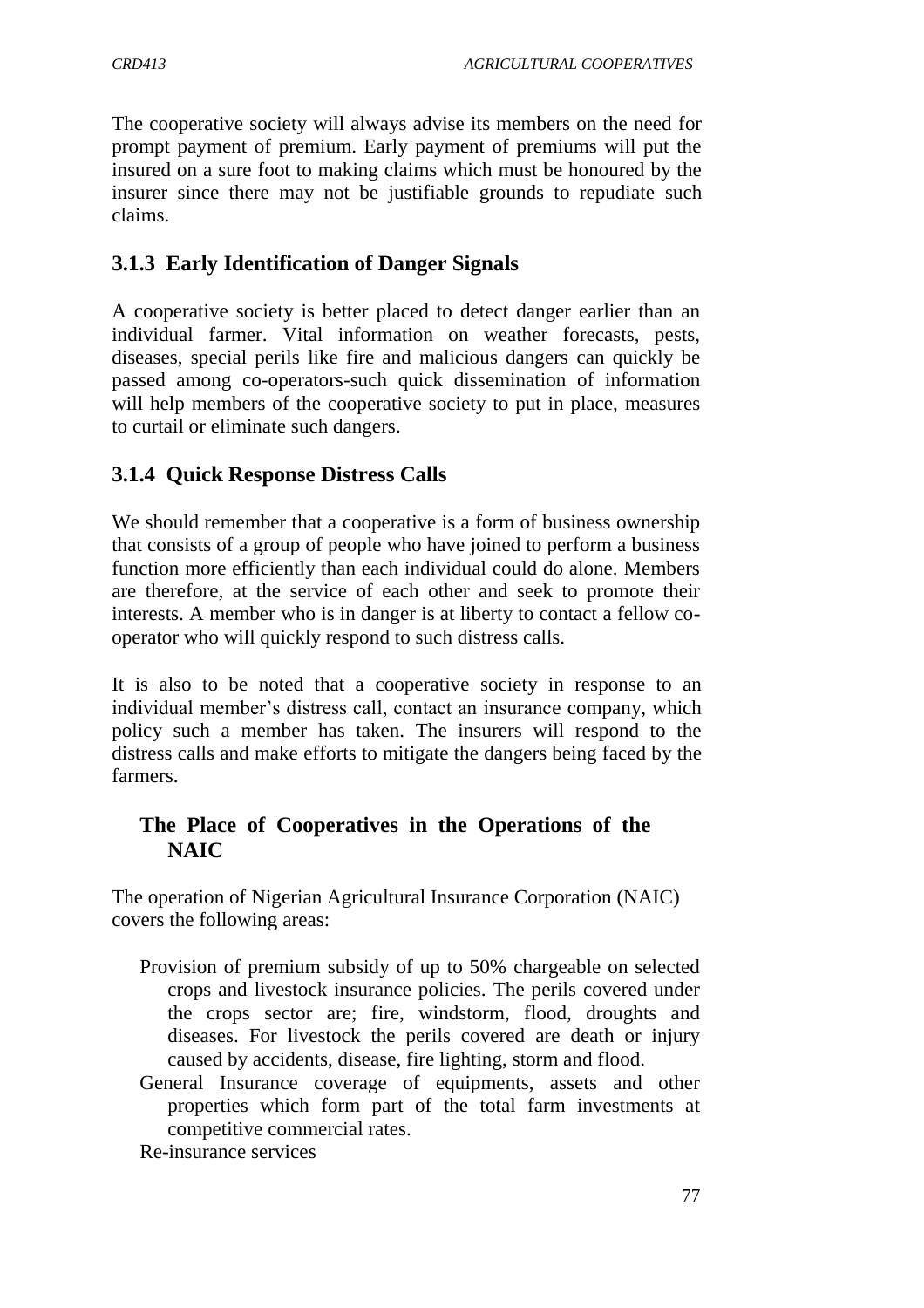The cooperative society will always advise its members on the need for prompt payment of premium. Early payment of premiums will put the insured on a sure foot to making claims which must be honoured by the insurer since there may not be justifiable grounds to repudiate such claims.

### 3.1.3 Early Identification of Danger Signals

A cooperative society is better placed to detect danger earlier than an individual farmer. Vital information on weather forecasts, pests, diseases, special perils like fire and malicious dangers can quickly be passed among co-operators-such quick dissemination of information will help members of the cooperative society to put in place, measures to curtail or eliminate such dangers.

### 3.1.4 Quick Response Distress Calls

We should remember that a cooperative is a form of business ownership that consists of a group of people who have joined to perform a business function more efficiently than each individual could do alone. Members are therefore, at the service of each other and seek to promote their interests. A member who is in danger is at liberty to contact a fellow co-operator who will quickly respond to such distress calls.

It is also to be noted that a cooperative society in response to an individual member's distress call, contact an insurance company, which policy such a member has taken. The insurers will respond to the distress calls and make efforts to mitigate the dangers being faced by the farmers.

### The Place of Cooperatives in the Operations of the NAIC

The operation of Nigerian Agricultural Insurance Corporation (NAIC) covers the following areas:

- Provision of premium subsidy of up to 50% chargeable on selected crops and livestock insurance policies. The perils covered under the crops sector are; fire, windstorm, flood, droughts and diseases. For livestock the perils covered are death or injury caused by accidents, disease, fire lighting, storm and flood.
- General Insurance coverage of equipments, assets and other properties which form part of the total farm investments at competitive commercial rates.
- Re-insurance services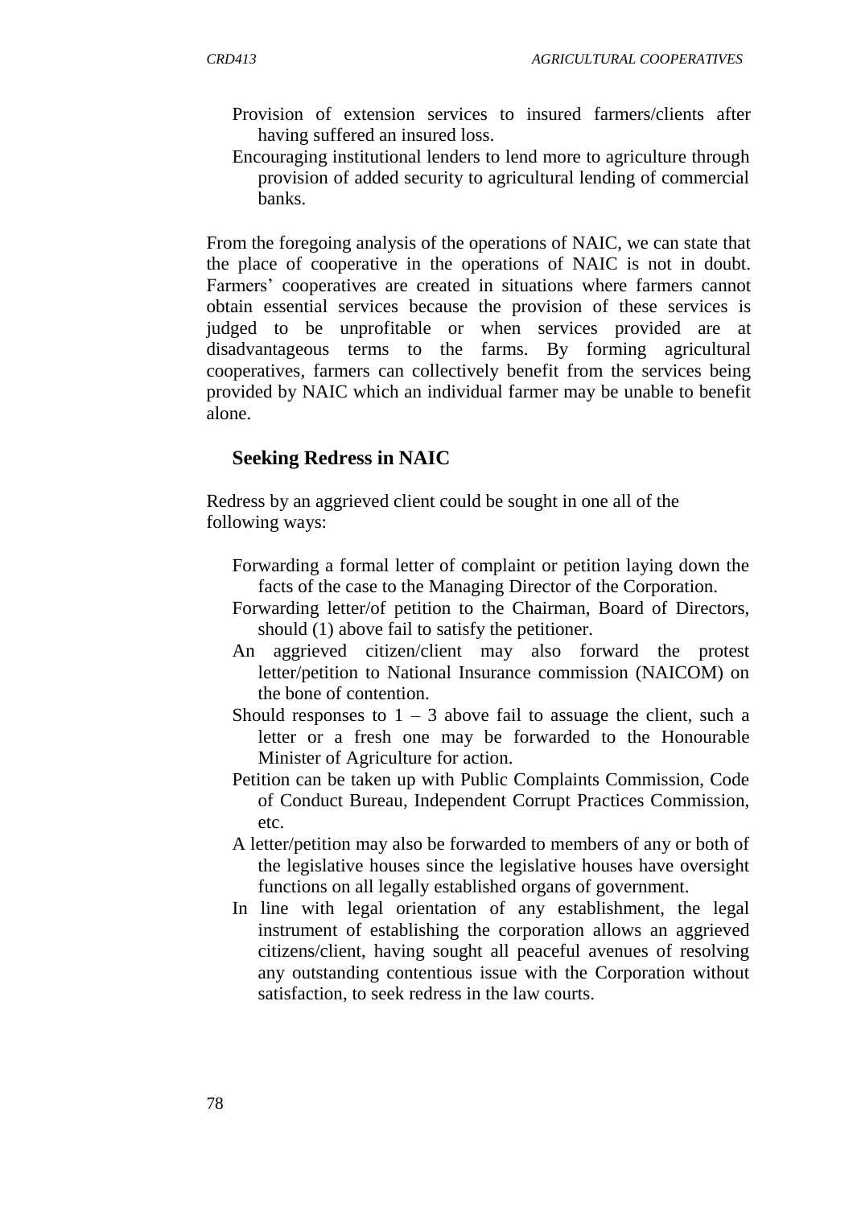- Provision of extension services to insured farmers/clients after having suffered an insured loss.
- Encouraging institutional lenders to lend more to agriculture through provision of added security to agricultural lending of commercial banks.

From the foregoing analysis of the operations of NAIC, we can state that the place of cooperative in the operations of NAIC is not in doubt. Farmers' cooperatives are created in situations where farmers cannot obtain essential services because the provision of these services is judged to be unprofitable or when services provided are at disadvantageous terms to the farms. By forming agricultural cooperatives, farmers can collectively benefit from the services being provided by NAIC which an individual farmer may be unable to benefit alone.

### Seeking Redress in NAIC

Redress by an aggrieved client could be sought in one all of the following ways:

- Forwarding a formal letter of complaint or petition laying down the facts of the case to the Managing Director of the Corporation.
- Forwarding letter/of petition to the Chairman, Board of Directors, should (1) above fail to satisfy the petitioner.
- An aggrieved citizen/client may also forward the protest letter/petition to National Insurance commission (NAICOM) on the bone of contention.
- Should responses to 1 – 3 above fail to assuage the client, such a letter or a fresh one may be forwarded to the Honourable Minister of Agriculture for action.
- Petition can be taken up with Public Complaints Commission, Code of Conduct Bureau, Independent Corrupt Practices Commission, etc.
- A letter/petition may also be forwarded to members of any or both of the legislative houses since the legislative houses have oversight functions on all legally established organs of government.
- In line with legal orientation of any establishment, the legal instrument of establishing the corporation allows an aggrieved citizens/client, having sought all peaceful avenues of resolving any outstanding contentious issue with the Corporation without satisfaction, to seek redress in the law courts.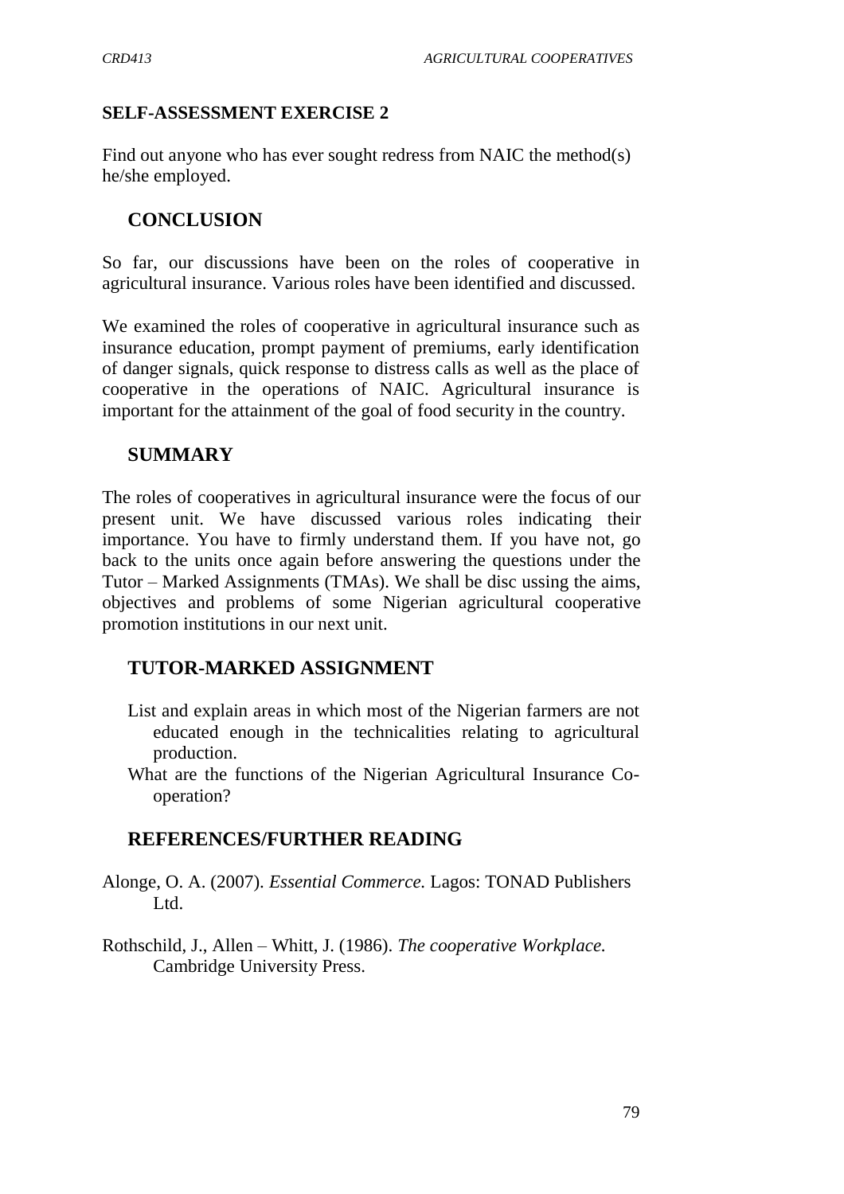### SELF-ASSESSMENT EXERCISE 2

Find out anyone who has ever sought redress from NAIC the method(s) he/she employed.

## CONCLUSION

So far, our discussions have been on the roles of cooperative in agricultural insurance. Various roles have been identified and discussed.

We examined the roles of cooperative in agricultural insurance such as insurance education, prompt payment of premiums, early identification of danger signals, quick response to distress calls as well as the place of cooperative in the operations of NAIC. Agricultural insurance is important for the attainment of the goal of food security in the country.

## SUMMARY

The roles of cooperatives in agricultural insurance were the focus of our present unit. We have discussed various roles indicating their importance. You have to firmly understand them. If you have not, go back to the units once again before answering the questions under the Tutor – Marked Assignments (TMAs). We shall be disc ussing the aims, objectives and problems of some Nigerian agricultural cooperative promotion institutions in our next unit.

## TUTOR-MARKED ASSIGNMENT

- List and explain areas in which most of the Nigerian farmers are not educated enough in the technicalities relating to agricultural production.
- What are the functions of the Nigerian Agricultural Insurance Co-operation?

## REFERENCES/FURTHER READING

Alonge, O. A. (2007). *Essential Commerce.* Lagos: TONAD Publishers Ltd.

Rothschild, J., Allen – Whitt, J. (1986). *The cooperative Workplace.* Cambridge University Press.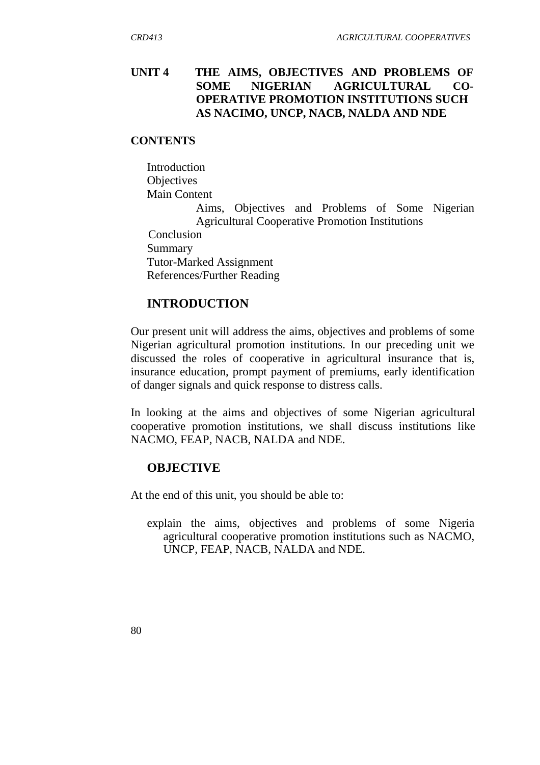## UNIT 4 THE AIMS, OBJECTIVES AND PROBLEMS OF SOME NIGERIAN AGRICULTURAL CO-OPERATIVE PROMOTION INSTITUTIONS SUCH AS NACIMO, UNCP, NACB, NALDA AND NDE

**CONTENTS**

Introduction
Objectives
Main Content
 Aims, Objectives and Problems of Some Nigerian Agricultural Cooperative Promotion Institutions
Conclusion
Summary
Tutor-Marked Assignment
References/Further Reading

### INTRODUCTION

Our present unit will address the aims, objectives and problems of some Nigerian agricultural promotion institutions. In our preceding unit we discussed the roles of cooperative in agricultural insurance that is, insurance education, prompt payment of premiums, early identification of danger signals and quick response to distress calls.

In looking at the aims and objectives of some Nigerian agricultural cooperative promotion institutions, we shall discuss institutions like NACMO, FEAP, NACB, NALDA and NDE.

### OBJECTIVE

At the end of this unit, you should be able to:

- explain the aims, objectives and problems of some Nigeria agricultural cooperative promotion institutions such as NACMO, UNCP, FEAP, NACB, NALDA and NDE.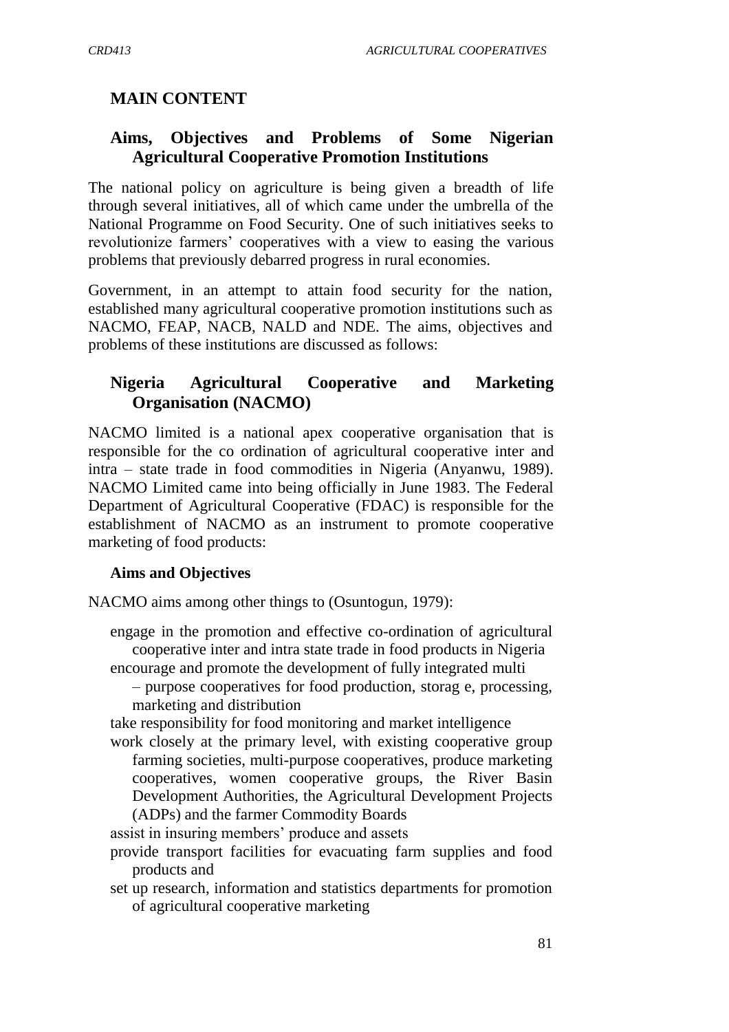## MAIN CONTENT

### Aims, Objectives and Problems of Some Nigerian Agricultural Cooperative Promotion Institutions

The national policy on agriculture is being given a breadth of life through several initiatives, all of which came under the umbrella of the National Programme on Food Security. One of such initiatives seeks to revolutionize farmers' cooperatives with a view to easing the various problems that previously debarred progress in rural economies.

Government, in an attempt to attain food security for the nation, established many agricultural cooperative promotion institutions such as NACMO, FEAP, NACB, NALD and NDE. The aims, objectives and problems of these institutions are discussed as follows:

### Nigeria Agricultural Cooperative and Marketing Organisation (NACMO)

NACMO limited is a national apex cooperative organisation that is responsible for the co ordination of agricultural cooperative inter and intra – state trade in food commodities in Nigeria (Anyanwu, 1989). NACMO Limited came into being officially in June 1983. The Federal Department of Agricultural Cooperative (FDAC) is responsible for the establishment of NACMO as an instrument to promote cooperative marketing of food products:

#### Aims and Objectives

NACMO aims among other things to (Osuntogun, 1979):

- engage in the promotion and effective co-ordination of agricultural cooperative inter and intra state trade in food products in Nigeria
- encourage and promote the development of fully integrated multi – purpose cooperatives for food production, storag e, processing, marketing and distribution
- take responsibility for food monitoring and market intelligence
- work closely at the primary level, with existing cooperative group farming societies, multi-purpose cooperatives, produce marketing cooperatives, women cooperative groups, the River Basin Development Authorities, the Agricultural Development Projects (ADPs) and the farmer Commodity Boards
- assist in insuring members' produce and assets
- provide transport facilities for evacuating farm supplies and food products and
- set up research, information and statistics departments for promotion of agricultural cooperative marketing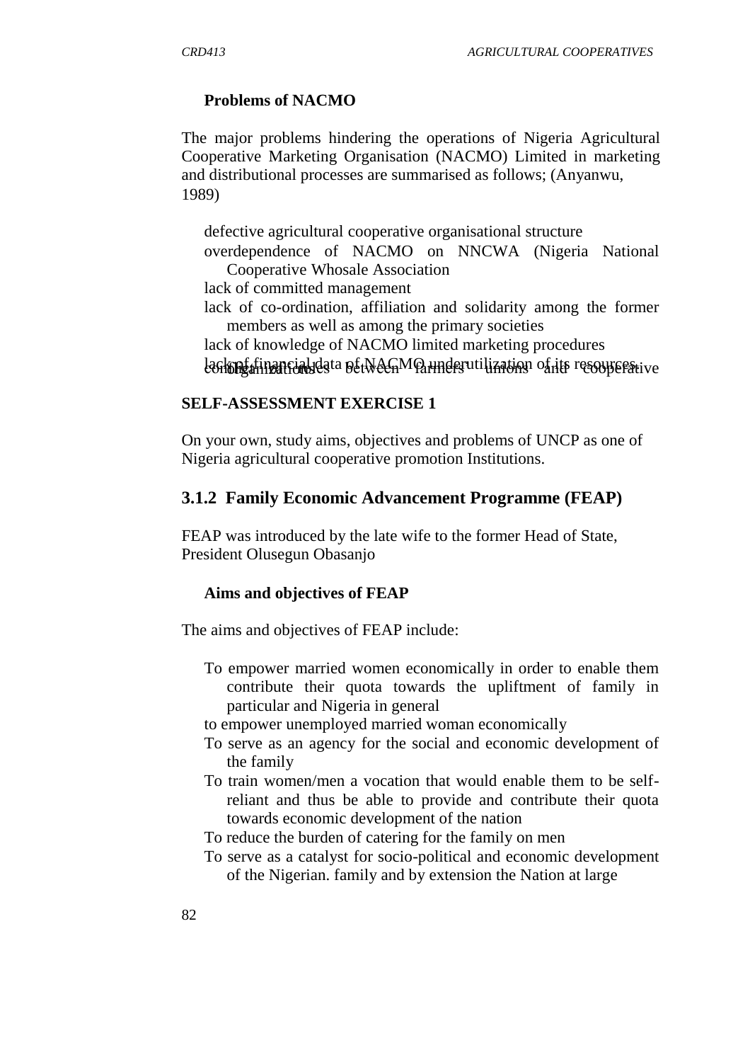**Problems of NACMO**

The major problems hindering the operations of Nigeria Agricultural Cooperative Marketing Organisation (NACMO) Limited in marketing and distributional processes are summarised as follows; (Anyanwu, 1989)

- defective agricultural cooperative organisational structure
- overdependence of NACMO on NNCWA (Nigeria National Cooperative Whosale Association
- lack of committed management
- lack of co-ordination, affiliation and solidarity among the former members as well as among the primary societies
- lack of knowledge of NACMO limited marketing procedures
- lack of financial data of NACMO underutilization of its resources
- conflict/clashes between farmers unions and cooperative organizations

**SELF-ASSESSMENT EXERCISE 1**

On your own, study aims, objectives and problems of UNCP as one of Nigeria agricultural cooperative promotion Institutions.

### 3.1.2 Family Economic Advancement Programme (FEAP)

FEAP was introduced by the late wife to the former Head of State, President Olusegun Obasanjo

**Aims and objectives of FEAP**

The aims and objectives of FEAP include:

- To empower married women economically in order to enable them contribute their quota towards the upliftment of family in particular and Nigeria in general
- to empower unemployed married woman economically
- To serve as an agency for the social and economic development of the family
- To train women/men a vocation that would enable them to be self-reliant and thus be able to provide and contribute their quota towards economic development of the nation
- To reduce the burden of catering for the family on men
- To serve as a catalyst for socio-political and economic development of the Nigerian. family and by extension the Nation at large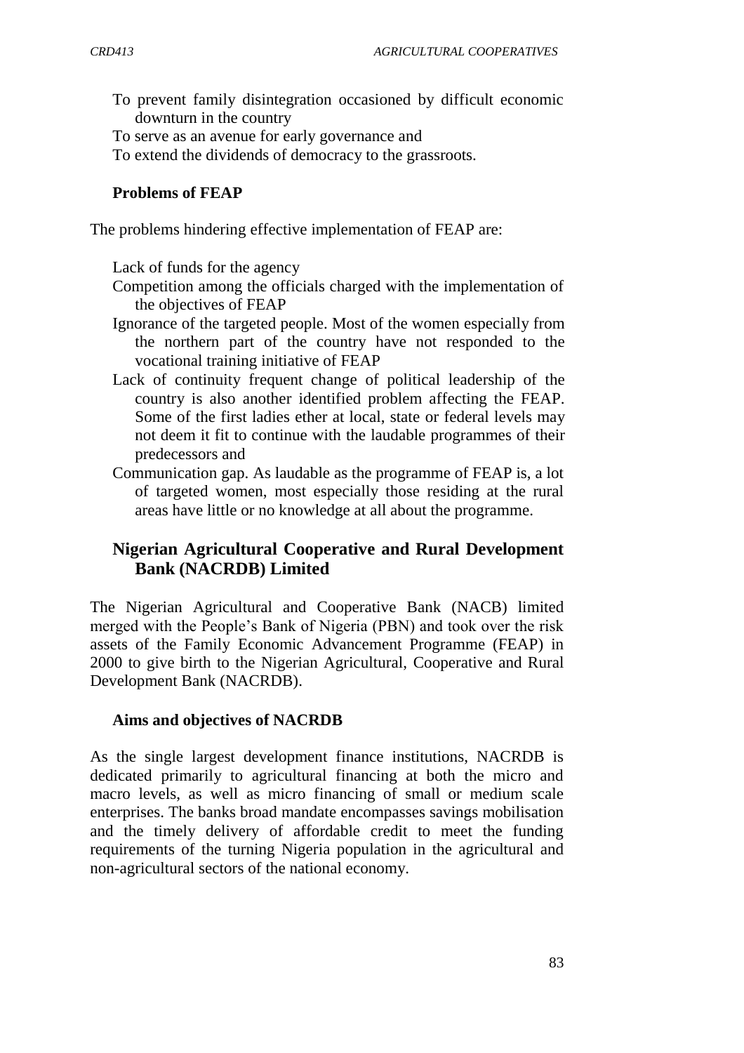- To prevent family disintegration occasioned by difficult economic downturn in the country
- To serve as an avenue for early governance and
- To extend the dividends of democracy to the grassroots.

### Problems of FEAP

The problems hindering effective implementation of FEAP are:

- Lack of funds for the agency
- Competition among the officials charged with the implementation of the objectives of FEAP
- Ignorance of the targeted people. Most of the women especially from the northern part of the country have not responded to the vocational training initiative of FEAP
- Lack of continuity frequent change of political leadership of the country is also another identified problem affecting the FEAP. Some of the first ladies ether at local, state or federal levels may not deem it fit to continue with the laudable programmes of their predecessors and
- Communication gap. As laudable as the programme of FEAP is, a lot of targeted women, most especially those residing at the rural areas have little or no knowledge at all about the programme.

## Nigerian Agricultural Cooperative and Rural Development Bank (NACRDB) Limited

The Nigerian Agricultural and Cooperative Bank (NACB) limited merged with the People's Bank of Nigeria (PBN) and took over the risk assets of the Family Economic Advancement Programme (FEAP) in 2000 to give birth to the Nigerian Agricultural, Cooperative and Rural Development Bank (NACRDB).

### Aims and objectives of NACRDB

As the single largest development finance institutions, NACRDB is dedicated primarily to agricultural financing at both the micro and macro levels, as well as micro financing of small or medium scale enterprises. The banks broad mandate encompasses savings mobilisation and the timely delivery of affordable credit to meet the funding requirements of the turning Nigeria population in the agricultural and non-agricultural sectors of the national economy.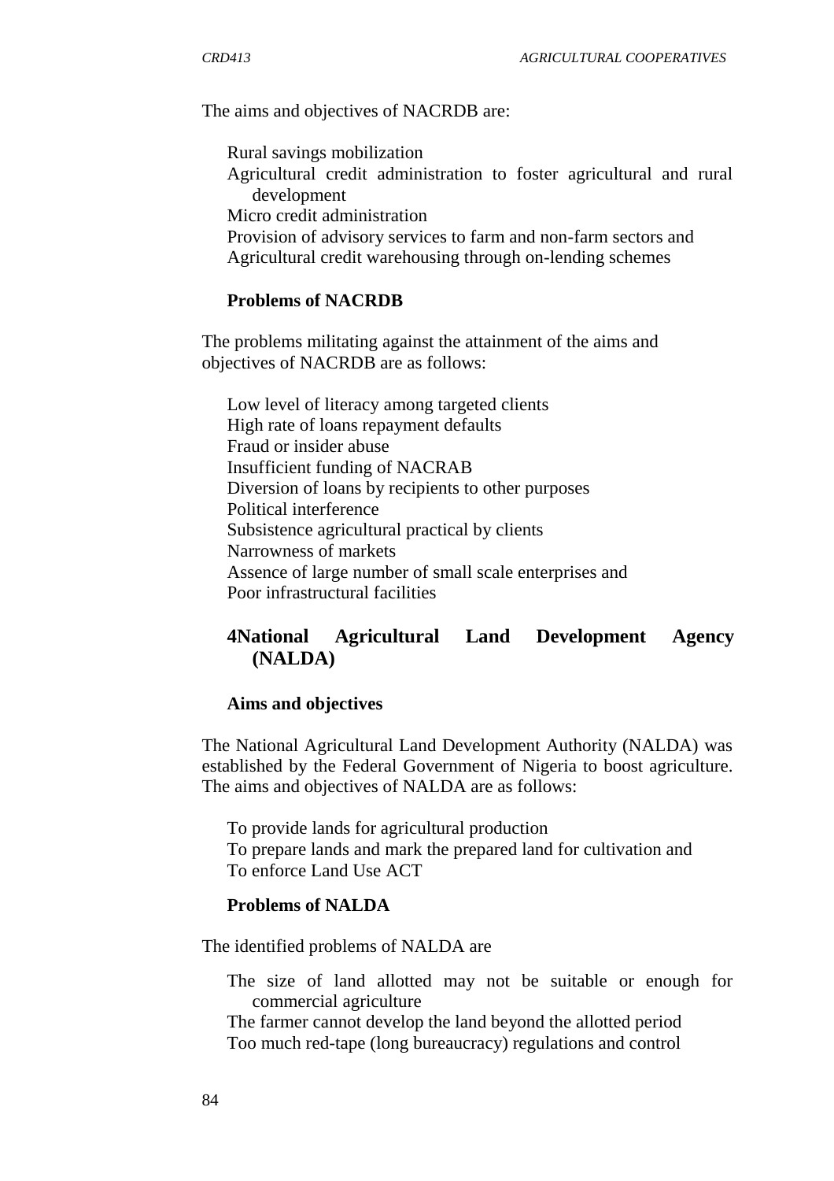The aims and objectives of NACRDB are:

- Rural savings mobilization
- Agricultural credit administration to foster agricultural and rural development
- Micro credit administration
- Provision of advisory services to farm and non-farm sectors and
- Agricultural credit warehousing through on-lending schemes

**Problems of NACRDB**

The problems militating against the attainment of the aims and objectives of NACRDB are as follows:

- Low level of literacy among targeted clients
- High rate of loans repayment defaults
- Fraud or insider abuse
- Insufficient funding of NACRAB
- Diversion of loans by recipients to other purposes
- Political interference
- Subsistence agricultural practical by clients
- Narrowness of markets
- Assence of large number of small scale enterprises and
- Poor infrastructural facilities

## 4National Agricultural Land Development Agency (NALDA)

**Aims and objectives**

The National Agricultural Land Development Authority (NALDA) was established by the Federal Government of Nigeria to boost agriculture. The aims and objectives of NALDA are as follows:

- To provide lands for agricultural production
- To prepare lands and mark the prepared land for cultivation and
- To enforce Land Use ACT

**Problems of NALDA**

The identified problems of NALDA are

- The size of land allotted may not be suitable or enough for commercial agriculture
- The farmer cannot develop the land beyond the allotted period
- Too much red-tape (long bureaucracy) regulations and control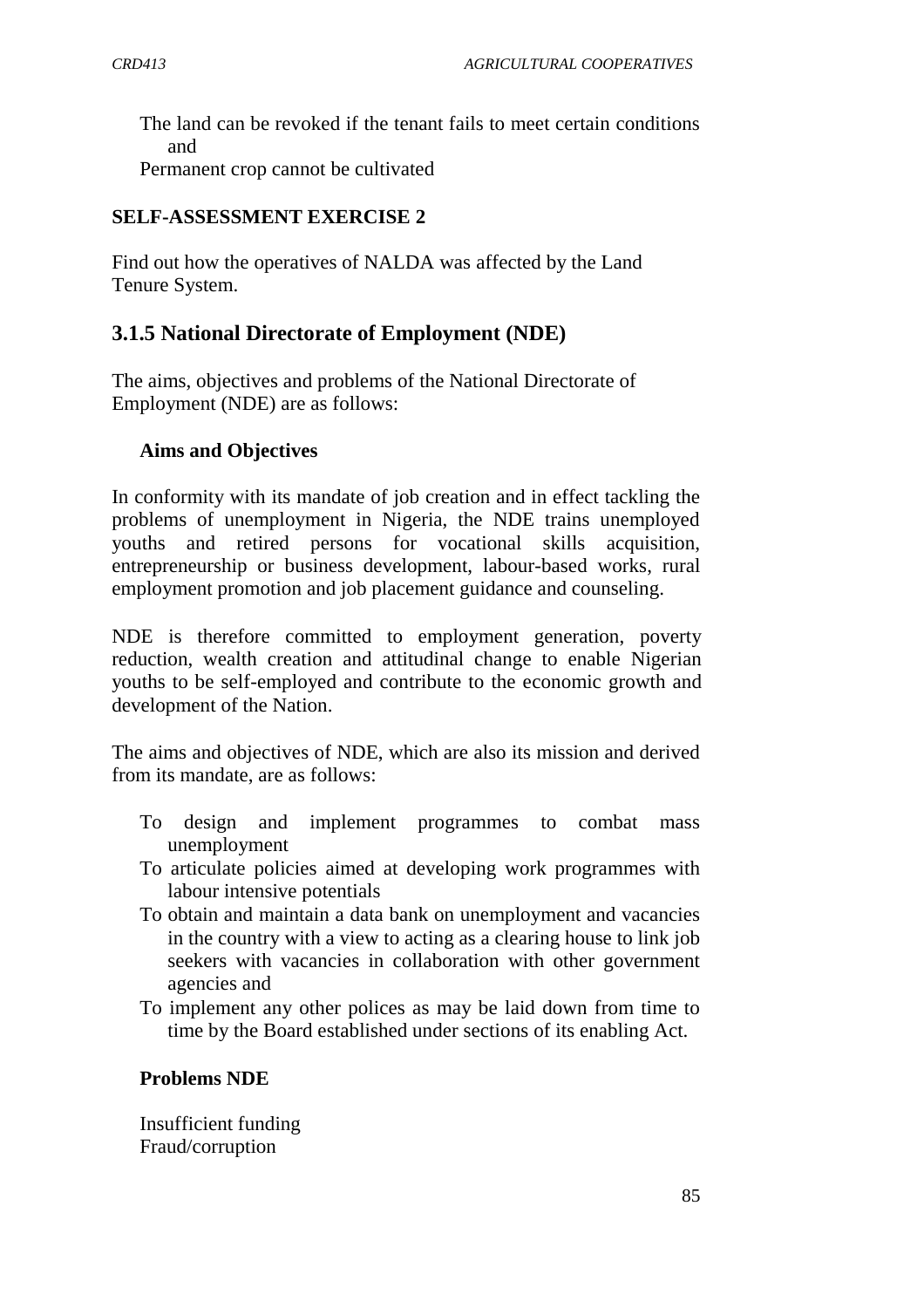The land can be revoked if the tenant fails to meet certain conditions and

Permanent crop cannot be cultivated

**SELF-ASSESSMENT EXERCISE 2**

Find out how the operatives of NALDA was affected by the Land Tenure System.

### 3.1.5 National Directorate of Employment (NDE)

The aims, objectives and problems of the National Directorate of Employment (NDE) are as follows:

**Aims and Objectives**

In conformity with its mandate of job creation and in effect tackling the problems of unemployment in Nigeria, the NDE trains unemployed youths and retired persons for vocational skills acquisition, entrepreneurship or business development, labour-based works, rural employment promotion and job placement guidance and counseling.

NDE is therefore committed to employment generation, poverty reduction, wealth creation and attitudinal change to enable Nigerian youths to be self-employed and contribute to the economic growth and development of the Nation.

The aims and objectives of NDE, which are also its mission and derived from its mandate, are as follows:

- To design and implement programmes to combat mass unemployment
- To articulate policies aimed at developing work programmes with labour intensive potentials
- To obtain and maintain a data bank on unemployment and vacancies in the country with a view to acting as a clearing house to link job seekers with vacancies in collaboration with other government agencies and
- To implement any other polices as may be laid down from time to time by the Board established under sections of its enabling Act.

**Problems NDE**

Insufficient funding

Fraud/corruption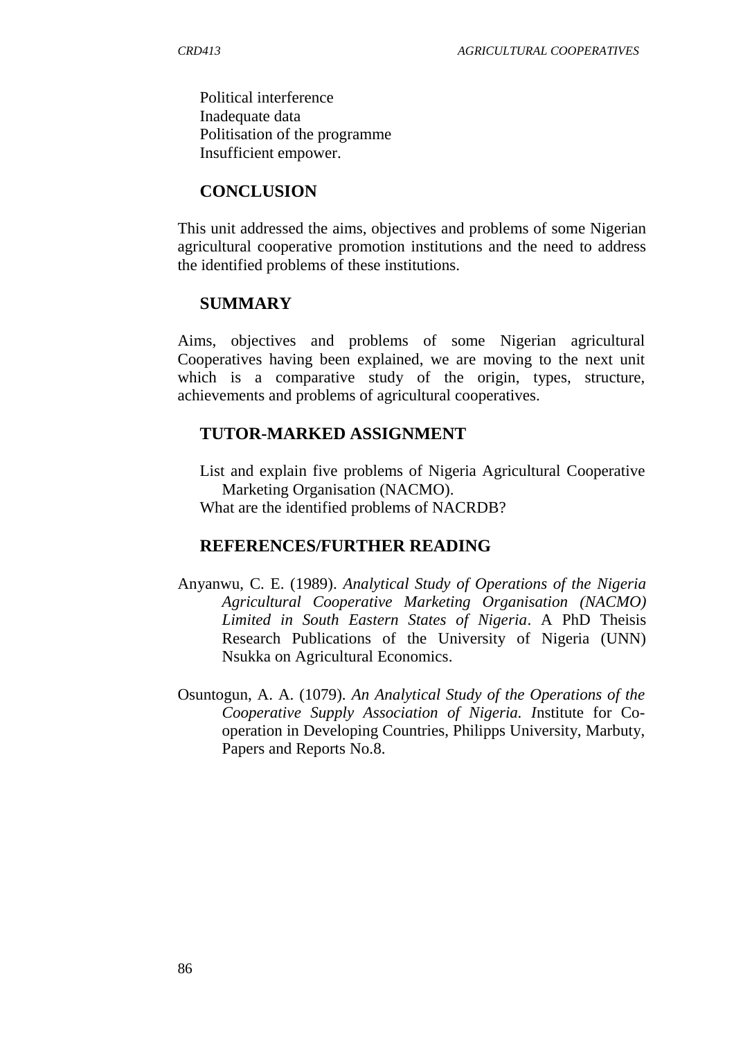Political interference
Inadequate data
Politisation of the programme
Insufficient empower.

## CONCLUSION

This unit addressed the aims, objectives and problems of some Nigerian agricultural cooperative promotion institutions and the need to address the identified problems of these institutions.

## SUMMARY

Aims, objectives and problems of some Nigerian agricultural Cooperatives having been explained, we are moving to the next unit which is a comparative study of the origin, types, structure, achievements and problems of agricultural cooperatives.

## TUTOR-MARKED ASSIGNMENT

List and explain five problems of Nigeria Agricultural Cooperative Marketing Organisation (NACMO).
What are the identified problems of NACRDB?

## REFERENCES/FURTHER READING

Anyanwu, C. E. (1989). *Analytical Study of Operations of the Nigeria Agricultural Cooperative Marketing Organisation (NACMO) Limited in South Eastern States of Nigeria*. A PhD Theisis Research Publications of the University of Nigeria (UNN) Nsukka on Agricultural Economics.

Osuntogun, A. A. (1079). *An Analytical Study of the Operations of the Cooperative Supply Association of Nigeria. I*nstitute for Co-operation in Developing Countries, Philipps University, Marbuty, Papers and Reports No.8.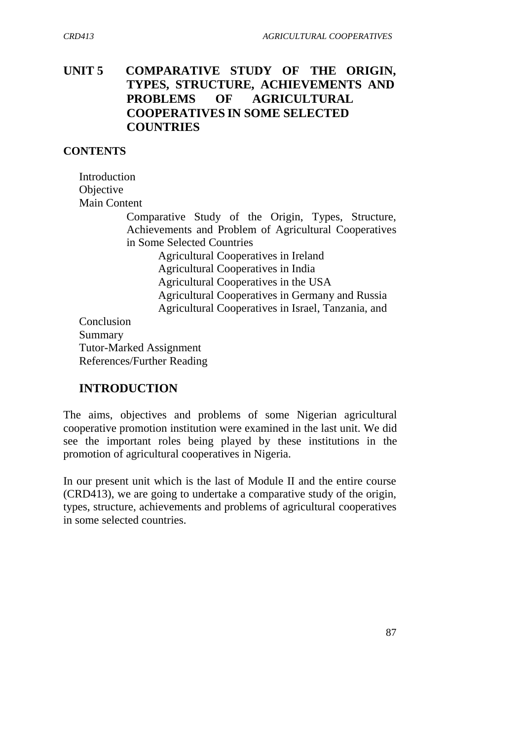# UNIT 5 COMPARATIVE STUDY OF THE ORIGIN, TYPES, STRUCTURE, ACHIEVEMENTS AND PROBLEMS OF AGRICULTURAL COOPERATIVES IN SOME SELECTED COUNTRIES

## CONTENTS

- Introduction
- Objective
- Main Content
    - Comparative Study of the Origin, Types, Structure, Achievements and Problem of Agricultural Cooperatives in Some Selected Countries
        - Agricultural Cooperatives in Ireland
        - Agricultural Cooperatives in India
        - Agricultural Cooperatives in the USA
        - Agricultural Cooperatives in Germany and Russia
        - Agricultural Cooperatives in Israel, Tanzania, and
- Conclusion
- Summary
- Tutor-Marked Assignment
- References/Further Reading

## INTRODUCTION

The aims, objectives and problems of some Nigerian agricultural cooperative promotion institution were examined in the last unit. We did see the important roles being played by these institutions in the promotion of agricultural cooperatives in Nigeria.

In our present unit which is the last of Module II and the entire course (CRD413), we are going to undertake a comparative study of the origin, types, structure, achievements and problems of agricultural cooperatives in some selected countries.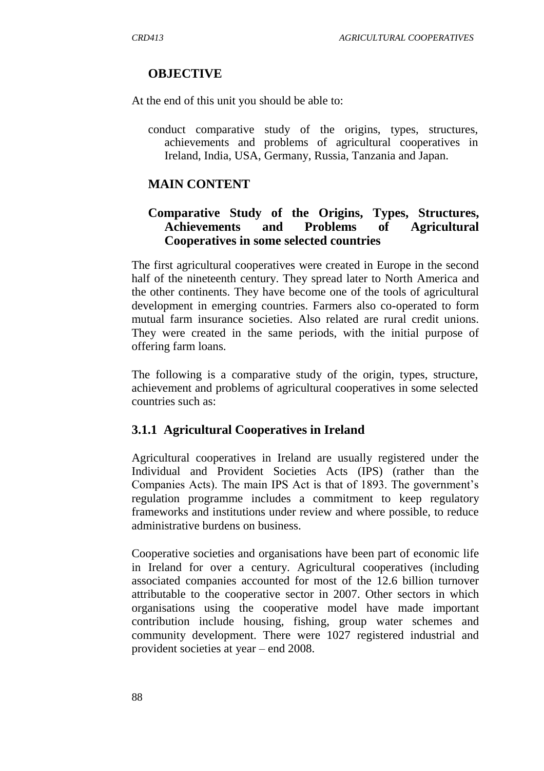## OBJECTIVE

At the end of this unit you should be able to:

conduct comparative study of the origins, types, structures, achievements and problems of agricultural cooperatives in Ireland, India, USA, Germany, Russia, Tanzania and Japan.

## MAIN CONTENT

### Comparative Study of the Origins, Types, Structures, Achievements and Problems of Agricultural Cooperatives in some selected countries

The first agricultural cooperatives were created in Europe in the second half of the nineteenth century. They spread later to North America and the other continents. They have become one of the tools of agricultural development in emerging countries. Farmers also co-operated to form mutual farm insurance societies. Also related are rural credit unions. They were created in the same periods, with the initial purpose of offering farm loans.

The following is a comparative study of the origin, types, structure, achievement and problems of agricultural cooperatives in some selected countries such as:

### 3.1.1 Agricultural Cooperatives in Ireland

Agricultural cooperatives in Ireland are usually registered under the Individual and Provident Societies Acts (IPS) (rather than the Companies Acts). The main IPS Act is that of 1893. The government's regulation programme includes a commitment to keep regulatory frameworks and institutions under review and where possible, to reduce administrative burdens on business.

Cooperative societies and organisations have been part of economic life in Ireland for over a century. Agricultural cooperatives (including associated companies accounted for most of the 12.6 billion turnover attributable to the cooperative sector in 2007. Other sectors in which organisations using the cooperative model have made important contribution include housing, fishing, group water schemes and community development. There were 1027 registered industrial and provident societies at year – end 2008.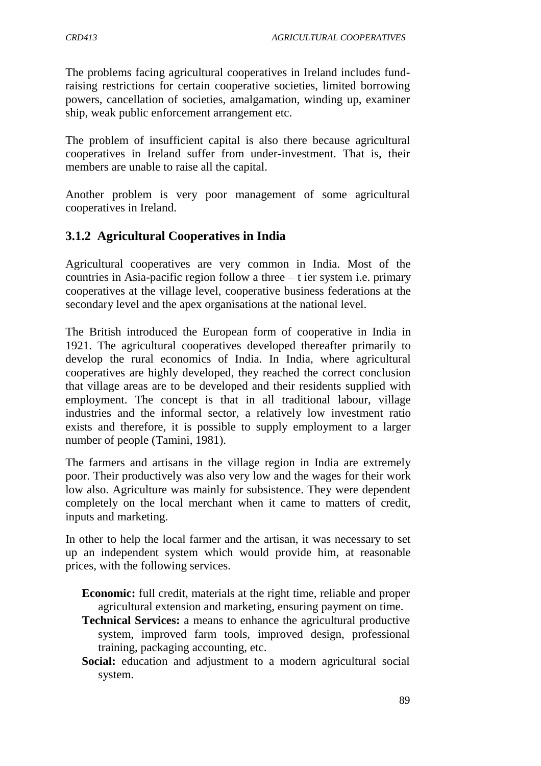The problems facing agricultural cooperatives in Ireland includes fund-raising restrictions for certain cooperative societies, limited borrowing powers, cancellation of societies, amalgamation, winding up, examiner ship, weak public enforcement arrangement etc.

The problem of insufficient capital is also there because agricultural cooperatives in Ireland suffer from under-investment. That is, their members are unable to raise all the capital.

Another problem is very poor management of some agricultural cooperatives in Ireland.

### 3.1.2 Agricultural Cooperatives in India

Agricultural cooperatives are very common in India. Most of the countries in Asia-pacific region follow a three – t ier system i.e. primary cooperatives at the village level, cooperative business federations at the secondary level and the apex organisations at the national level.

The British introduced the European form of cooperative in India in 1921. The agricultural cooperatives developed thereafter primarily to develop the rural economics of India. In India, where agricultural cooperatives are highly developed, they reached the correct conclusion that village areas are to be developed and their residents supplied with employment. The concept is that in all traditional labour, village industries and the informal sector, a relatively low investment ratio exists and therefore, it is possible to supply employment to a larger number of people (Tamini, 1981).

The farmers and artisans in the village region in India are extremely poor. Their productively was also very low and the wages for their work low also. Agriculture was mainly for subsistence. They were dependent completely on the local merchant when it came to matters of credit, inputs and marketing.

In other to help the local farmer and the artisan, it was necessary to set up an independent system which would provide him, at reasonable prices, with the following services.

**Economic:** full credit, materials at the right time, reliable and proper agricultural extension and marketing, ensuring payment on time.

**Technical Services:** a means to enhance the agricultural productive system, improved farm tools, improved design, professional training, packaging accounting, etc.

**Social:** education and adjustment to a modern agricultural social system.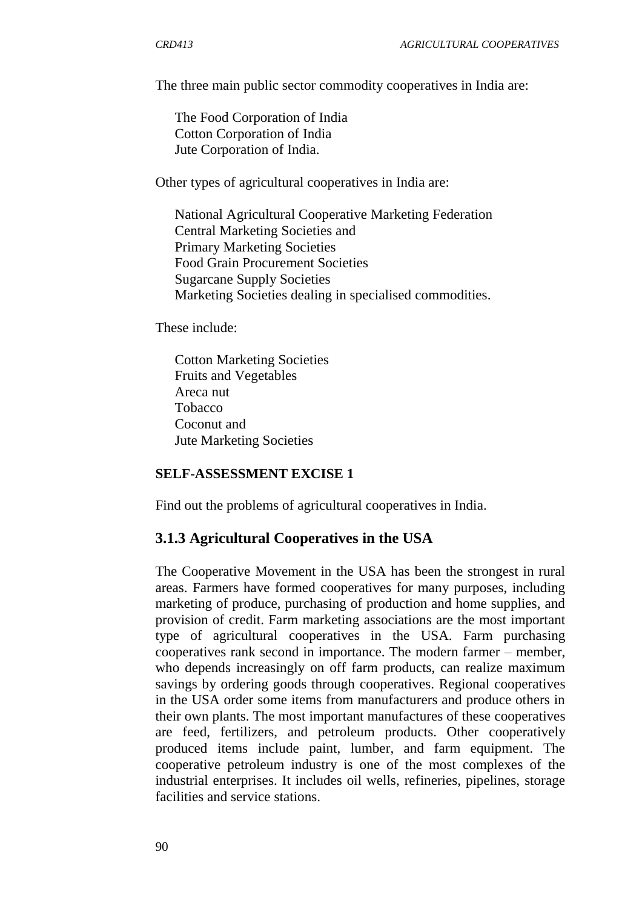The three main public sector commodity cooperatives in India are:

- The Food Corporation of India
- Cotton Corporation of India
- Jute Corporation of India.

Other types of agricultural cooperatives in India are:

- National Agricultural Cooperative Marketing Federation
- Central Marketing Societies and
- Primary Marketing Societies
- Food Grain Procurement Societies
- Sugarcane Supply Societies
- Marketing Societies dealing in specialised commodities.

These include:

- Cotton Marketing Societies
- Fruits and Vegetables
- Areca nut
- Tobacco
- Coconut and
- Jute Marketing Societies

**SELF-ASSESSMENT EXCISE 1**

Find out the problems of agricultural cooperatives in India.

### 3.1.3 Agricultural Cooperatives in the USA

The Cooperative Movement in the USA has been the strongest in rural areas. Farmers have formed cooperatives for many purposes, including marketing of produce, purchasing of production and home supplies, and provision of credit. Farm marketing associations are the most important type of agricultural cooperatives in the USA. Farm purchasing cooperatives rank second in importance. The modern farmer – member, who depends increasingly on off farm products, can realize maximum savings by ordering goods through cooperatives. Regional cooperatives in the USA order some items from manufacturers and produce others in their own plants. The most important manufactures of these cooperatives are feed, fertilizers, and petroleum products. Other cooperatively produced items include paint, lumber, and farm equipment. The cooperative petroleum industry is one of the most complexes of the industrial enterprises. It includes oil wells, refineries, pipelines, storage facilities and service stations.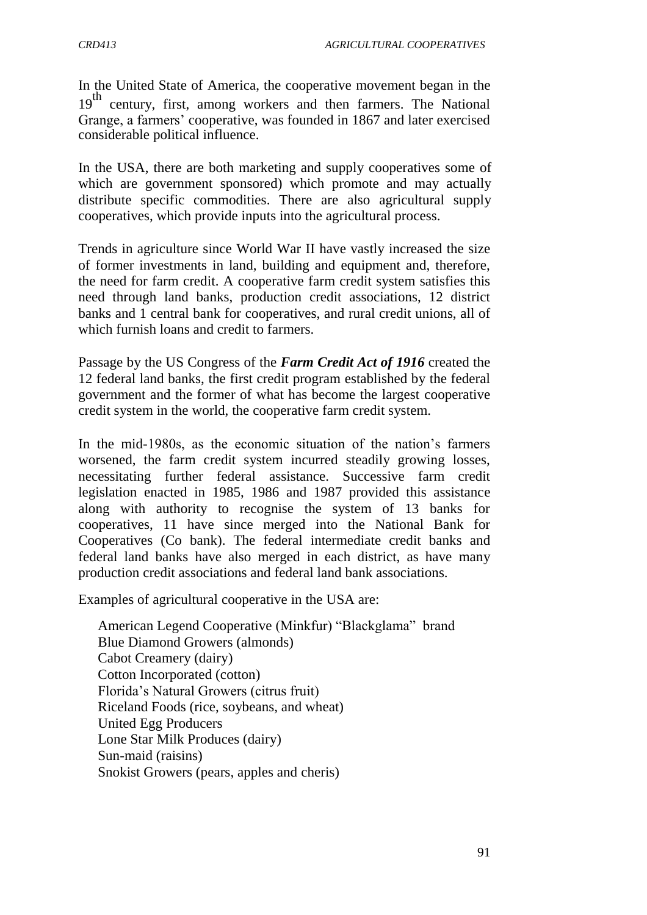In the United State of America, the cooperative movement began in the 19th century, first, among workers and then farmers. The National Grange, a farmers' cooperative, was founded in 1867 and later exercised considerable political influence.

In the USA, there are both marketing and supply cooperatives some of which are government sponsored) which promote and may actually distribute specific commodities. There are also agricultural supply cooperatives, which provide inputs into the agricultural process.

Trends in agriculture since World War II have vastly increased the size of former investments in land, building and equipment and, therefore, the need for farm credit. A cooperative farm credit system satisfies this need through land banks, production credit associations, 12 district banks and 1 central bank for cooperatives, and rural credit unions, all of which furnish loans and credit to farmers.

Passage by the US Congress of the ***Farm Credit Act of 1916*** created the 12 federal land banks, the first credit program established by the federal government and the former of what has become the largest cooperative credit system in the world, the cooperative farm credit system.

In the mid-1980s, as the economic situation of the nation's farmers worsened, the farm credit system incurred steadily growing losses, necessitating further federal assistance. Successive farm credit legislation enacted in 1985, 1986 and 1987 provided this assistance along with authority to recognise the system of 13 banks for cooperatives, 11 have since merged into the National Bank for Cooperatives (Co bank). The federal intermediate credit banks and federal land banks have also merged in each district, as have many production credit associations and federal land bank associations.

Examples of agricultural cooperative in the USA are:

American Legend Cooperative (Minkfur) "Blackglama" brand
Blue Diamond Growers (almonds)
Cabot Creamery (dairy)
Cotton Incorporated (cotton)
Florida's Natural Growers (citrus fruit)
Riceland Foods (rice, soybeans, and wheat)
United Egg Producers
Lone Star Milk Produces (dairy)
Sun-maid (raisins)
Snokist Growers (pears, apples and cheris)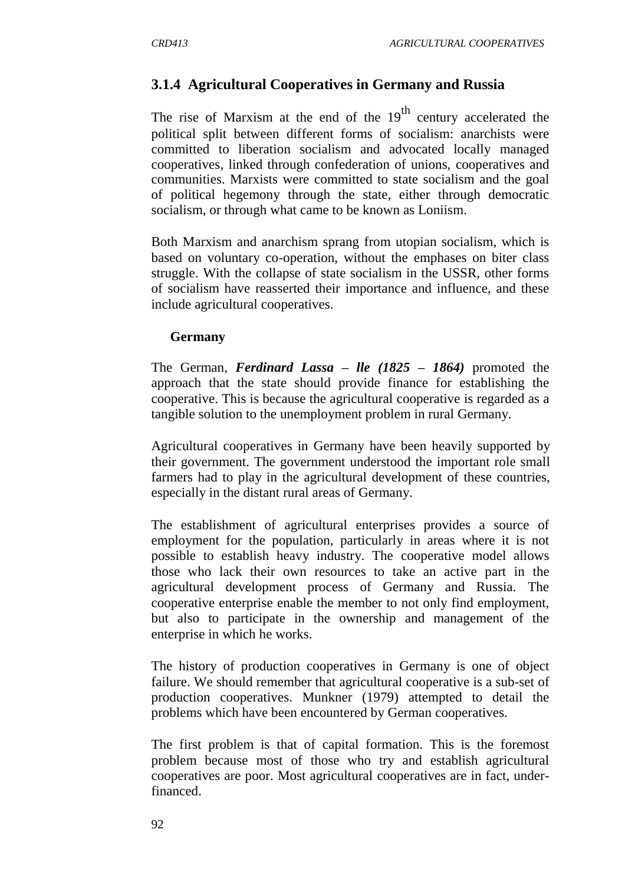### 3.1.4 Agricultural Cooperatives in Germany and Russia

The rise of Marxism at the end of the $19^{th}$ century accelerated the political split between different forms of socialism: anarchists were committed to liberation socialism and advocated locally managed cooperatives, linked through confederation of unions, cooperatives and communities. Marxists were committed to state socialism and the goal of political hegemony through the state, either through democratic socialism, or through what came to be known as Loniism.

Both Marxism and anarchism sprang from utopian socialism, which is based on voluntary co-operation, without the emphases on biter class struggle. With the collapse of state socialism in the USSR, other forms of socialism have reasserted their importance and influence, and these include agricultural cooperatives.

**Germany**

The German, ***Ferdinard Lassa – lle (1825 – 1864)*** promoted the approach that the state should provide finance for establishing the cooperative. This is because the agricultural cooperative is regarded as a tangible solution to the unemployment problem in rural Germany.

Agricultural cooperatives in Germany have been heavily supported by their government. The government understood the important role small farmers had to play in the agricultural development of these countries, especially in the distant rural areas of Germany.

The establishment of agricultural enterprises provides a source of employment for the population, particularly in areas where it is not possible to establish heavy industry. The cooperative model allows those who lack their own resources to take an active part in the agricultural development process of Germany and Russia. The cooperative enterprise enable the member to not only find employment, but also to participate in the ownership and management of the enterprise in which he works.

The history of production cooperatives in Germany is one of object failure. We should remember that agricultural cooperative is a sub-set of production cooperatives. Munkner (1979) attempted to detail the problems which have been encountered by German cooperatives.

The first problem is that of capital formation. This is the foremost problem because most of those who try and establish agricultural cooperatives are poor. Most agricultural cooperatives are in fact, under-financed.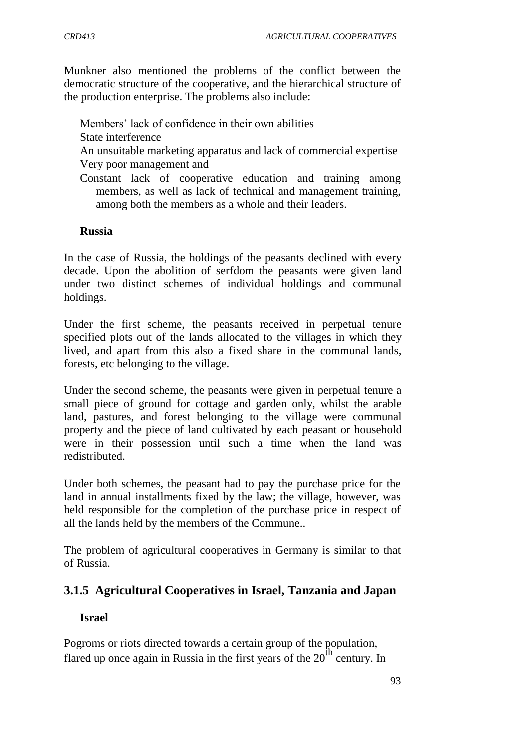Munkner also mentioned the problems of the conflict between the democratic structure of the cooperative, and the hierarchical structure of the production enterprise. The problems also include:

- Members' lack of confidence in their own abilities
- State interference
- An unsuitable marketing apparatus and lack of commercial expertise
- Very poor management and
- Constant lack of cooperative education and training among members, as well as lack of technical and management training, among both the members as a whole and their leaders.

**Russia**

In the case of Russia, the holdings of the peasants declined with every decade. Upon the abolition of serfdom the peasants were given land under two distinct schemes of individual holdings and communal holdings.

Under the first scheme, the peasants received in perpetual tenure specified plots out of the lands allocated to the villages in which they lived, and apart from this also a fixed share in the communal lands, forests, etc belonging to the village.

Under the second scheme, the peasants were given in perpetual tenure a small piece of ground for cottage and garden only, whilst the arable land, pastures, and forest belonging to the village were communal property and the piece of land cultivated by each peasant or household were in their possession until such a time when the land was redistributed.

Under both schemes, the peasant had to pay the purchase price for the land in annual installments fixed by the law; the village, however, was held responsible for the completion of the purchase price in respect of all the lands held by the members of the Commune..

The problem of agricultural cooperatives in Germany is similar to that of Russia.

### 3.1.5 Agricultural Cooperatives in Israel, Tanzania and Japan

**Israel**

Pogroms or riots directed towards a certain group of the population, flared up once again in Russia in the first years of the 20th century. In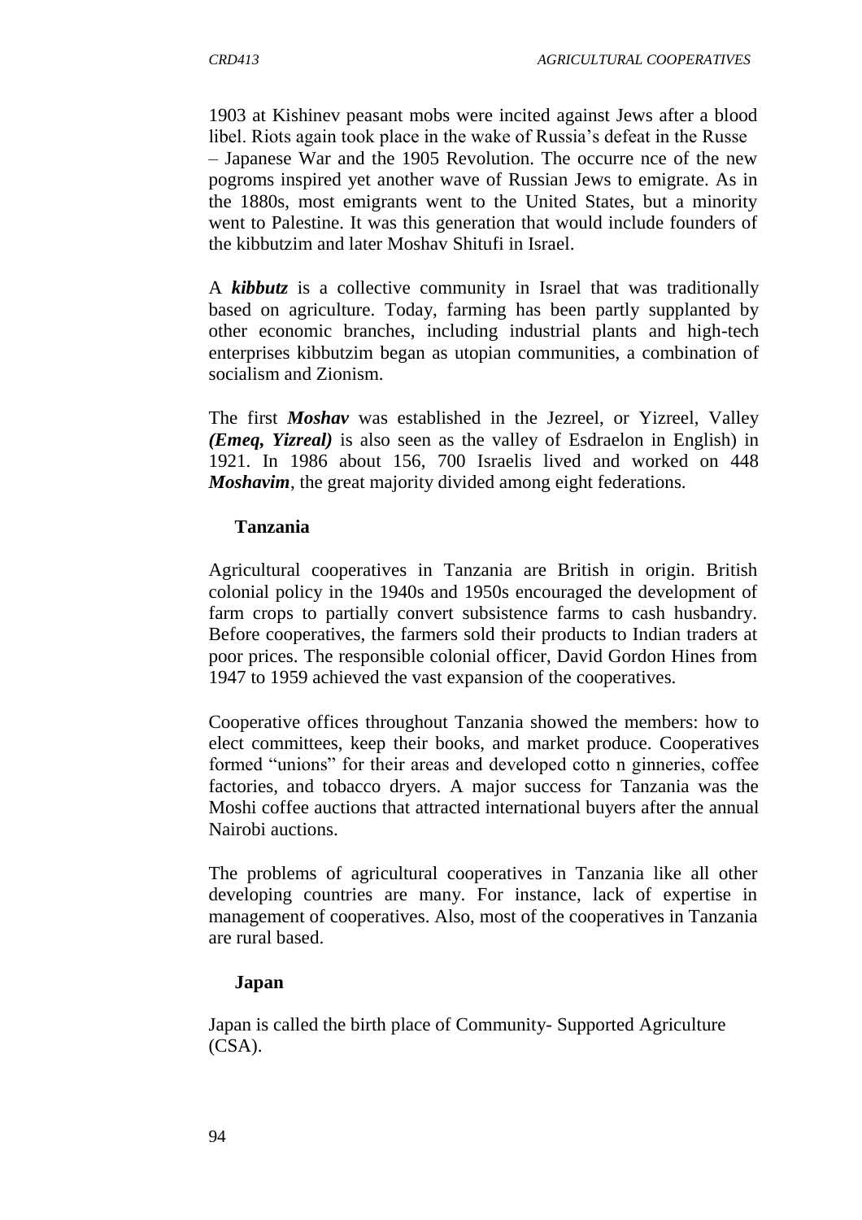1903 at Kishinev peasant mobs were incited against Jews after a blood libel. Riots again took place in the wake of Russia's defeat in the Russe – Japanese War and the 1905 Revolution. The occurre nce of the new pogroms inspired yet another wave of Russian Jews to emigrate. As in the 1880s, most emigrants went to the United States, but a minority went to Palestine. It was this generation that would include founders of the kibbutzim and later Moshav Shitufi in Israel.

A ***kibbutz*** is a collective community in Israel that was traditionally based on agriculture. Today, farming has been partly supplanted by other economic branches, including industrial plants and high-tech enterprises kibbutzim began as utopian communities, a combination of socialism and Zionism.

The first ***Moshav*** was established in the Jezreel, or Yizreel, Valley ***(Emeq, Yizreal)*** is also seen as the valley of Esdraelon in English) in 1921. In 1986 about 156, 700 Israelis lived and worked on 448 ***Moshavim***, the great majority divided among eight federations.

**Tanzania**

Agricultural cooperatives in Tanzania are British in origin. British colonial policy in the 1940s and 1950s encouraged the development of farm crops to partially convert subsistence farms to cash husbandry. Before cooperatives, the farmers sold their products to Indian traders at poor prices. The responsible colonial officer, David Gordon Hines from 1947 to 1959 achieved the vast expansion of the cooperatives.

Cooperative offices throughout Tanzania showed the members: how to elect committees, keep their books, and market produce. Cooperatives formed "unions" for their areas and developed cotto n ginneries, coffee factories, and tobacco dryers. A major success for Tanzania was the Moshi coffee auctions that attracted international buyers after the annual Nairobi auctions.

The problems of agricultural cooperatives in Tanzania like all other developing countries are many. For instance, lack of expertise in management of cooperatives. Also, most of the cooperatives in Tanzania are rural based.

**Japan**

Japan is called the birth place of Community- Supported Agriculture (CSA).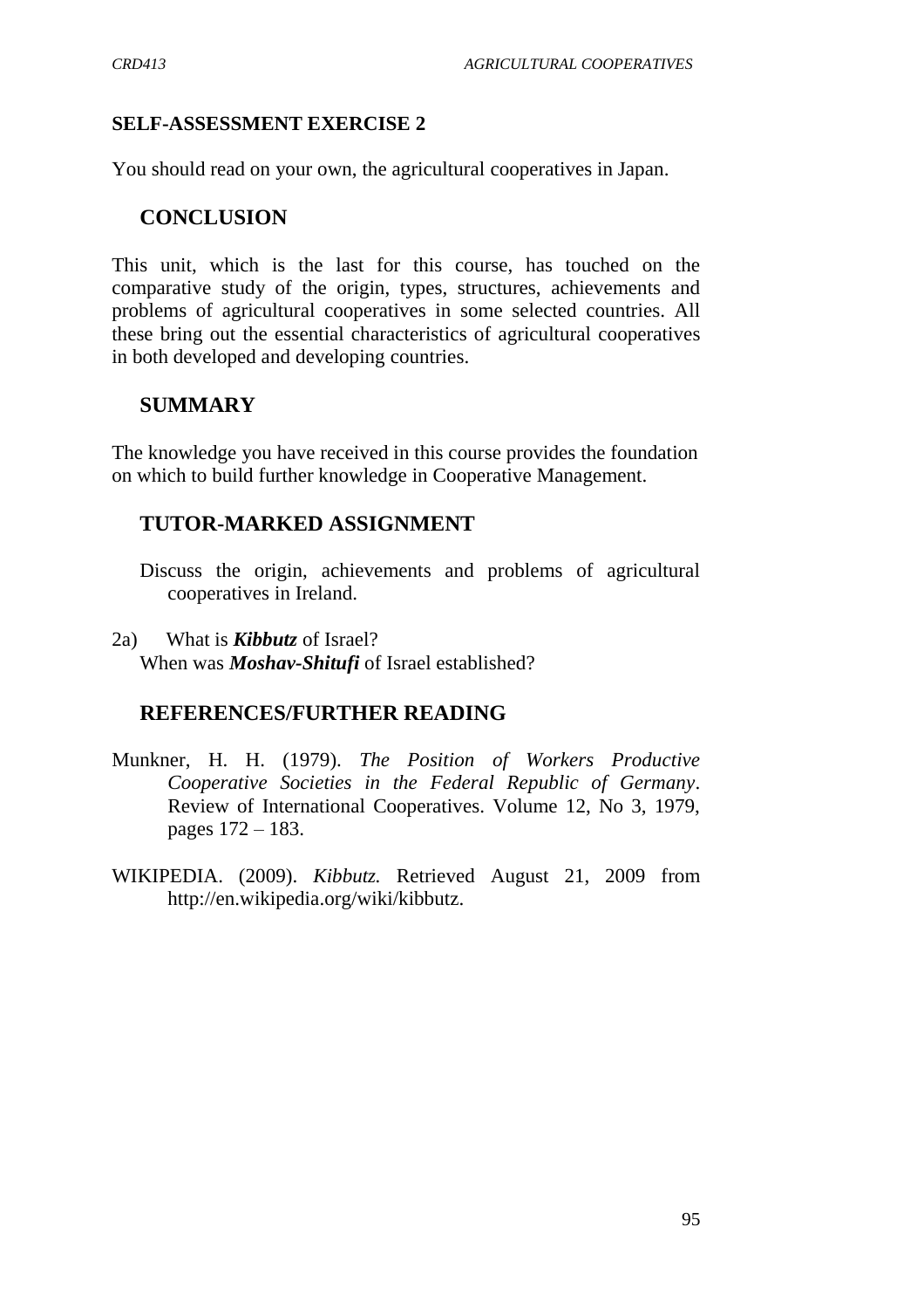## SELF-ASSESSMENT EXERCISE 2

You should read on your own, the agricultural cooperatives in Japan.

## CONCLUSION

This unit, which is the last for this course, has touched on the comparative study of the origin, types, structures, achievements and problems of agricultural cooperatives in some selected countries. All these bring out the essential characteristics of agricultural cooperatives in both developed and developing countries.

## SUMMARY

The knowledge you have received in this course provides the foundation on which to build further knowledge in Cooperative Management.

## TUTOR-MARKED ASSIGNMENT

Discuss the origin, achievements and problems of agricultural cooperatives in Ireland.

2a) What is ***Kibbutz*** of Israel?
When was ***Moshav-Shitufi*** of Israel established?

## REFERENCES/FURTHER READING

Munkner, H. H. (1979). *The Position of Workers Productive Cooperative Societies in the Federal Republic of Germany*. Review of International Cooperatives. Volume 12, No 3, 1979, pages 172 – 183.

WIKIPEDIA. (2009). *Kibbutz.* Retrieved August 21, 2009 from http://en.wikipedia.org/wiki/kibbutz.